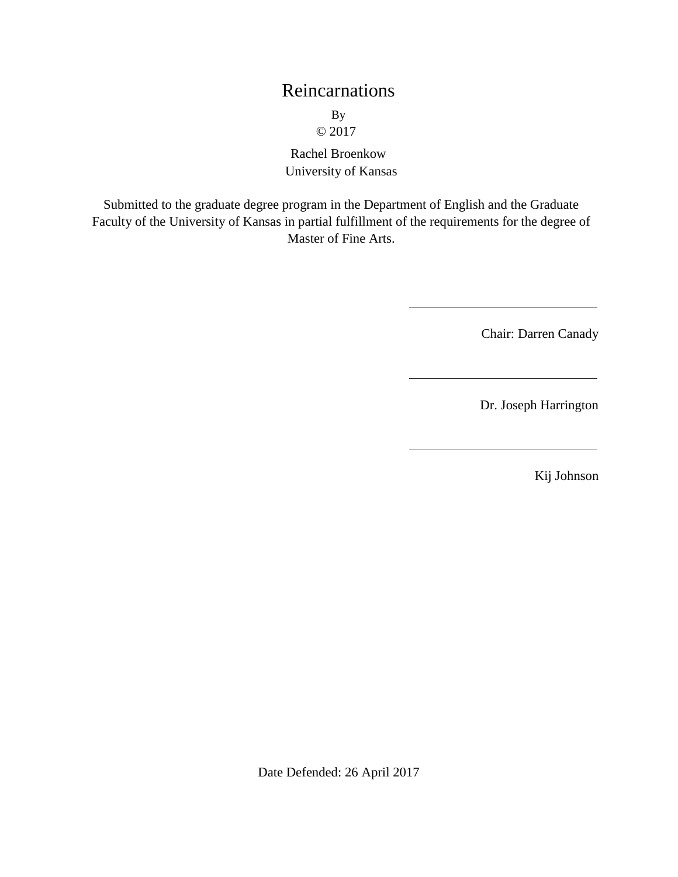# Reincarnations

By

© 2017

Rachel Broenkow

University of Kansas

Submitted to the graduate degree program in the Department of English and the Graduate Faculty of the University of Kansas in partial fulfillment of the requirements for the degree of Master of Fine Arts.

\_\_\_\_\_\_\_\_\_\_\_\_\_\_\_\_\_\_\_\_\_\_\_\_\_\_\_\_

Chair: Darren Canady

\_\_\_\_\_\_\_\_\_\_\_\_\_\_\_\_\_\_\_\_\_\_\_\_\_\_\_\_

Dr. Joseph Harrington

\_\_\_\_\_\_\_\_\_\_\_\_\_\_\_\_\_\_\_\_\_\_\_\_\_\_\_\_

Kij Johnson

Date Defended: 26 April 2017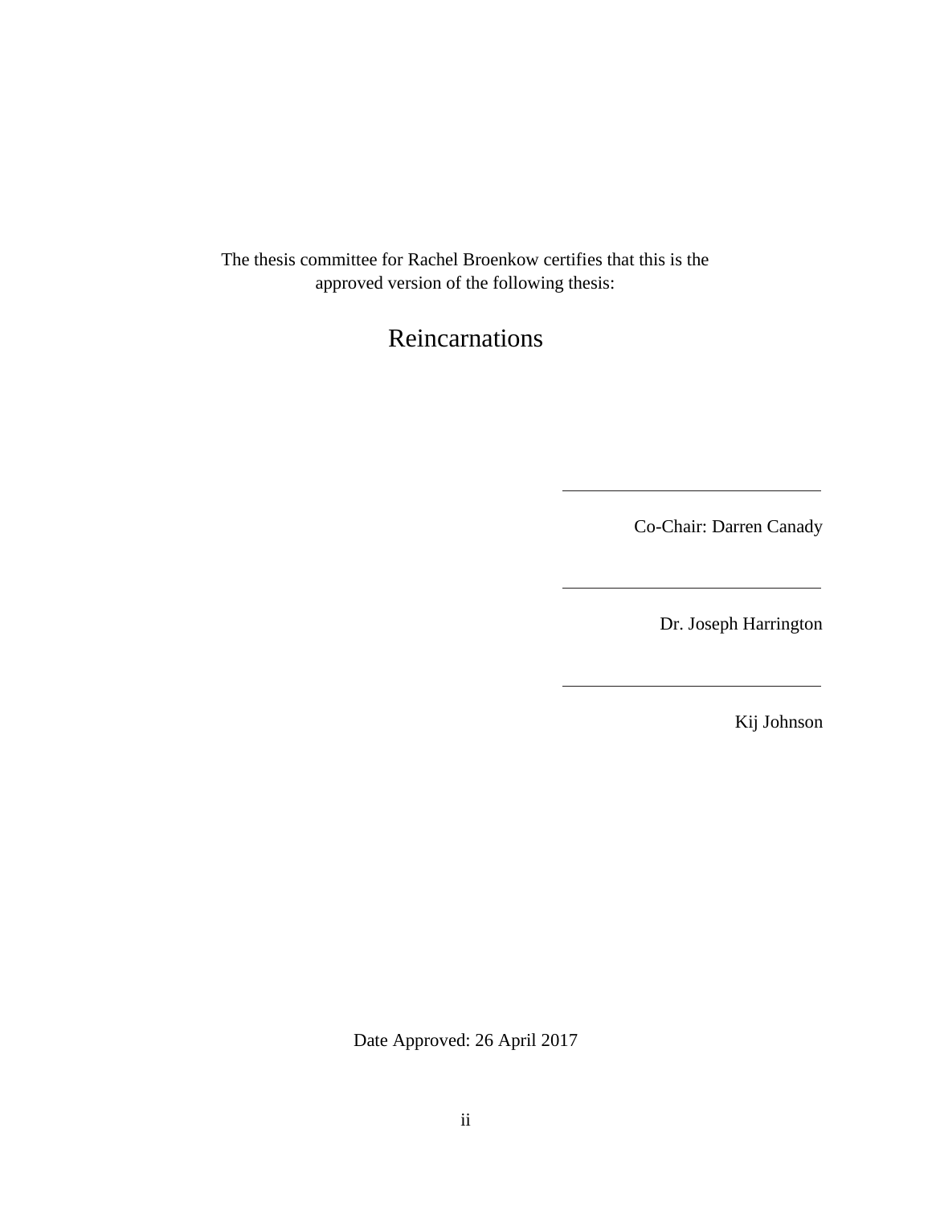The thesis committee for Rachel Broenkow certifies that this is the approved version of the following thesis:

# Reincarnations

\_\_\_\_\_\_\_\_\_\_\_\_\_\_\_\_\_\_\_\_\_\_\_\_\_\_\_\_\_\_

Co-Chair: Darren Canady

\_\_\_\_\_\_\_\_\_\_\_\_\_\_\_\_\_\_\_\_\_\_\_\_\_\_\_\_\_\_

Dr. Joseph Harrington

\_\_\_\_\_\_\_\_\_\_\_\_\_\_\_\_\_\_\_\_\_\_\_\_\_\_\_\_\_\_

Kij Johnson

Date Approved: 26 April 2017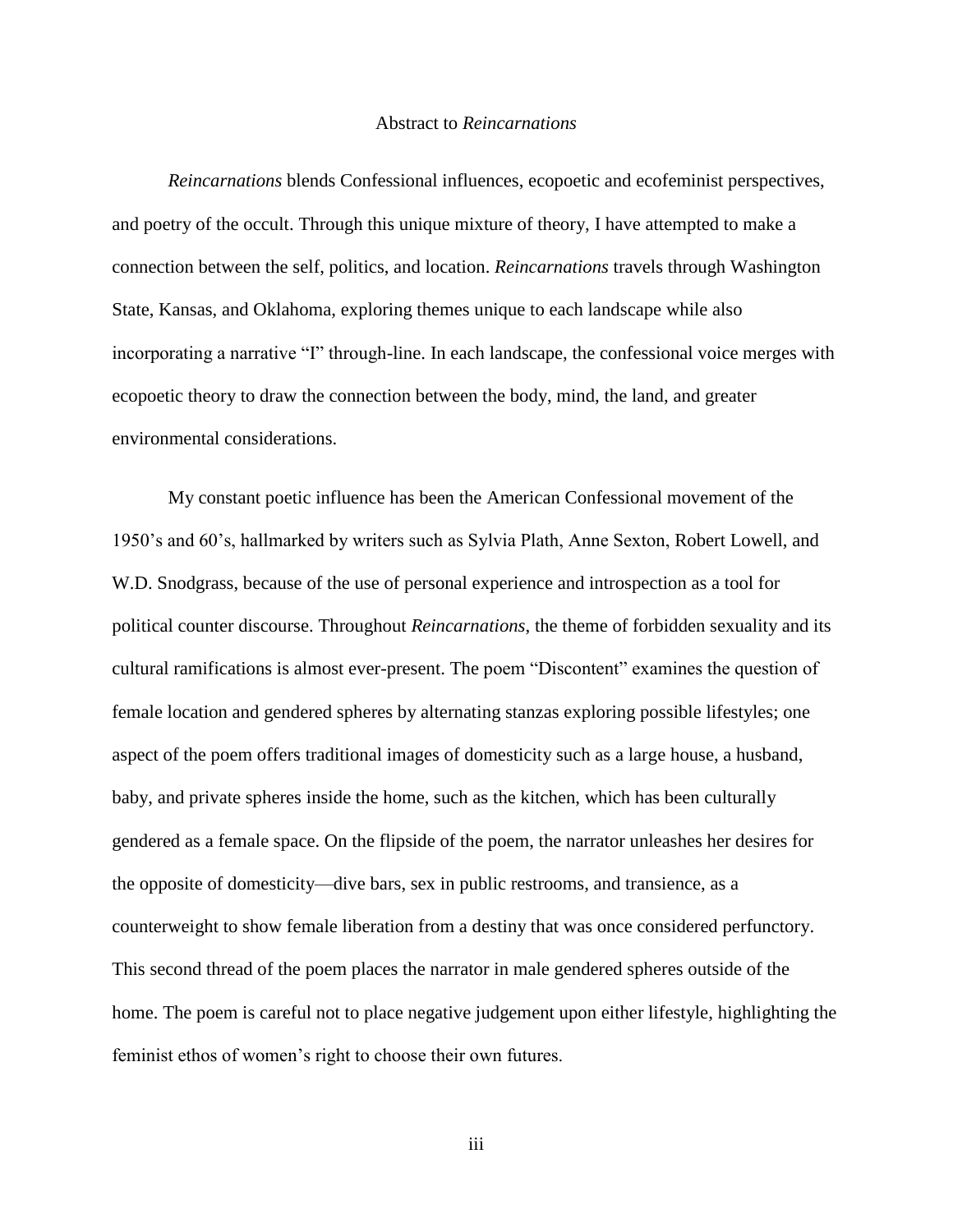# Abstract to *Reincarnations*

*Reincarnations* blends Confessional influences, ecopoetic and ecofeminist perspectives, and poetry of the occult. Through this unique mixture of theory, I have attempted to make a connection between the self, politics, and location. *Reincarnations* travels through Washington State, Kansas, and Oklahoma, exploring themes unique to each landscape while also incorporating a narrative "I" through-line. In each landscape, the confessional voice merges with ecopoetic theory to draw the connection between the body, mind, the land, and greater environmental considerations.

My constant poetic influence has been the American Confessional movement of the 1950's and 60's, hallmarked by writers such as Sylvia Plath, Anne Sexton, Robert Lowell, and W.D. Snodgrass, because of the use of personal experience and introspection as a tool for political counter discourse. Throughout *Reincarnations*, the theme of forbidden sexuality and its cultural ramifications is almost ever-present. The poem "Discontent" examines the question of female location and gendered spheres by alternating stanzas exploring possible lifestyles; one aspect of the poem offers traditional images of domesticity such as a large house, a husband, baby, and private spheres inside the home, such as the kitchen, which has been culturally gendered as a female space. On the flipside of the poem, the narrator unleashes her desires for the opposite of domesticity—dive bars, sex in public restrooms, and transience, as a counterweight to show female liberation from a destiny that was once considered perfunctory. This second thread of the poem places the narrator in male gendered spheres outside of the home. The poem is careful not to place negative judgement upon either lifestyle, highlighting the feminist ethos of women's right to choose their own futures.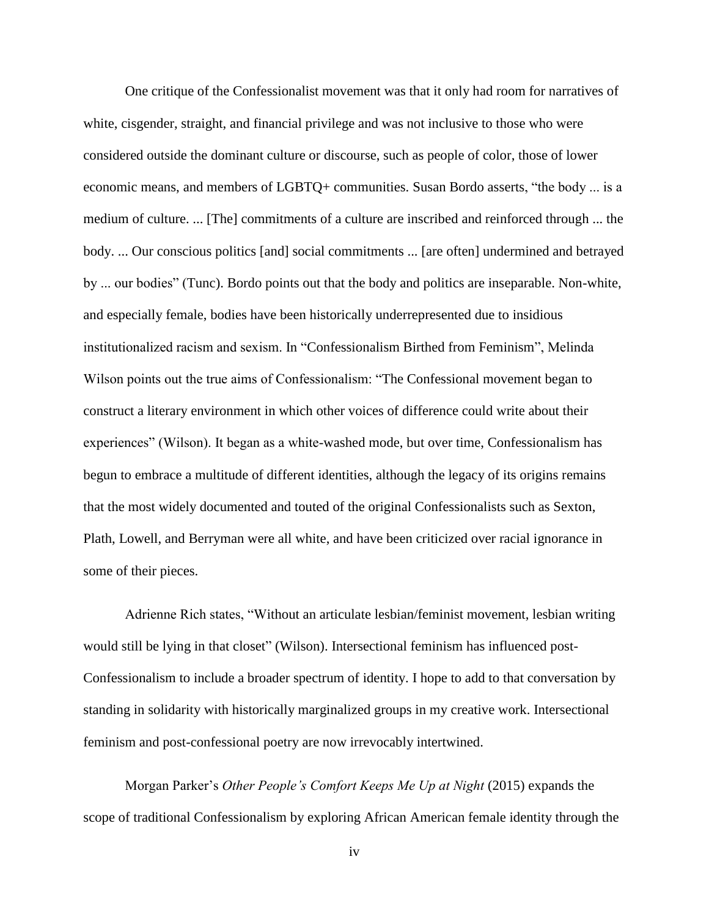One critique of the Confessionalist movement was that it only had room for narratives of white, cisgender, straight, and financial privilege and was not inclusive to those who were considered outside the dominant culture or discourse, such as people of color, those of lower economic means, and members of LGBTQ+ communities. Susan Bordo asserts, "the body ... is a medium of culture. ... [The] commitments of a culture are inscribed and reinforced through ... the body. ... Our conscious politics [and] social commitments ... [are often] undermined and betrayed by ... our bodies" (Tunc). Bordo points out that the body and politics are inseparable. Non-white, and especially female, bodies have been historically underrepresented due to insidious institutionalized racism and sexism. In "Confessionalism Birthed from Feminism", Melinda Wilson points out the true aims of Confessionalism: "The Confessional movement began to construct a literary environment in which other voices of difference could write about their experiences" (Wilson). It began as a white-washed mode, but over time, Confessionalism has begun to embrace a multitude of different identities, although the legacy of its origins remains that the most widely documented and touted of the original Confessionalists such as Sexton, Plath, Lowell, and Berryman were all white, and have been criticized over racial ignorance in some of their pieces.

Adrienne Rich states, "Without an articulate lesbian/feminist movement, lesbian writing would still be lying in that closet" (Wilson). Intersectional feminism has influenced post-Confessionalism to include a broader spectrum of identity. I hope to add to that conversation by standing in solidarity with historically marginalized groups in my creative work. Intersectional feminism and post-confessional poetry are now irrevocably intertwined.

Morgan Parker's *Other People's Comfort Keeps Me Up at Night* (2015) expands the scope of traditional Confessionalism by exploring African American female identity through the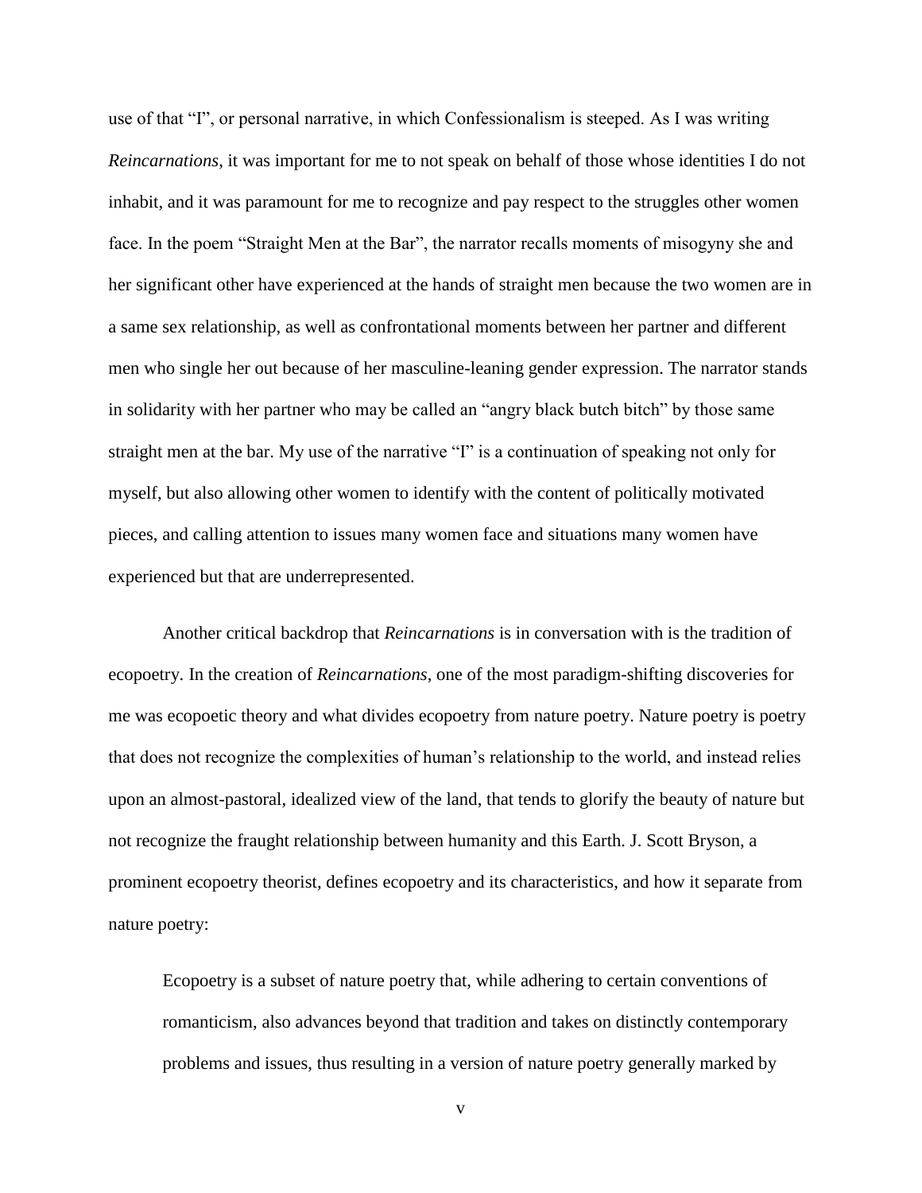use of that "I", or personal narrative, in which Confessionalism is steeped. As I was writing *Reincarnations*, it was important for me to not speak on behalf of those whose identities I do not inhabit, and it was paramount for me to recognize and pay respect to the struggles other women face. In the poem "Straight Men at the Bar", the narrator recalls moments of misogyny she and her significant other have experienced at the hands of straight men because the two women are in a same sex relationship, as well as confrontational moments between her partner and different men who single her out because of her masculine-leaning gender expression. The narrator stands in solidarity with her partner who may be called an "angry black butch bitch" by those same straight men at the bar. My use of the narrative "I" is a continuation of speaking not only for myself, but also allowing other women to identify with the content of politically motivated pieces, and calling attention to issues many women face and situations many women have experienced but that are underrepresented.

Another critical backdrop that *Reincarnations* is in conversation with is the tradition of ecopoetry. In the creation of *Reincarnations*, one of the most paradigm-shifting discoveries for me was ecopoetic theory and what divides ecopoetry from nature poetry. Nature poetry is poetry that does not recognize the complexities of human's relationship to the world, and instead relies upon an almost-pastoral, idealized view of the land, that tends to glorify the beauty of nature but not recognize the fraught relationship between humanity and this Earth. J. Scott Bryson, a prominent ecopoetry theorist, defines ecopoetry and its characteristics, and how it separate from nature poetry:

> Ecopoetry is a subset of nature poetry that, while adhering to certain conventions of romanticism, also advances beyond that tradition and takes on distinctly contemporary problems and issues, thus resulting in a version of nature poetry generally marked by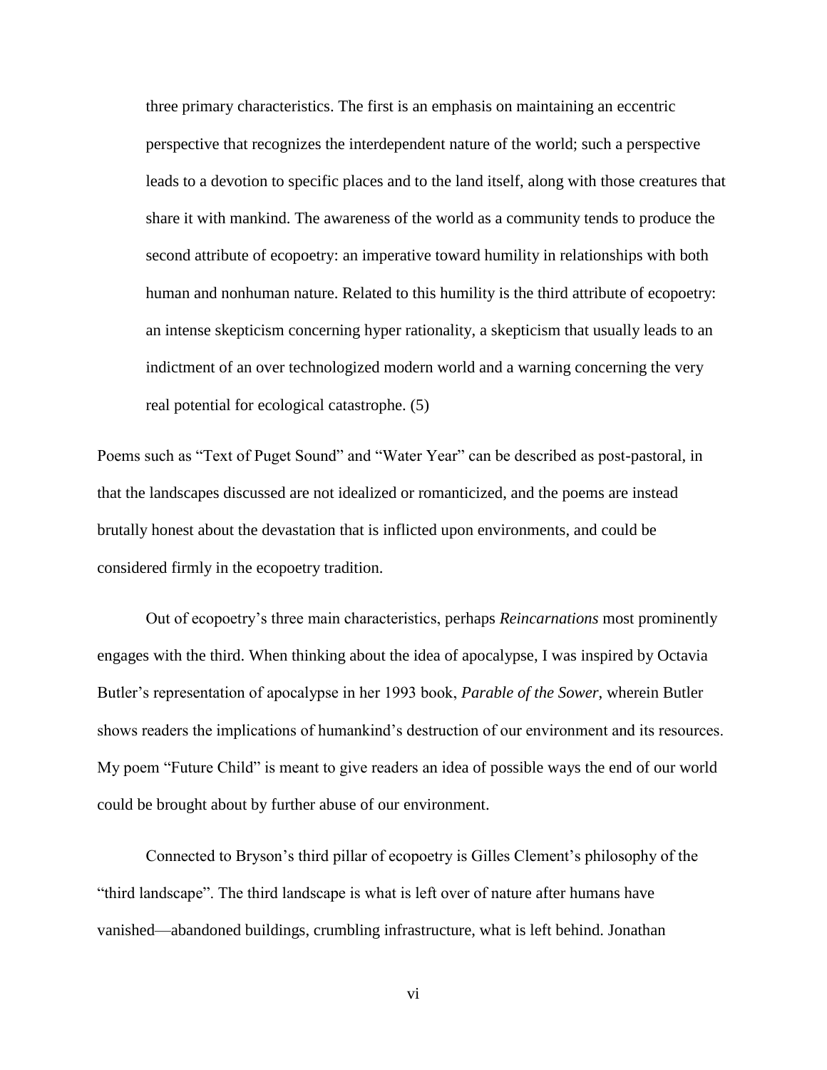> three primary characteristics. The first is an emphasis on maintaining an eccentric perspective that recognizes the interdependent nature of the world; such a perspective leads to a devotion to specific places and to the land itself, along with those creatures that share it with mankind. The awareness of the world as a community tends to produce the second attribute of ecopoetry: an imperative toward humility in relationships with both human and nonhuman nature. Related to this humility is the third attribute of ecopoetry: an intense skepticism concerning hyper rationality, a skepticism that usually leads to an indictment of an over technologized modern world and a warning concerning the very real potential for ecological catastrophe. (5)

Poems such as "Text of Puget Sound" and "Water Year" can be described as post-pastoral, in that the landscapes discussed are not idealized or romanticized, and the poems are instead brutally honest about the devastation that is inflicted upon environments, and could be considered firmly in the ecopoetry tradition.

Out of ecopoetry's three main characteristics, perhaps *Reincarnations* most prominently engages with the third. When thinking about the idea of apocalypse, I was inspired by Octavia Butler's representation of apocalypse in her 1993 book, *Parable of the Sower*, wherein Butler shows readers the implications of humankind's destruction of our environment and its resources. My poem "Future Child" is meant to give readers an idea of possible ways the end of our world could be brought about by further abuse of our environment.

Connected to Bryson's third pillar of ecopoetry is Gilles Clement's philosophy of the "third landscape". The third landscape is what is left over of nature after humans have vanished—abandoned buildings, crumbling infrastructure, what is left behind. Jonathan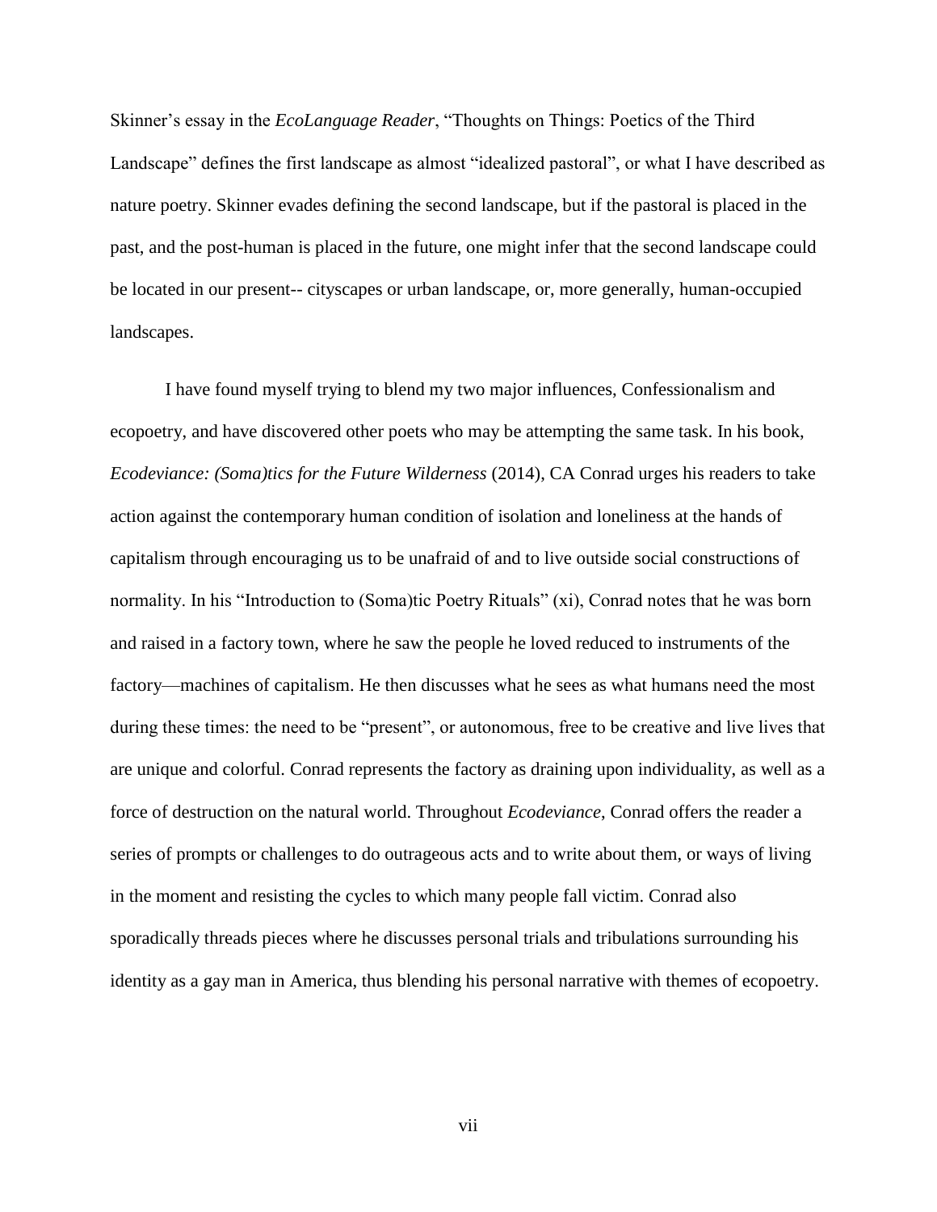Skinner's essay in the *EcoLanguage Reader*, "Thoughts on Things: Poetics of the Third Landscape" defines the first landscape as almost "idealized pastoral", or what I have described as nature poetry. Skinner evades defining the second landscape, but if the pastoral is placed in the past, and the post-human is placed in the future, one might infer that the second landscape could be located in our present-- cityscapes or urban landscape, or, more generally, human-occupied landscapes.

I have found myself trying to blend my two major influences, Confessionalism and ecopoetry, and have discovered other poets who may be attempting the same task. In his book, *Ecodeviance: (Soma)tics for the Future Wilderness* (2014), CA Conrad urges his readers to take action against the contemporary human condition of isolation and loneliness at the hands of capitalism through encouraging us to be unafraid of and to live outside social constructions of normality. In his "Introduction to (Soma)tic Poetry Rituals" (xi), Conrad notes that he was born and raised in a factory town, where he saw the people he loved reduced to instruments of the factory—machines of capitalism. He then discusses what he sees as what humans need the most during these times: the need to be "present", or autonomous, free to be creative and live lives that are unique and colorful. Conrad represents the factory as draining upon individuality, as well as a force of destruction on the natural world. Throughout *Ecodeviance*, Conrad offers the reader a series of prompts or challenges to do outrageous acts and to write about them, or ways of living in the moment and resisting the cycles to which many people fall victim. Conrad also sporadically threads pieces where he discusses personal trials and tribulations surrounding his identity as a gay man in America, thus blending his personal narrative with themes of ecopoetry.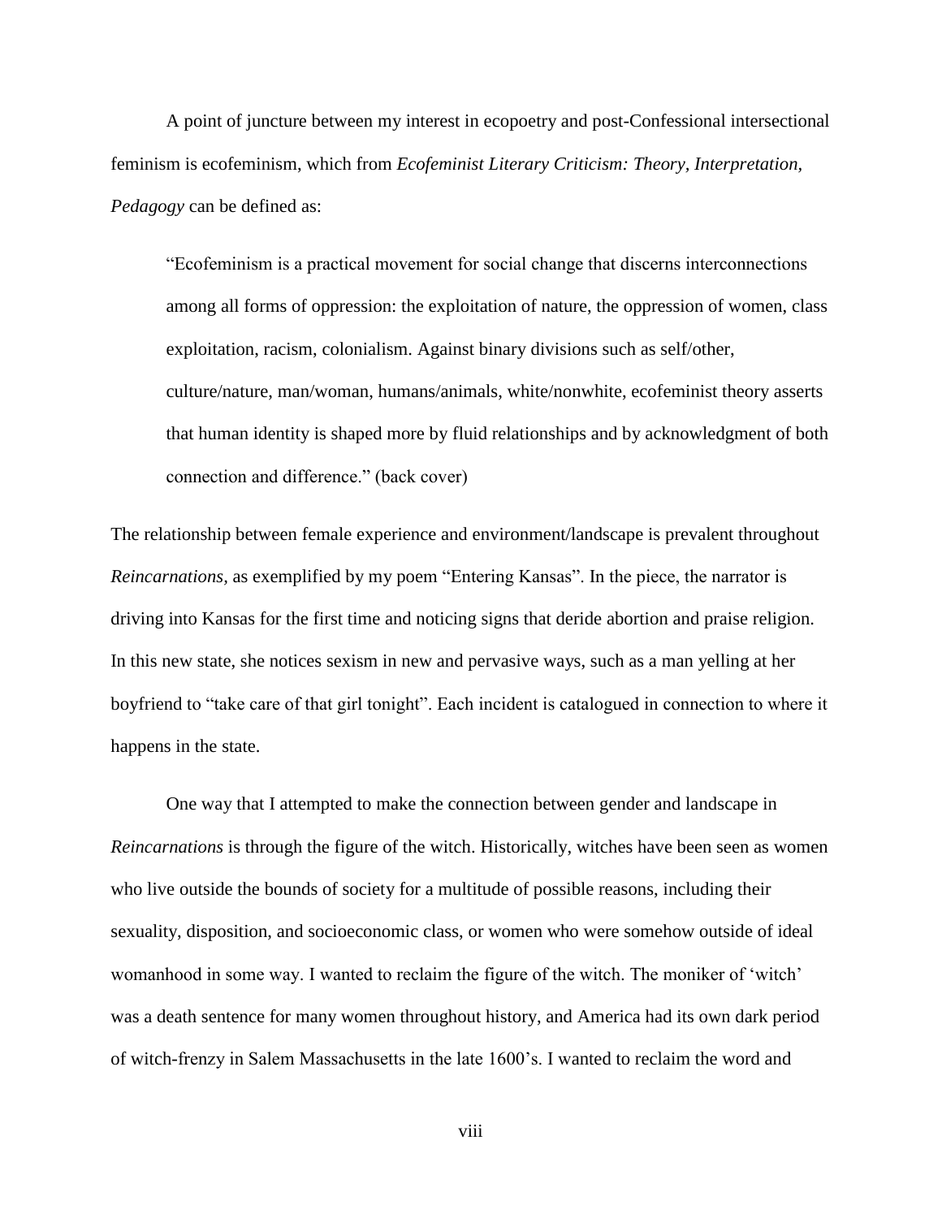A point of juncture between my interest in ecopoetry and post-Confessional intersectional feminism is ecofeminism, which from *Ecofeminist Literary Criticism: Theory, Interpretation, Pedagogy* can be defined as:

> "Ecofeminism is a practical movement for social change that discerns interconnections among all forms of oppression: the exploitation of nature, the oppression of women, class exploitation, racism, colonialism. Against binary divisions such as self/other, culture/nature, man/woman, humans/animals, white/nonwhite, ecofeminist theory asserts that human identity is shaped more by fluid relationships and by acknowledgment of both connection and difference." (back cover)

The relationship between female experience and environment/landscape is prevalent throughout *Reincarnations,* as exemplified by my poem "Entering Kansas". In the piece, the narrator is driving into Kansas for the first time and noticing signs that deride abortion and praise religion. In this new state, she notices sexism in new and pervasive ways, such as a man yelling at her boyfriend to "take care of that girl tonight". Each incident is catalogued in connection to where it happens in the state.

One way that I attempted to make the connection between gender and landscape in *Reincarnations* is through the figure of the witch. Historically, witches have been seen as women who live outside the bounds of society for a multitude of possible reasons, including their sexuality, disposition, and socioeconomic class, or women who were somehow outside of ideal womanhood in some way. I wanted to reclaim the figure of the witch. The moniker of 'witch' was a death sentence for many women throughout history, and America had its own dark period of witch-frenzy in Salem Massachusetts in the late 1600's. I wanted to reclaim the word and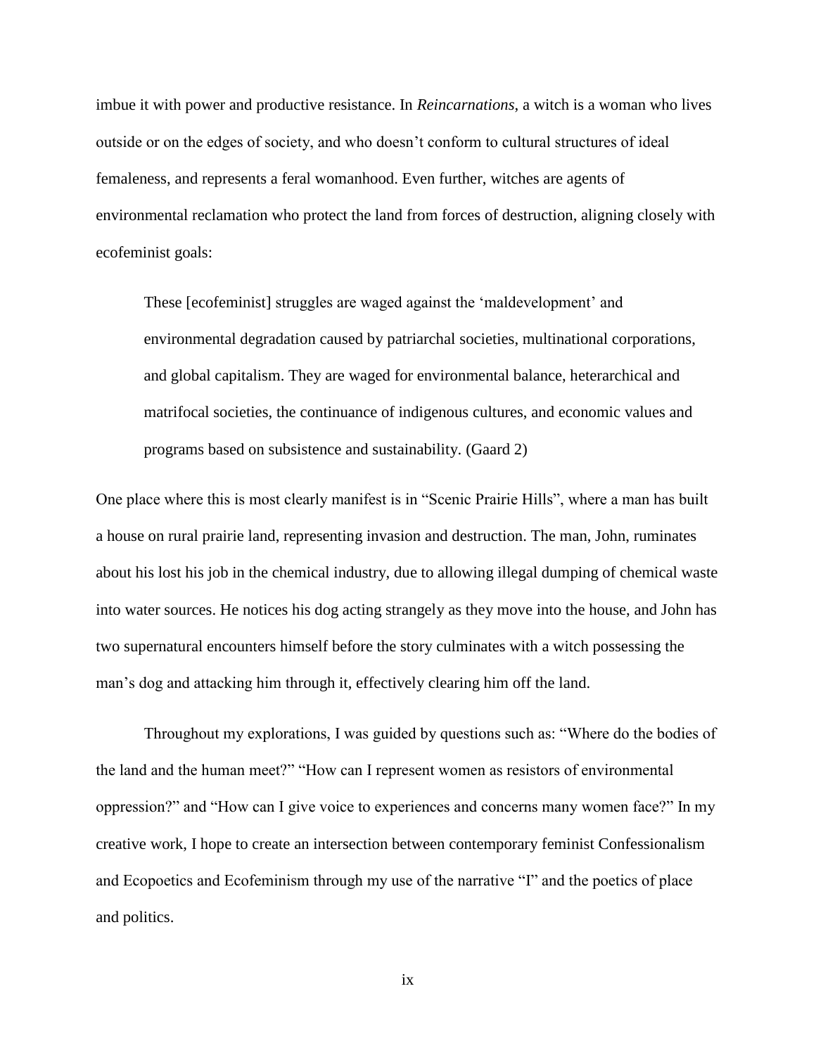imbue it with power and productive resistance. In *Reincarnations*, a witch is a woman who lives outside or on the edges of society, and who doesn't conform to cultural structures of ideal femaleness, and represents a feral womanhood. Even further, witches are agents of environmental reclamation who protect the land from forces of destruction, aligning closely with ecofeminist goals:

> These [ecofeminist] struggles are waged against the 'maldevelopment' and environmental degradation caused by patriarchal societies, multinational corporations, and global capitalism. They are waged for environmental balance, heterarchical and matrifocal societies, the continuance of indigenous cultures, and economic values and programs based on subsistence and sustainability. (Gaard 2)

One place where this is most clearly manifest is in "Scenic Prairie Hills", where a man has built a house on rural prairie land, representing invasion and destruction. The man, John, ruminates about his lost his job in the chemical industry, due to allowing illegal dumping of chemical waste into water sources. He notices his dog acting strangely as they move into the house, and John has two supernatural encounters himself before the story culminates with a witch possessing the man's dog and attacking him through it, effectively clearing him off the land.

Throughout my explorations, I was guided by questions such as: "Where do the bodies of the land and the human meet?" "How can I represent women as resistors of environmental oppression?" and "How can I give voice to experiences and concerns many women face?" In my creative work, I hope to create an intersection between contemporary feminist Confessionalism and Ecopoetics and Ecofeminism through my use of the narrative "I" and the poetics of place and politics.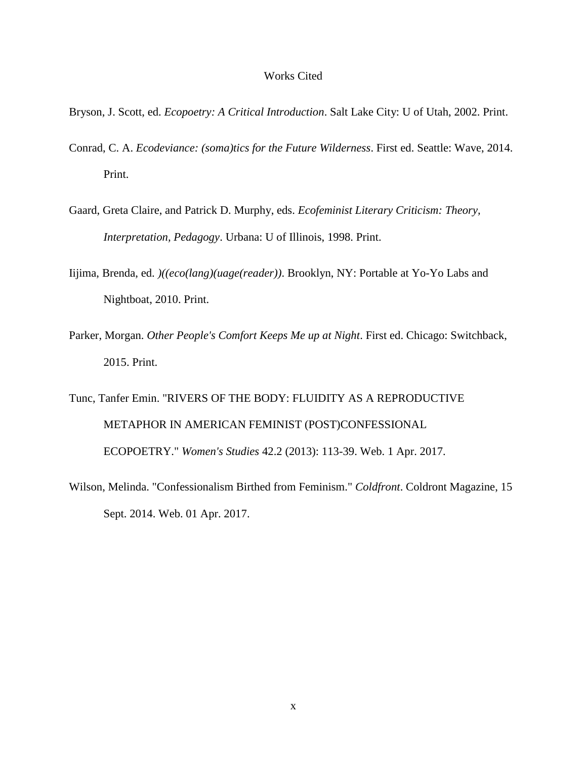# Works Cited

Bryson, J. Scott, ed. *Ecopoetry: A Critical Introduction*. Salt Lake City: U of Utah, 2002. Print.

Conrad, C. A. *Ecodeviance: (soma)tics for the Future Wilderness*. First ed. Seattle: Wave, 2014. Print.

Gaard, Greta Claire, and Patrick D. Murphy, eds. *Ecofeminist Literary Criticism: Theory, Interpretation, Pedagogy*. Urbana: U of Illinois, 1998. Print.

Iijima, Brenda, ed. *)((eco(lang)(uage(reader))*. Brooklyn, NY: Portable at Yo-Yo Labs and Nightboat, 2010. Print.

Parker, Morgan. *Other People's Comfort Keeps Me up at Night*. First ed. Chicago: Switchback, 2015. Print.

Tunc, Tanfer Emin. "RIVERS OF THE BODY: FLUIDITY AS A REPRODUCTIVE METAPHOR IN AMERICAN FEMINIST (POST)CONFESSIONAL ECOPOETRY." *Women's Studies* 42.2 (2013): 113-39. Web. 1 Apr. 2017.

Wilson, Melinda. "Confessionalism Birthed from Feminism." *Coldfront*. Coldront Magazine, 15 Sept. 2014. Web. 01 Apr. 2017.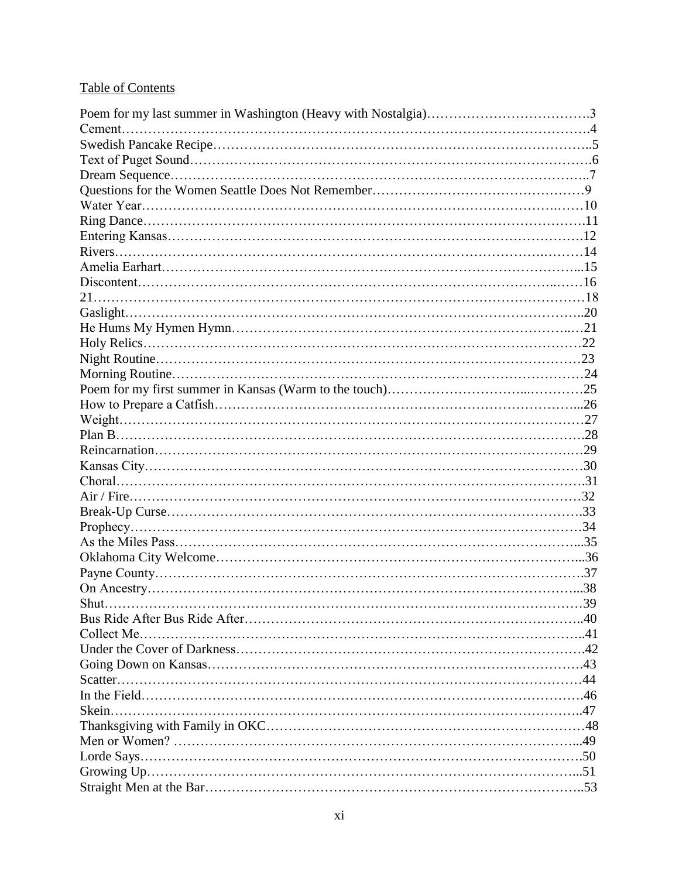Table of Contents

Poem for my last summer in Washington (Heavy with Nostalgia)……………………………….3
Cement……………………………………………………………………………………….4
Swedish Pancake Recipe……………………………………………………………………..5
Text of Puget Sound………………………………………………………………………….6
Dream Sequence……………………………………………………………………………..7
Questions for the Women Seattle Does Not Remember…………………………………………9
Water Year……………………………………………………………………………………10
Ring Dance……………………………………………………………………………………11
Entering Kansas………………………………………………………………………………12
Rivers…………………………………………………………………………………………14
Amelia Earhart………………………………………………………………………………...15
Discontent…………………………………………………………………………………….16
21……………………………………………………………………………………………18
Gaslight……………………………………………………………………………………….20
He Hums My Hymen Hymn…………………………………………………………………..21
Holy Relics……………………………………………………………………………………22
Night Routine…………………………………………………………………………………23
Morning Routine………………………………………………………………………………24
Poem for my first summer in Kansas (Warm to the touch)……………………………………25
How to Prepare a Catfish……………………………………………………………………...26
Weight…………………………………………………………………………………………27
Plan B………………………………………………………………………………………….28
Reincarnation…………………………………………………………………………………29
Kansas City……………………………………………………………………………………30
Choral………………………………………………………………………………………….31
Air / Fire……………………………………………………………………………………….32
Break-Up Curse………………………………………………………………………………..33
Prophecy……………………………………………………………………………………….34
As the Miles Pass………………………………………………………………………………...35
Oklahoma City Welcome……………………………………………………………………...36
Payne County………………………………………………………………………………….37
On Ancestry…………………………………………………………………………………...38
Shut……………………………………………………………………………………………39
Bus Ride After Bus Ride After…………………………………………………………………..40
Collect Me……………………………………………………………………………………..41
Under the Cover of Darkness……………………………………………………………………42
Going Down on Kansas………………………………………………………………………..43
Scatter…………………………………………………………………………………………44
In the Field…………………………………………………………………………………….46
Skein…………………………………………………………………………………………..47
Thanksgiving with Family in OKC…………………………………………………………….48
Men or Women? ……………………………………………………………………………...49
Lorde Says…………………………………………………………………………………….50
Growing Up……………………………………………………………………………………...51
Straight Men at the Bar………………………………………………………………………..53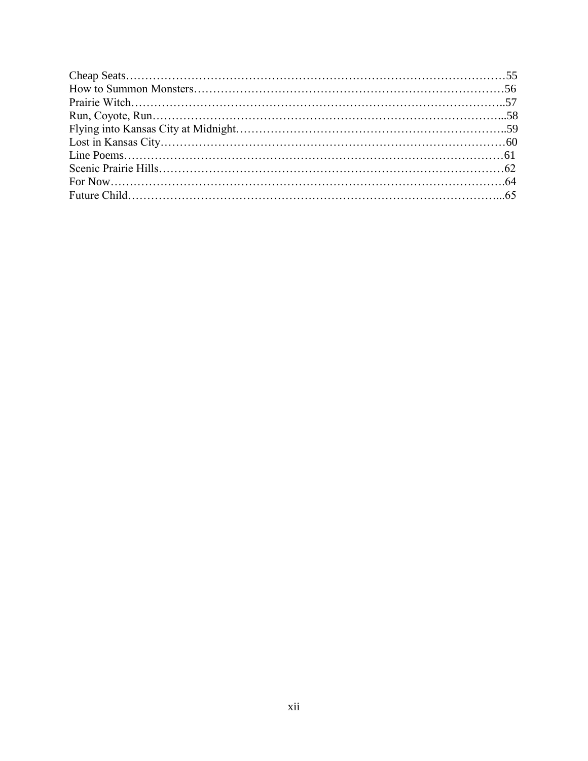Cheap Seats……………………………………………………………………………………55
How to Summon Monsters………………………………………………………………………56
Prairie Witch………………………………………………………………………………..57
Run, Coyote, Run…………………………………………………………………………...58
Flying into Kansas City at Midnight……………………………………………………………..59
Lost in Kansas City……………………………………………………………………………60
Line Poems……………………………………………………………………………………61
Scenic Prairie Hills……………………………………………………………………………62
For Now……………………………………………………………………………………….64
Future Child…………………………………………………………………………………...65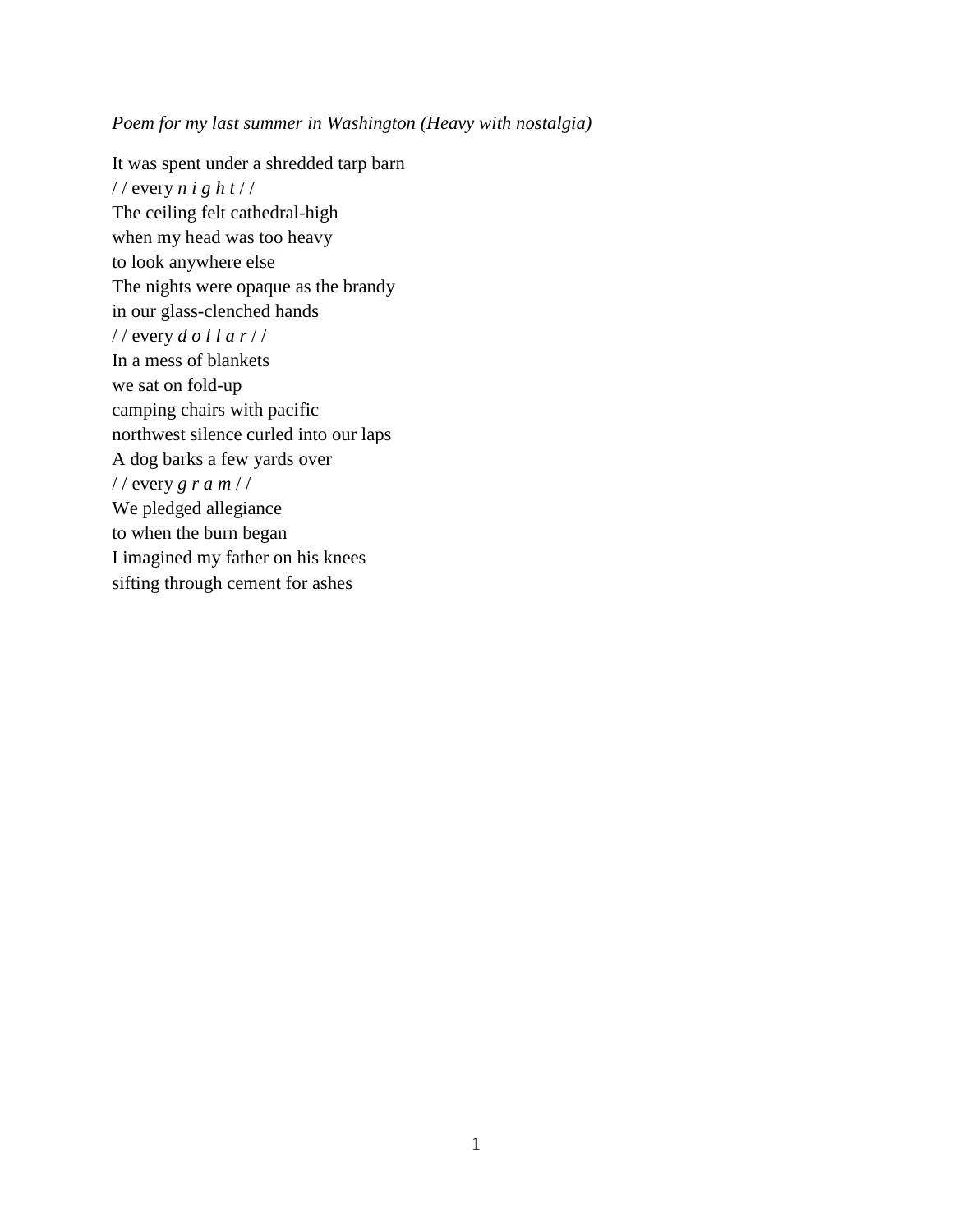*Poem for my last summer in Washington (Heavy with nostalgia)*

It was spent under a shredded tarp barn  
/ / every *n i g h t* / /  
The ceiling felt cathedral-high  
when my head was too heavy  
to look anywhere else  
The nights were opaque as the brandy  
in our glass-clenched hands  
/ / every *d o l l a r* / /  
In a mess of blankets  
we sat on fold-up  
camping chairs with pacific  
northwest silence curled into our laps  
A dog barks a few yards over  
/ / every *g r a m* / /  
We pledged allegiance  
to when the burn began  
I imagined my father on his knees  
sifting through cement for ashes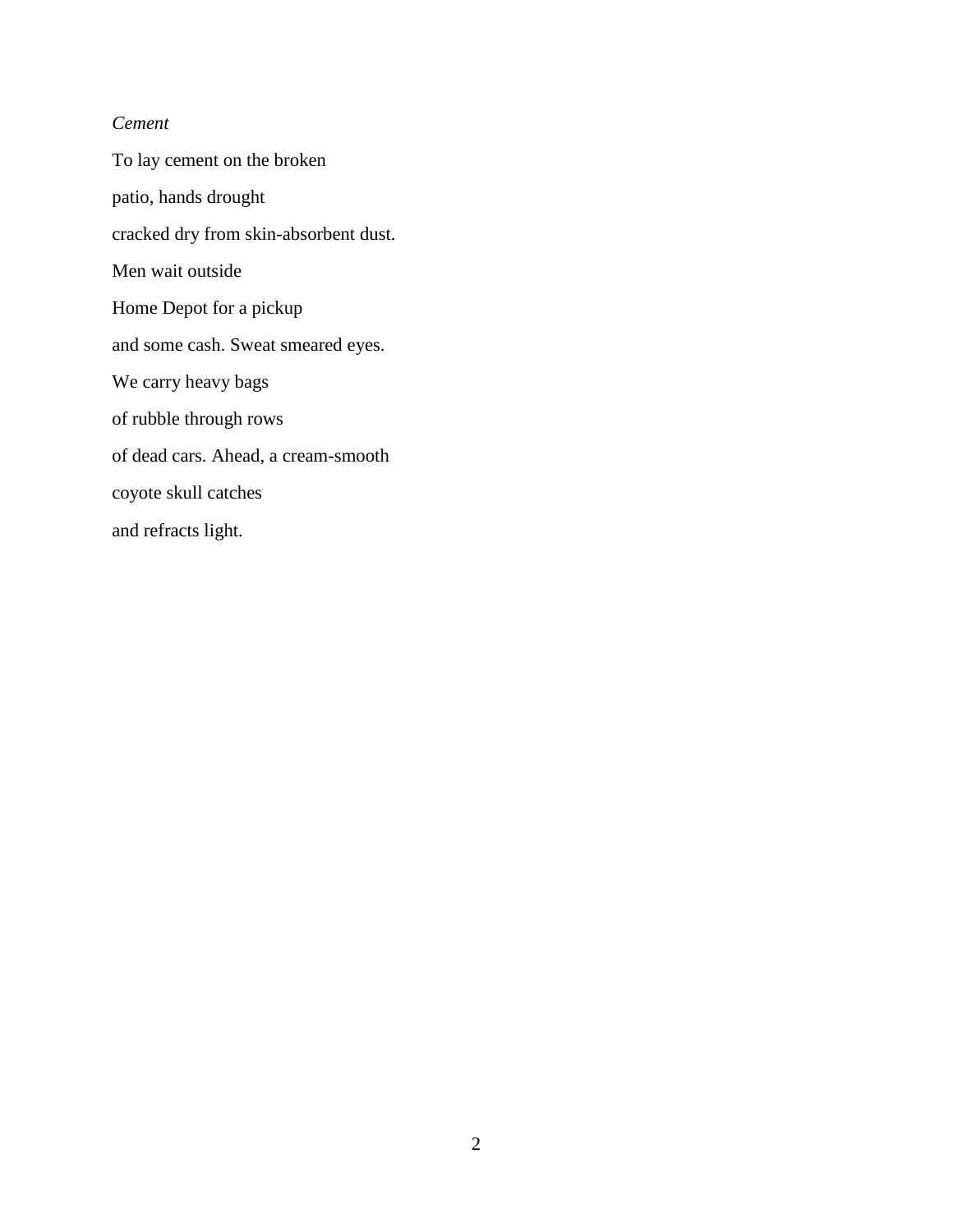*Cement*

To lay cement on the broken

patio, hands drought

cracked dry from skin-absorbent dust.

Men wait outside

Home Depot for a pickup

and some cash. Sweat smeared eyes.

We carry heavy bags

of rubble through rows

of dead cars. Ahead, a cream-smooth

coyote skull catches

and refracts light.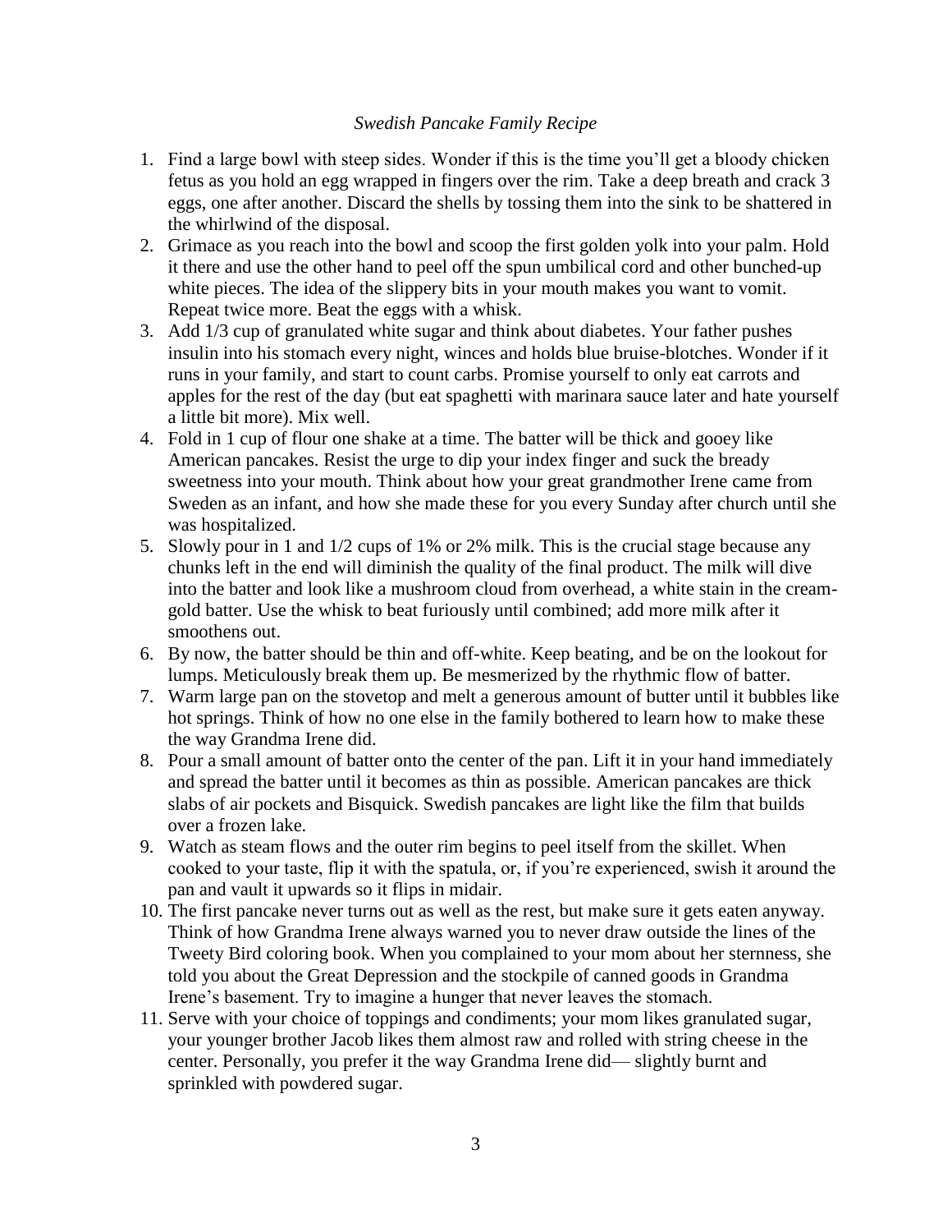*Swedish Pancake Family Recipe*

1. Find a large bowl with steep sides. Wonder if this is the time you'll get a bloody chicken fetus as you hold an egg wrapped in fingers over the rim. Take a deep breath and crack 3 eggs, one after another. Discard the shells by tossing them into the sink to be shattered in the whirlwind of the disposal.
2. Grimace as you reach into the bowl and scoop the first golden yolk into your palm. Hold it there and use the other hand to peel off the spun umbilical cord and other bunched-up white pieces. The idea of the slippery bits in your mouth makes you want to vomit. Repeat twice more. Beat the eggs with a whisk.
3. Add 1/3 cup of granulated white sugar and think about diabetes. Your father pushes insulin into his stomach every night, winces and holds blue bruise-blotches. Wonder if it runs in your family, and start to count carbs. Promise yourself to only eat carrots and apples for the rest of the day (but eat spaghetti with marinara sauce later and hate yourself a little bit more). Mix well.
4. Fold in 1 cup of flour one shake at a time. The batter will be thick and gooey like American pancakes. Resist the urge to dip your index finger and suck the bready sweetness into your mouth. Think about how your great grandmother Irene came from Sweden as an infant, and how she made these for you every Sunday after church until she was hospitalized.
5. Slowly pour in 1 and 1/2 cups of 1% or 2% milk. This is the crucial stage because any chunks left in the end will diminish the quality of the final product. The milk will dive into the batter and look like a mushroom cloud from overhead, a white stain in the cream-gold batter. Use the whisk to beat furiously until combined; add more milk after it smoothens out.
6. By now, the batter should be thin and off-white. Keep beating, and be on the lookout for lumps. Meticulously break them up. Be mesmerized by the rhythmic flow of batter.
7. Warm large pan on the stovetop and melt a generous amount of butter until it bubbles like hot springs. Think of how no one else in the family bothered to learn how to make these the way Grandma Irene did.
8. Pour a small amount of batter onto the center of the pan. Lift it in your hand immediately and spread the batter until it becomes as thin as possible. American pancakes are thick slabs of air pockets and Bisquick. Swedish pancakes are light like the film that builds over a frozen lake.
9. Watch as steam flows and the outer rim begins to peel itself from the skillet. When cooked to your taste, flip it with the spatula, or, if you're experienced, swish it around the pan and vault it upwards so it flips in midair.
10. The first pancake never turns out as well as the rest, but make sure it gets eaten anyway. Think of how Grandma Irene always warned you to never draw outside the lines of the Tweety Bird coloring book. When you complained to your mom about her sternness, she told you about the Great Depression and the stockpile of canned goods in Grandma Irene's basement. Try to imagine a hunger that never leaves the stomach.
11. Serve with your choice of toppings and condiments; your mom likes granulated sugar, your younger brother Jacob likes them almost raw and rolled with string cheese in the center. Personally, you prefer it the way Grandma Irene did— slightly burnt and sprinkled with powdered sugar.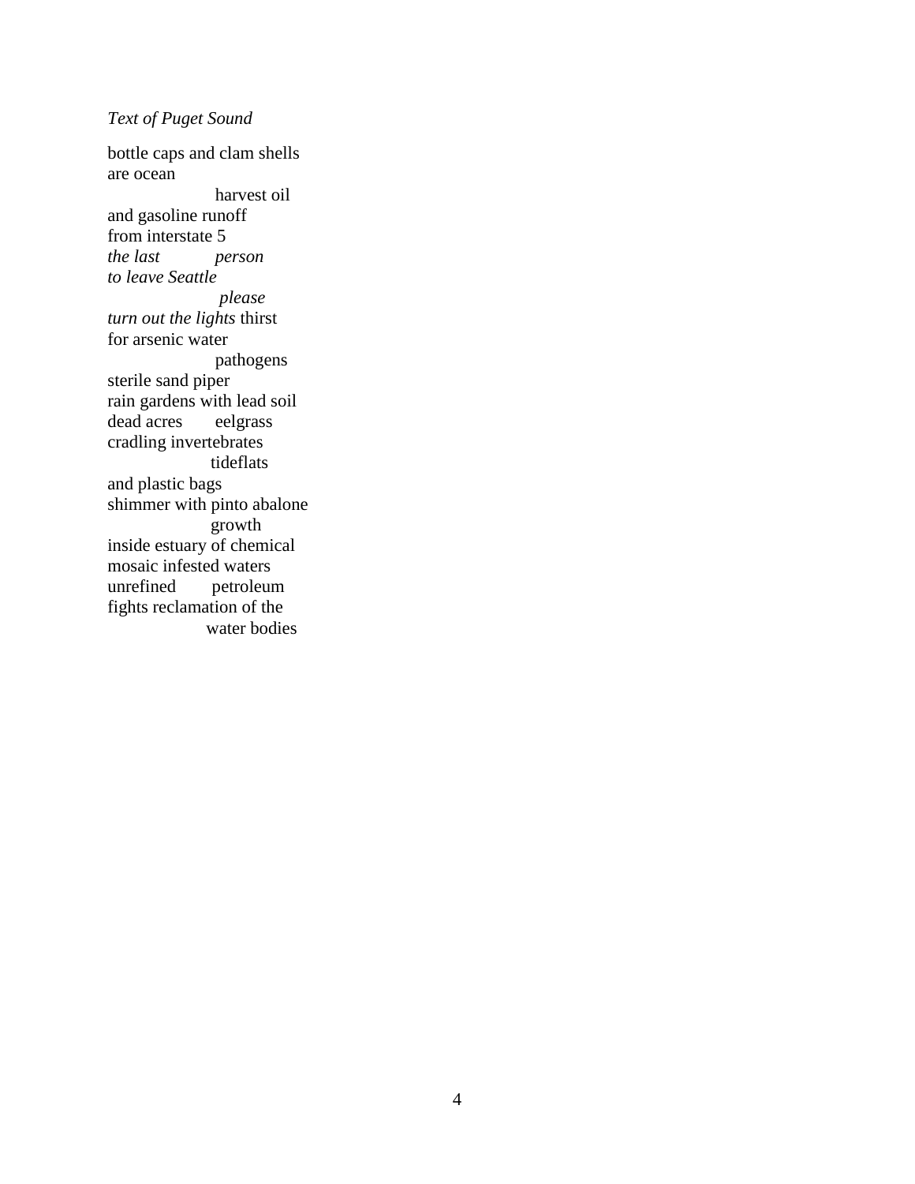*Text of Puget Sound*

bottle caps and clam shells
are ocean
                    harvest oil
and gasoline runoff
from interstate 5
*the last*          *person*
*to leave Seattle*
                    *please*
*turn out the lights* thirst
for arsenic water
                    pathogens
sterile sand piper
rain gardens with lead soil
dead acres       eelgrass
cradling invertebrates
                   tideflats
and plastic bags
shimmer with pinto abalone
                   growth
inside estuary of chemical
mosaic infested waters
unrefined       petroleum
fights reclamation of the
                  water bodies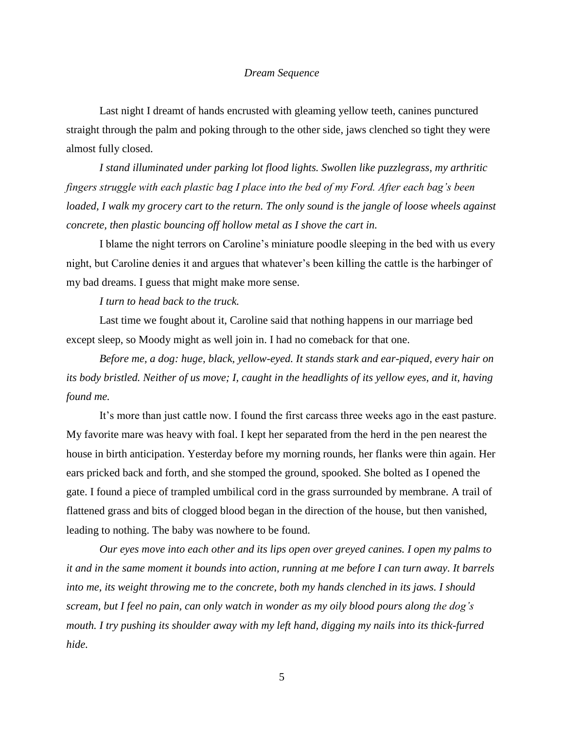*Dream Sequence*

Last night I dreamt of hands encrusted with gleaming yellow teeth, canines punctured straight through the palm and poking through to the other side, jaws clenched so tight they were almost fully closed.

*I stand illuminated under parking lot flood lights. Swollen like puzzlegrass, my arthritic fingers struggle with each plastic bag I place into the bed of my Ford. After each bag's been loaded, I walk my grocery cart to the return. The only sound is the jangle of loose wheels against concrete, then plastic bouncing off hollow metal as I shove the cart in.*

I blame the night terrors on Caroline's miniature poodle sleeping in the bed with us every night, but Caroline denies it and argues that whatever's been killing the cattle is the harbinger of my bad dreams. I guess that might make more sense.

*I turn to head back to the truck.*

Last time we fought about it, Caroline said that nothing happens in our marriage bed except sleep, so Moody might as well join in. I had no comeback for that one.

*Before me, a dog: huge, black, yellow-eyed. It stands stark and ear-piqued, every hair on its body bristled. Neither of us move; I, caught in the headlights of its yellow eyes, and it, having found me.*

It's more than just cattle now. I found the first carcass three weeks ago in the east pasture. My favorite mare was heavy with foal. I kept her separated from the herd in the pen nearest the house in birth anticipation. Yesterday before my morning rounds, her flanks were thin again. Her ears pricked back and forth, and she stomped the ground, spooked. She bolted as I opened the gate. I found a piece of trampled umbilical cord in the grass surrounded by membrane. A trail of flattened grass and bits of clogged blood began in the direction of the house, but then vanished, leading to nothing. The baby was nowhere to be found.

*Our eyes move into each other and its lips open over greyed canines. I open my palms to it and in the same moment it bounds into action, running at me before I can turn away. It barrels into me, its weight throwing me to the concrete, both my hands clenched in its jaws. I should scream, but I feel no pain, can only watch in wonder as my oily blood pours along the dog's mouth. I try pushing its shoulder away with my left hand, digging my nails into its thick-furred hide.*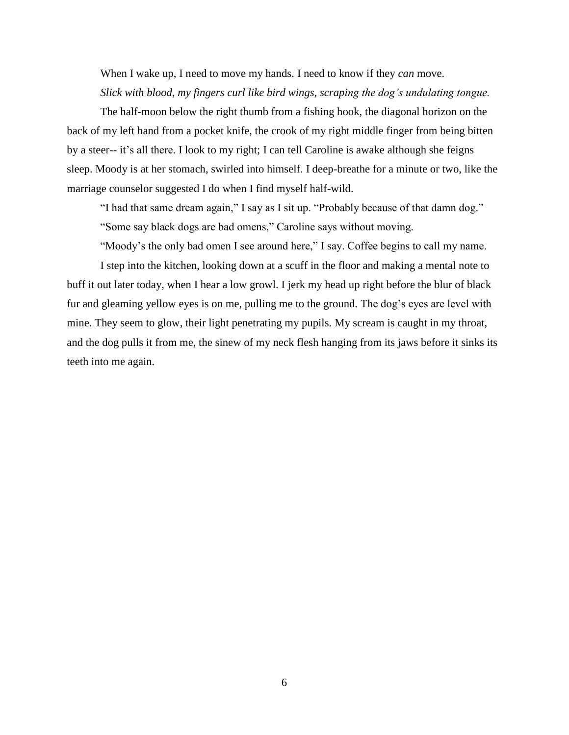When I wake up, I need to move my hands. I need to know if they *can* move.

*Slick with blood, my fingers curl like bird wings, scraping the dog's undulating tongue.*

The half-moon below the right thumb from a fishing hook, the diagonal horizon on the back of my left hand from a pocket knife, the crook of my right middle finger from being bitten by a steer-- it's all there. I look to my right; I can tell Caroline is awake although she feigns sleep. Moody is at her stomach, swirled into himself. I deep-breathe for a minute or two, like the marriage counselor suggested I do when I find myself half-wild.

"I had that same dream again," I say as I sit up. "Probably because of that damn dog."

"Some say black dogs are bad omens," Caroline says without moving.

"Moody's the only bad omen I see around here," I say. Coffee begins to call my name.

I step into the kitchen, looking down at a scuff in the floor and making a mental note to buff it out later today, when I hear a low growl. I jerk my head up right before the blur of black fur and gleaming yellow eyes is on me, pulling me to the ground. The dog's eyes are level with mine. They seem to glow, their light penetrating my pupils. My scream is caught in my throat, and the dog pulls it from me, the sinew of my neck flesh hanging from its jaws before it sinks its teeth into me again.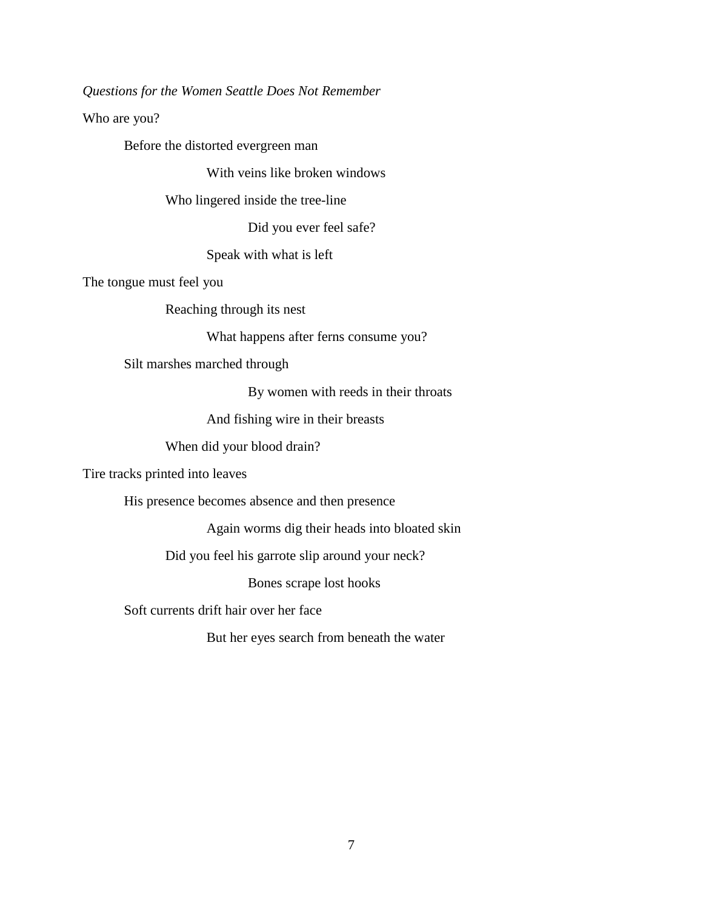*Questions for the Women Seattle Does Not Remember*

Who are you?

&nbsp;&nbsp;&nbsp;&nbsp;&nbsp;&nbsp;&nbsp;&nbsp;Before the distorted evergreen man

&nbsp;&nbsp;&nbsp;&nbsp;&nbsp;&nbsp;&nbsp;&nbsp;&nbsp;&nbsp;&nbsp;&nbsp;&nbsp;&nbsp;&nbsp;&nbsp;&nbsp;&nbsp;&nbsp;&nbsp;&nbsp;&nbsp;&nbsp;&nbsp;With veins like broken windows

&nbsp;&nbsp;&nbsp;&nbsp;&nbsp;&nbsp;&nbsp;&nbsp;&nbsp;&nbsp;&nbsp;&nbsp;&nbsp;&nbsp;&nbsp;&nbsp;Who lingered inside the tree-line

&nbsp;&nbsp;&nbsp;&nbsp;&nbsp;&nbsp;&nbsp;&nbsp;&nbsp;&nbsp;&nbsp;&nbsp;&nbsp;&nbsp;&nbsp;&nbsp;&nbsp;&nbsp;&nbsp;&nbsp;&nbsp;&nbsp;&nbsp;&nbsp;&nbsp;&nbsp;&nbsp;&nbsp;&nbsp;&nbsp;&nbsp;&nbsp;Did you ever feel safe?

&nbsp;&nbsp;&nbsp;&nbsp;&nbsp;&nbsp;&nbsp;&nbsp;&nbsp;&nbsp;&nbsp;&nbsp;&nbsp;&nbsp;&nbsp;&nbsp;&nbsp;&nbsp;&nbsp;&nbsp;&nbsp;&nbsp;&nbsp;&nbsp;Speak with what is left

The tongue must feel you

&nbsp;&nbsp;&nbsp;&nbsp;&nbsp;&nbsp;&nbsp;&nbsp;&nbsp;&nbsp;&nbsp;&nbsp;&nbsp;&nbsp;&nbsp;&nbsp;Reaching through its nest

&nbsp;&nbsp;&nbsp;&nbsp;&nbsp;&nbsp;&nbsp;&nbsp;&nbsp;&nbsp;&nbsp;&nbsp;&nbsp;&nbsp;&nbsp;&nbsp;&nbsp;&nbsp;&nbsp;&nbsp;&nbsp;&nbsp;&nbsp;&nbsp;What happens after ferns consume you?

&nbsp;&nbsp;&nbsp;&nbsp;&nbsp;&nbsp;&nbsp;&nbsp;Silt marshes marched through

&nbsp;&nbsp;&nbsp;&nbsp;&nbsp;&nbsp;&nbsp;&nbsp;&nbsp;&nbsp;&nbsp;&nbsp;&nbsp;&nbsp;&nbsp;&nbsp;&nbsp;&nbsp;&nbsp;&nbsp;&nbsp;&nbsp;&nbsp;&nbsp;&nbsp;&nbsp;&nbsp;&nbsp;&nbsp;&nbsp;&nbsp;&nbsp;By women with reeds in their throats

&nbsp;&nbsp;&nbsp;&nbsp;&nbsp;&nbsp;&nbsp;&nbsp;&nbsp;&nbsp;&nbsp;&nbsp;&nbsp;&nbsp;&nbsp;&nbsp;&nbsp;&nbsp;&nbsp;&nbsp;&nbsp;&nbsp;&nbsp;&nbsp;And fishing wire in their breasts

&nbsp;&nbsp;&nbsp;&nbsp;&nbsp;&nbsp;&nbsp;&nbsp;&nbsp;&nbsp;&nbsp;&nbsp;&nbsp;&nbsp;&nbsp;&nbsp;When did your blood drain?

Tire tracks printed into leaves

&nbsp;&nbsp;&nbsp;&nbsp;&nbsp;&nbsp;&nbsp;&nbsp;His presence becomes absence and then presence

&nbsp;&nbsp;&nbsp;&nbsp;&nbsp;&nbsp;&nbsp;&nbsp;&nbsp;&nbsp;&nbsp;&nbsp;&nbsp;&nbsp;&nbsp;&nbsp;&nbsp;&nbsp;&nbsp;&nbsp;&nbsp;&nbsp;&nbsp;&nbsp;Again worms dig their heads into bloated skin

&nbsp;&nbsp;&nbsp;&nbsp;&nbsp;&nbsp;&nbsp;&nbsp;&nbsp;&nbsp;&nbsp;&nbsp;&nbsp;&nbsp;&nbsp;&nbsp;Did you feel his garrote slip around your neck?

&nbsp;&nbsp;&nbsp;&nbsp;&nbsp;&nbsp;&nbsp;&nbsp;&nbsp;&nbsp;&nbsp;&nbsp;&nbsp;&nbsp;&nbsp;&nbsp;&nbsp;&nbsp;&nbsp;&nbsp;&nbsp;&nbsp;&nbsp;&nbsp;&nbsp;&nbsp;&nbsp;&nbsp;&nbsp;&nbsp;&nbsp;&nbsp;Bones scrape lost hooks

&nbsp;&nbsp;&nbsp;&nbsp;&nbsp;&nbsp;&nbsp;&nbsp;Soft currents drift hair over her face

&nbsp;&nbsp;&nbsp;&nbsp;&nbsp;&nbsp;&nbsp;&nbsp;&nbsp;&nbsp;&nbsp;&nbsp;&nbsp;&nbsp;&nbsp;&nbsp;&nbsp;&nbsp;&nbsp;&nbsp;&nbsp;&nbsp;&nbsp;&nbsp;But her eyes search from beneath the water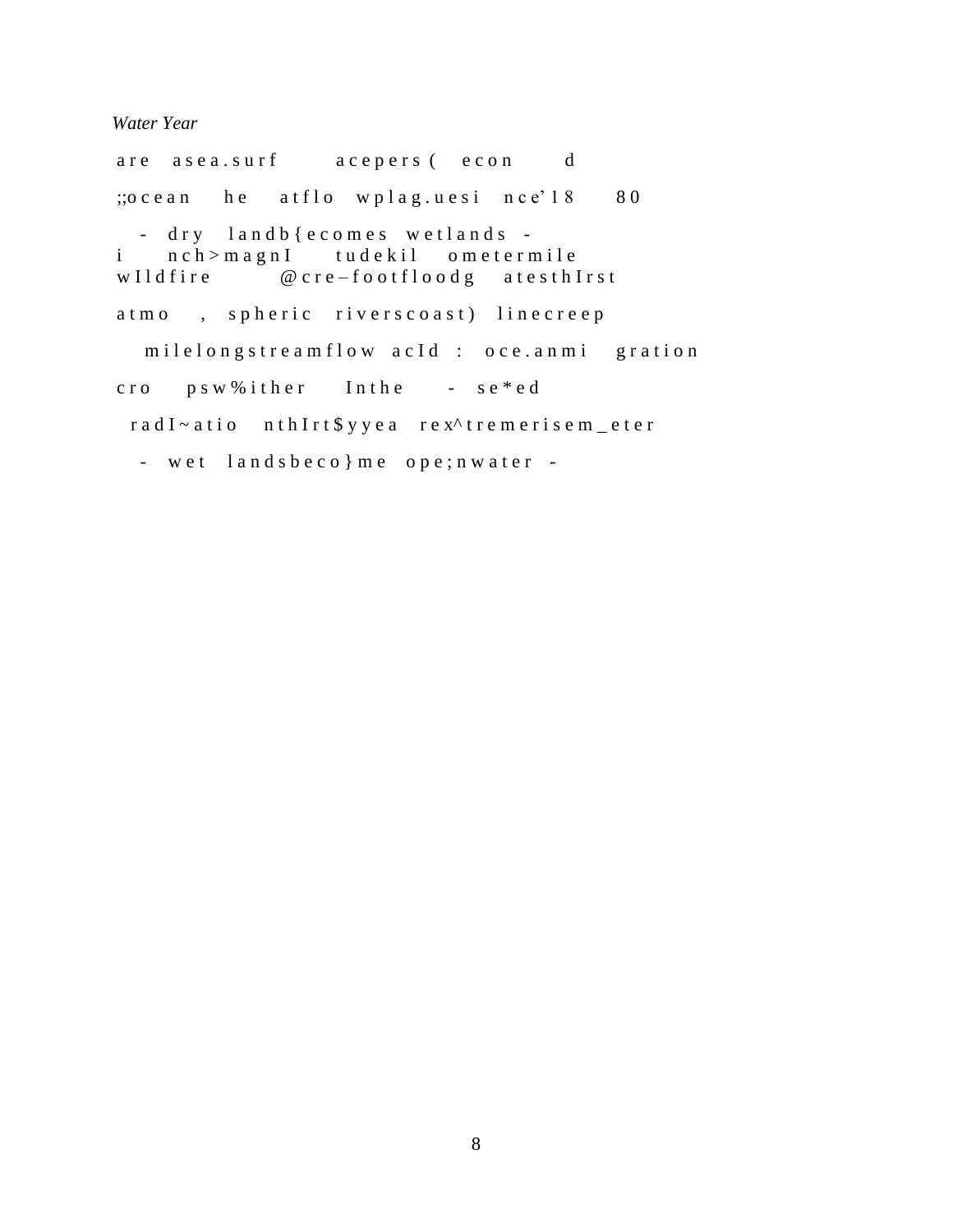*Water Year*

are asea.surf acepers( econ d

;;ocean he atflo wplag.uesi nce’18 80

- dry landb{ecomes wetlands -
i nch>magnI tudekil ometermile
wIldfire @cre–footfloodg atesthIrst

atmo , spheric riverscoast) linecreep

milelongstreamflow acId : oce.anmi gration

cro psw%ither Inthe - se*ed

radI~atio nthIrt$yyea rex^tremerisem_eter

- wet landsbeco}me ope;nwater -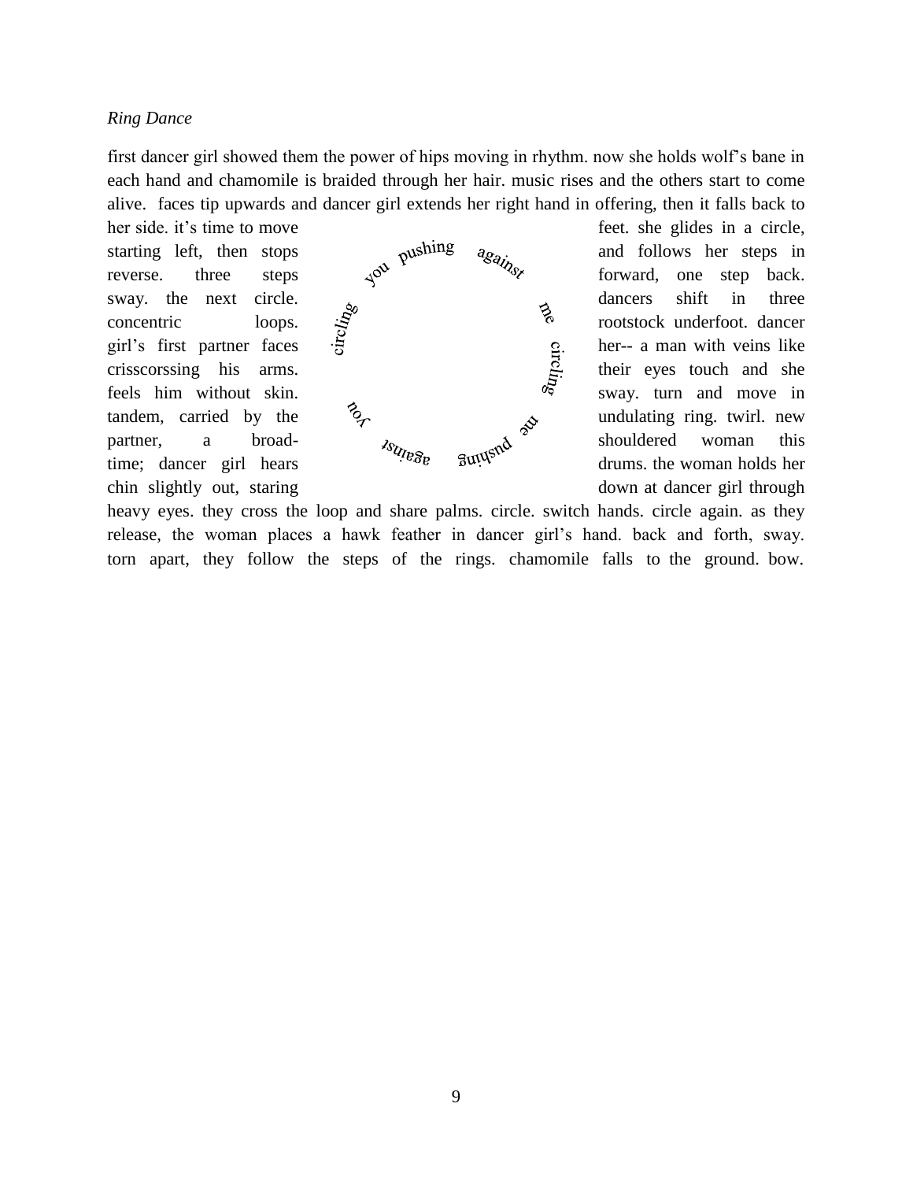*Ring Dance*

first dancer girl showed them the power of hips moving in rhythm. now she holds wolf's bane in each hand and chamomile is braided through her hair. music rises and the others start to come alive. faces tip upwards and dancer girl extends her right hand in offering, then it falls back to her side. it's time to move feet. she glides in a circle, starting left, then stops and follows her steps in reverse. three steps forward, one step back. sway. the next circle. dancers shift in three concentric loops. rootstock underfoot. dancer girl's first partner faces her-- a man with veins like crisscorssing his arms. their eyes touch and she feels him without skin. sway. turn and move in tandem, carried by the undulating ring. twirl. new partner, a broad-shouldered woman this time; dancer girl hears drums. the woman holds her chin slightly out, staring down at dancer girl through heavy eyes. they cross the loop and share palms. circle. switch hands. circle again. as they release, the woman places a hawk feather in dancer girl's hand. back and forth, sway. torn apart, they follow the steps of the rings. chamomile falls to the ground. bow.

you pushing against me circling you pushing against me circling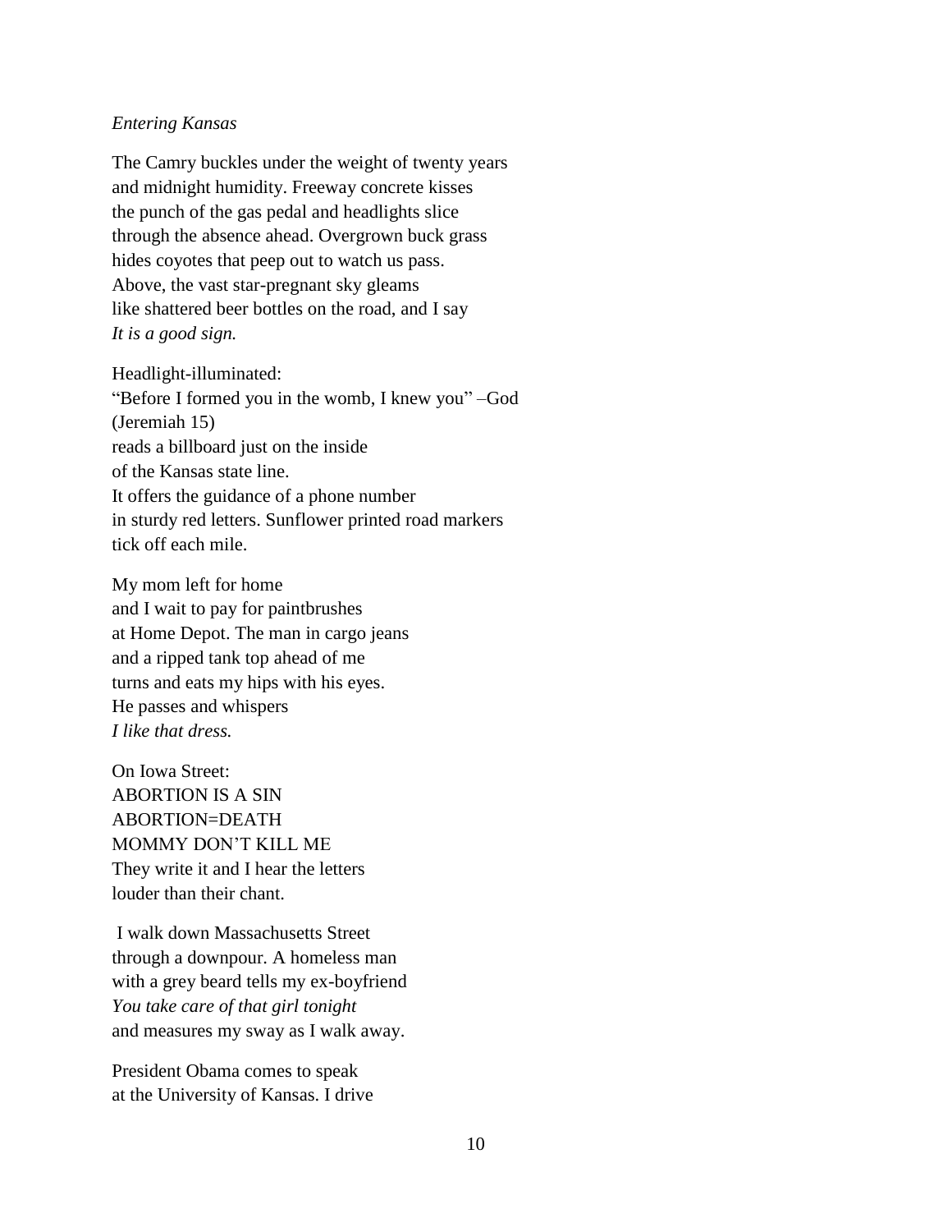*Entering Kansas*

The Camry buckles under the weight of twenty years
and midnight humidity. Freeway concrete kisses
the punch of the gas pedal and headlights slice
through the absence ahead. Overgrown buck grass
hides coyotes that peep out to watch us pass.
Above, the vast star-pregnant sky gleams
like shattered beer bottles on the road, and I say
*It is a good sign.*

Headlight-illuminated:
"Before I formed you in the womb, I knew you" –God
(Jeremiah 15)
reads a billboard just on the inside
of the Kansas state line.
It offers the guidance of a phone number
in sturdy red letters. Sunflower printed road markers
tick off each mile.

My mom left for home
and I wait to pay for paintbrushes
at Home Depot. The man in cargo jeans
and a ripped tank top ahead of me
turns and eats my hips with his eyes.
He passes and whispers
*I like that dress.*

On Iowa Street:
ABORTION IS A SIN
ABORTION=DEATH
MOMMY DON'T KILL ME
They write it and I hear the letters
louder than their chant.

I walk down Massachusetts Street
through a downpour. A homeless man
with a grey beard tells my ex-boyfriend
*You take care of that girl tonight*
and measures my sway as I walk away.

President Obama comes to speak
at the University of Kansas. I drive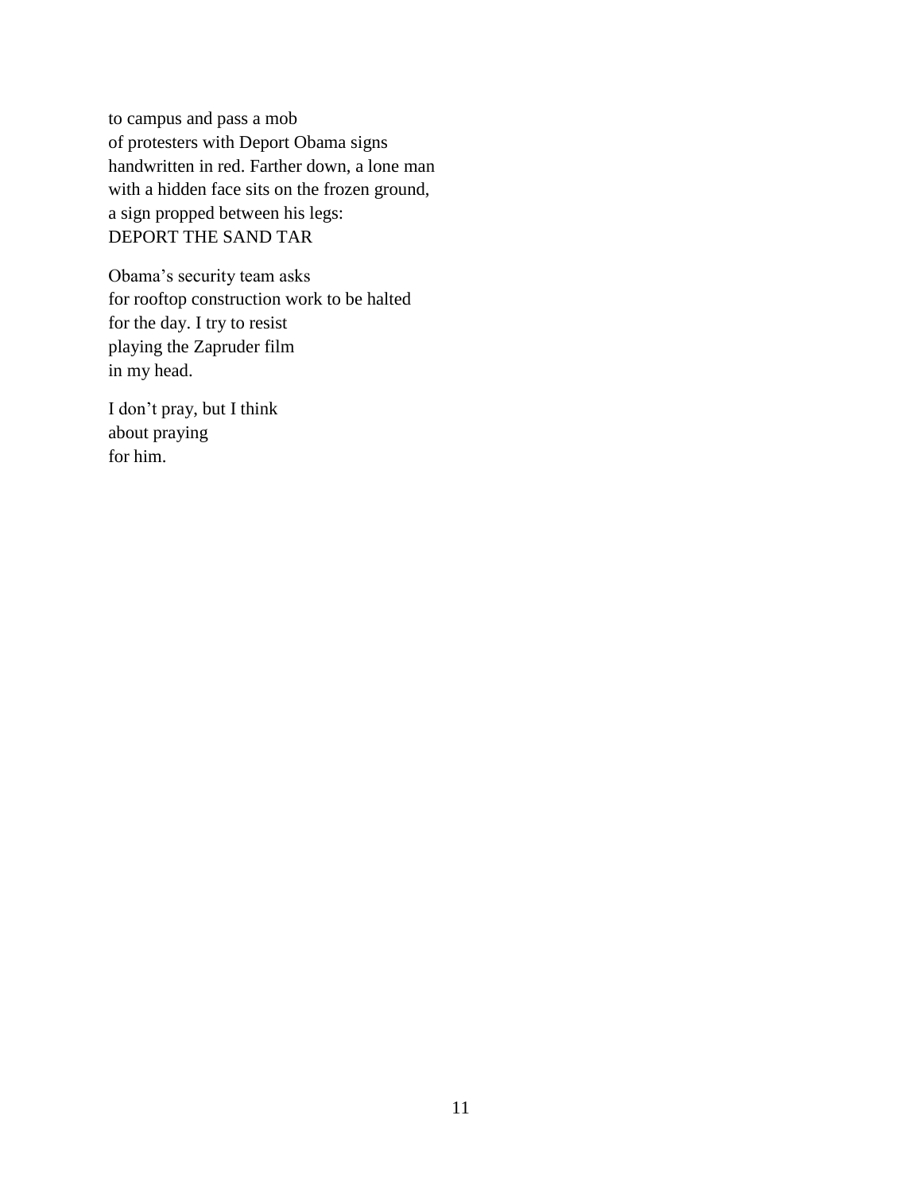to campus and pass a mob  
of protesters with Deport Obama signs  
handwritten in red. Farther down, a lone man  
with a hidden face sits on the frozen ground,  
a sign propped between his legs:  
DEPORT THE SAND TAR

Obama's security team asks  
for rooftop construction work to be halted  
for the day. I try to resist  
playing the Zapruder film  
in my head.

I don't pray, but I think  
about praying  
for him.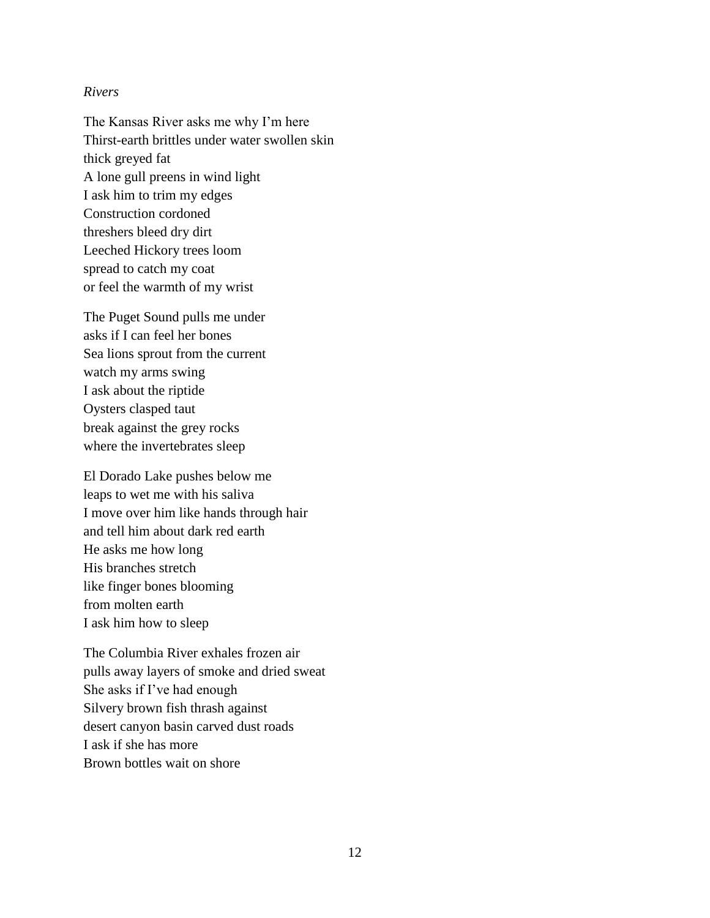*Rivers*

The Kansas River asks me why I'm here  
Thirst-earth brittles under water swollen skin  
thick greyed fat  
A lone gull preens in wind light  
I ask him to trim my edges  
Construction cordoned  
threshers bleed dry dirt  
Leeched Hickory trees loom  
spread to catch my coat  
or feel the warmth of my wrist

The Puget Sound pulls me under  
asks if I can feel her bones  
Sea lions sprout from the current  
watch my arms swing  
I ask about the riptide  
Oysters clasped taut  
break against the grey rocks  
where the invertebrates sleep

El Dorado Lake pushes below me  
leaps to wet me with his saliva  
I move over him like hands through hair  
and tell him about dark red earth  
He asks me how long  
His branches stretch  
like finger bones blooming  
from molten earth  
I ask him how to sleep

The Columbia River exhales frozen air  
pulls away layers of smoke and dried sweat  
She asks if I've had enough  
Silvery brown fish thrash against  
desert canyon basin carved dust roads  
I ask if she has more  
Brown bottles wait on shore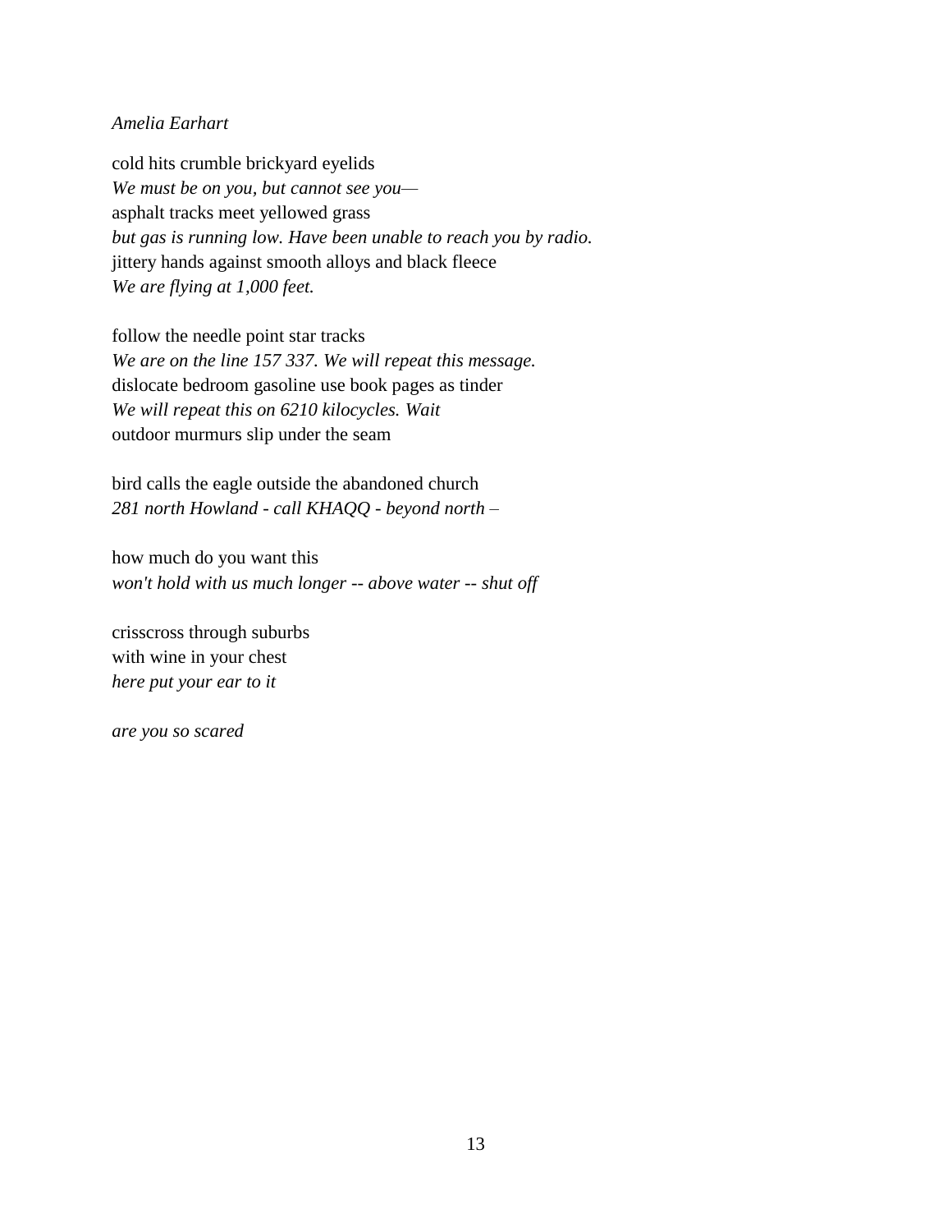*Amelia Earhart*

cold hits crumble brickyard eyelids  
*We must be on you, but cannot see you—*  
asphalt tracks meet yellowed grass  
*but gas is running low. Have been unable to reach you by radio.*  
jittery hands against smooth alloys and black fleece  
*We are flying at 1,000 feet.*

follow the needle point star tracks  
*We are on the line 157 337. We will repeat this message.*  
dislocate bedroom gasoline use book pages as tinder  
*We will repeat this on 6210 kilocycles. Wait*  
outdoor murmurs slip under the seam

bird calls the eagle outside the abandoned church  
*281 north Howland - call KHAQQ - beyond north –*

how much do you want this  
*won't hold with us much longer -- above water -- shut off*

crisscross through suburbs  
with wine in your chest  
*here put your ear to it*

*are you so scared*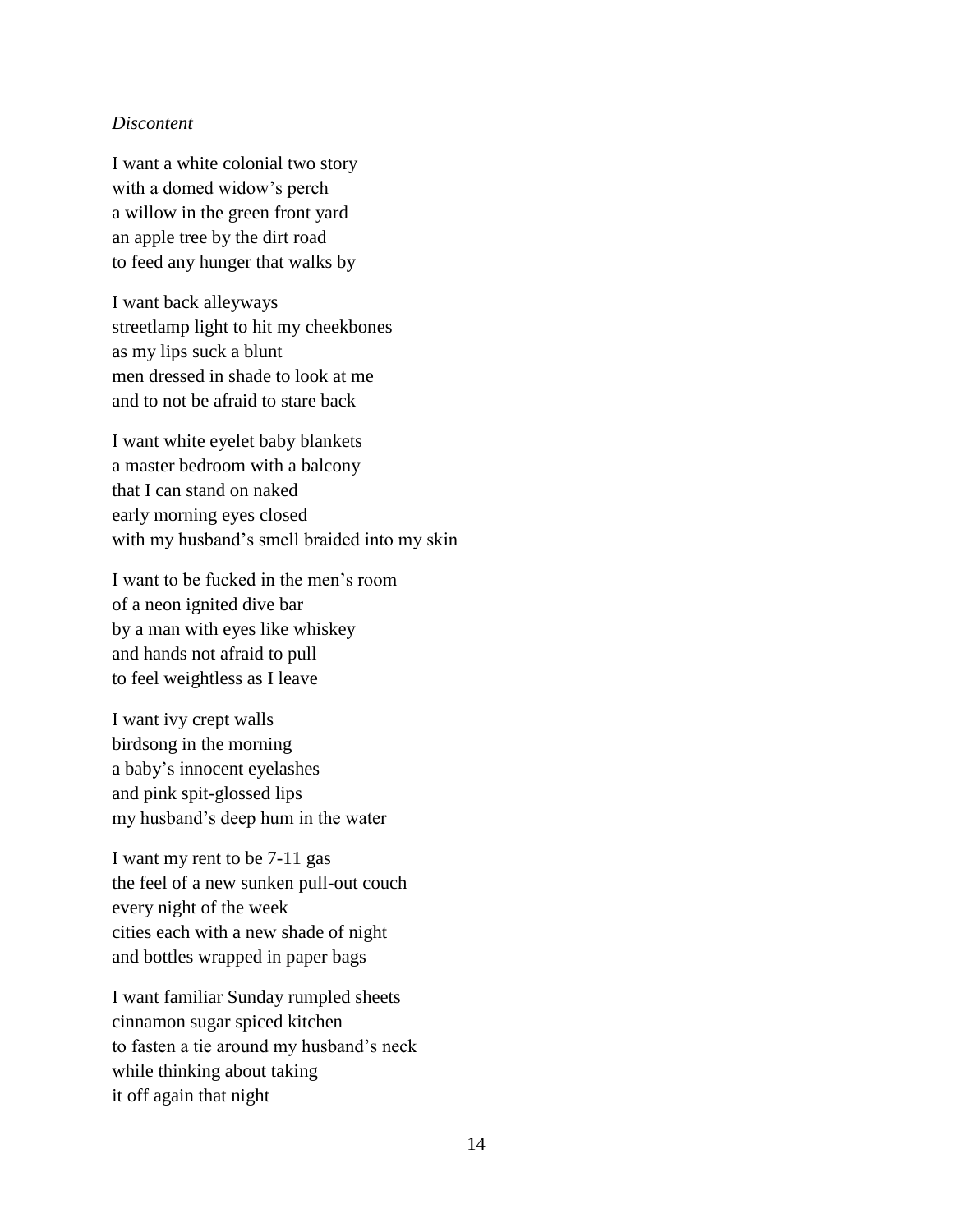*Discontent*

I want a white colonial two story  
with a domed widow's perch  
a willow in the green front yard  
an apple tree by the dirt road  
to feed any hunger that walks by

I want back alleyways  
streetlamp light to hit my cheekbones  
as my lips suck a blunt  
men dressed in shade to look at me  
and to not be afraid to stare back

I want white eyelet baby blankets  
a master bedroom with a balcony  
that I can stand on naked  
early morning eyes closed  
with my husband's smell braided into my skin

I want to be fucked in the men's room  
of a neon ignited dive bar  
by a man with eyes like whiskey  
and hands not afraid to pull  
to feel weightless as I leave

I want ivy crept walls  
birdsong in the morning  
a baby's innocent eyelashes  
and pink spit-glossed lips  
my husband's deep hum in the water

I want my rent to be 7-11 gas  
the feel of a new sunken pull-out couch  
every night of the week  
cities each with a new shade of night  
and bottles wrapped in paper bags

I want familiar Sunday rumpled sheets  
cinnamon sugar spiced kitchen  
to fasten a tie around my husband's neck  
while thinking about taking  
it off again that night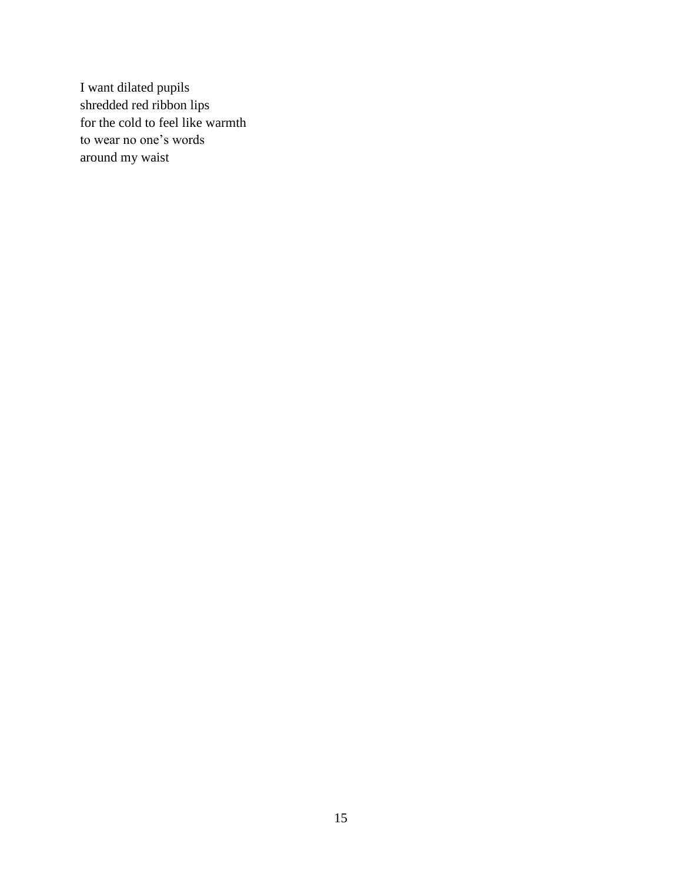I want dilated pupils  
shredded red ribbon lips  
for the cold to feel like warmth  
to wear no one’s words  
around my waist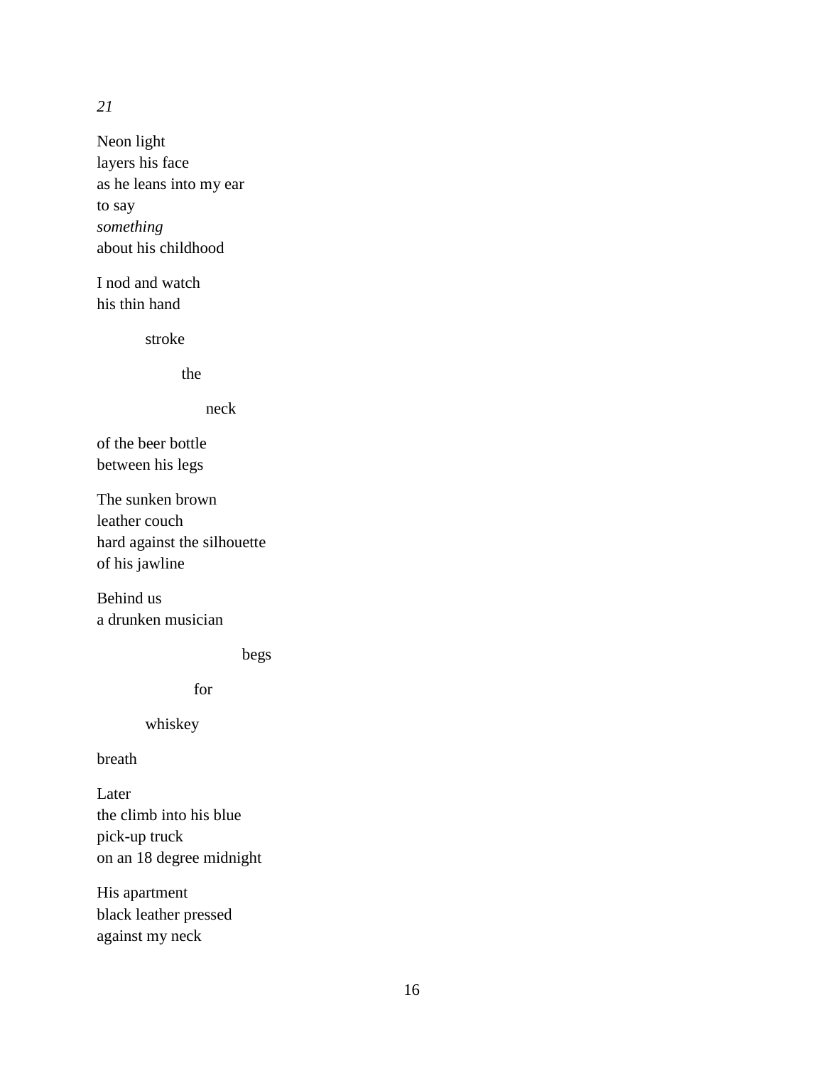*21*

Neon light  
layers his face  
as he leans into my ear  
to say  
*something*  
about his childhood

I nod and watch  
his thin hand

&nbsp;&nbsp;&nbsp;&nbsp;&nbsp;&nbsp;&nbsp;&nbsp;stroke

&nbsp;&nbsp;&nbsp;&nbsp;&nbsp;&nbsp;&nbsp;&nbsp;&nbsp;&nbsp;&nbsp;&nbsp;&nbsp;&nbsp;&nbsp;the

&nbsp;&nbsp;&nbsp;&nbsp;&nbsp;&nbsp;&nbsp;&nbsp;&nbsp;&nbsp;&nbsp;&nbsp;&nbsp;&nbsp;&nbsp;&nbsp;&nbsp;&nbsp;&nbsp;neck

of the beer bottle  
between his legs

The sunken brown  
leather couch  
hard against the silhouette  
of his jawline

Behind us  
a drunken musician

&nbsp;&nbsp;&nbsp;&nbsp;&nbsp;&nbsp;&nbsp;&nbsp;&nbsp;&nbsp;&nbsp;&nbsp;&nbsp;&nbsp;&nbsp;&nbsp;&nbsp;&nbsp;&nbsp;&nbsp;&nbsp;&nbsp;&nbsp;&nbsp;&nbsp;&nbsp;begs

&nbsp;&nbsp;&nbsp;&nbsp;&nbsp;&nbsp;&nbsp;&nbsp;&nbsp;&nbsp;&nbsp;&nbsp;&nbsp;&nbsp;&nbsp;&nbsp;&nbsp;for

&nbsp;&nbsp;&nbsp;&nbsp;&nbsp;&nbsp;&nbsp;&nbsp;whiskey

breath

Later  
the climb into his blue  
pick-up truck  
on an 18 degree midnight

His apartment  
black leather pressed  
against my neck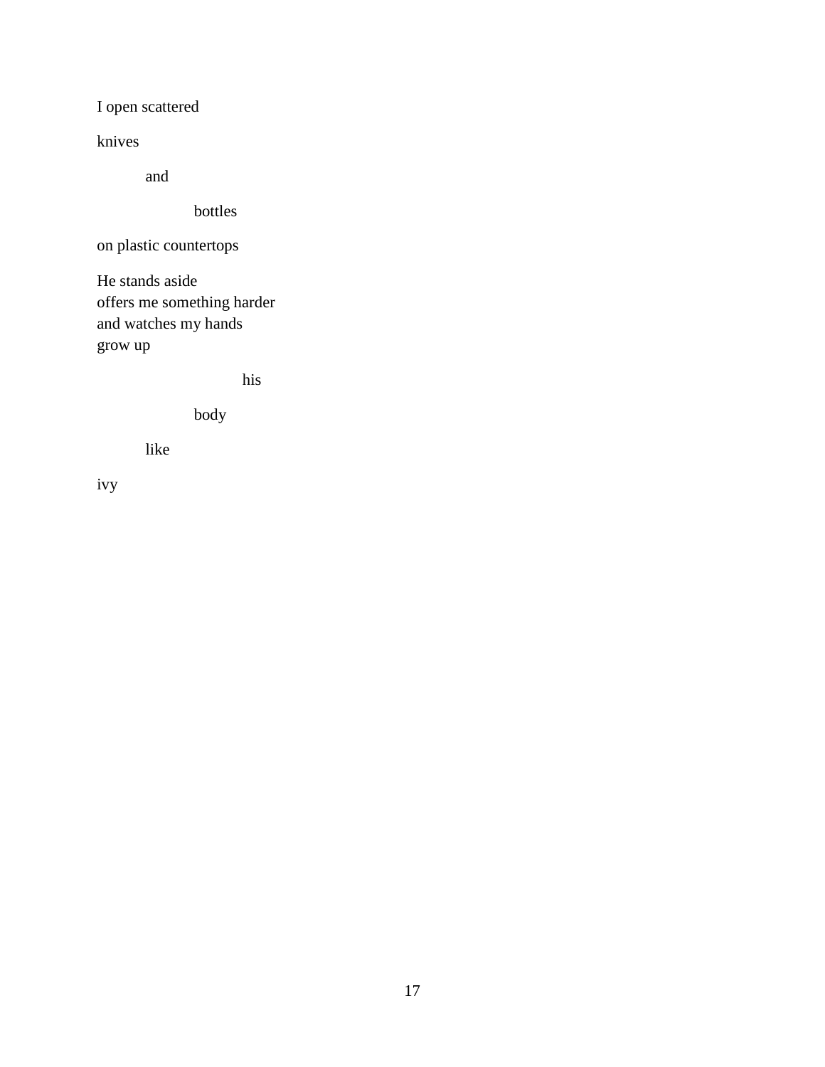I open scattered

knives

&nbsp;&nbsp;&nbsp;&nbsp;&nbsp;&nbsp;&nbsp;&nbsp;and

&nbsp;&nbsp;&nbsp;&nbsp;&nbsp;&nbsp;&nbsp;&nbsp;&nbsp;&nbsp;&nbsp;&nbsp;&nbsp;&nbsp;&nbsp;&nbsp;bottles

on plastic countertops

He stands aside  
offers me something harder  
and watches my hands  
grow up

&nbsp;&nbsp;&nbsp;&nbsp;&nbsp;&nbsp;&nbsp;&nbsp;&nbsp;&nbsp;&nbsp;&nbsp;&nbsp;&nbsp;&nbsp;&nbsp;&nbsp;&nbsp;&nbsp;&nbsp;&nbsp;&nbsp;&nbsp;&nbsp;his

&nbsp;&nbsp;&nbsp;&nbsp;&nbsp;&nbsp;&nbsp;&nbsp;&nbsp;&nbsp;&nbsp;&nbsp;&nbsp;&nbsp;&nbsp;&nbsp;body

&nbsp;&nbsp;&nbsp;&nbsp;&nbsp;&nbsp;&nbsp;&nbsp;like

ivy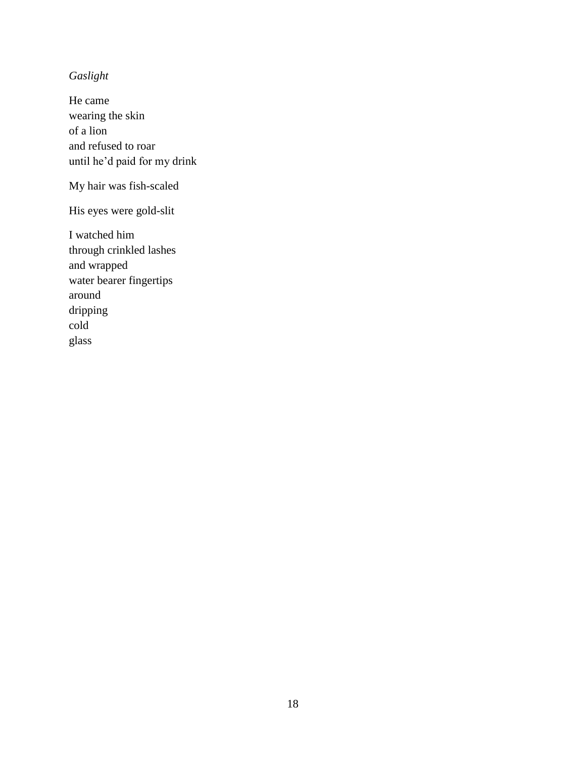*Gaslight*

He came  
wearing the skin  
of a lion  
and refused to roar  
until he'd paid for my drink

My hair was fish-scaled

His eyes were gold-slit

I watched him  
through crinkled lashes  
and wrapped  
water bearer fingertips  
around  
dripping  
cold  
glass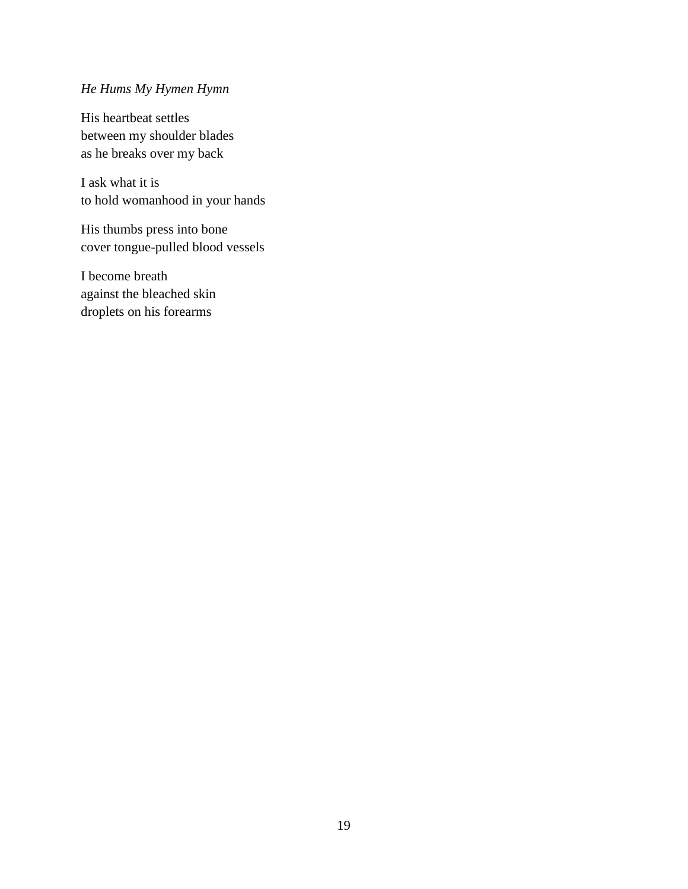*He Hums My Hymen Hymn*

His heartbeat settles  
between my shoulder blades  
as he breaks over my back

I ask what it is  
to hold womanhood in your hands

His thumbs press into bone  
cover tongue-pulled blood vessels

I become breath  
against the bleached skin  
droplets on his forearms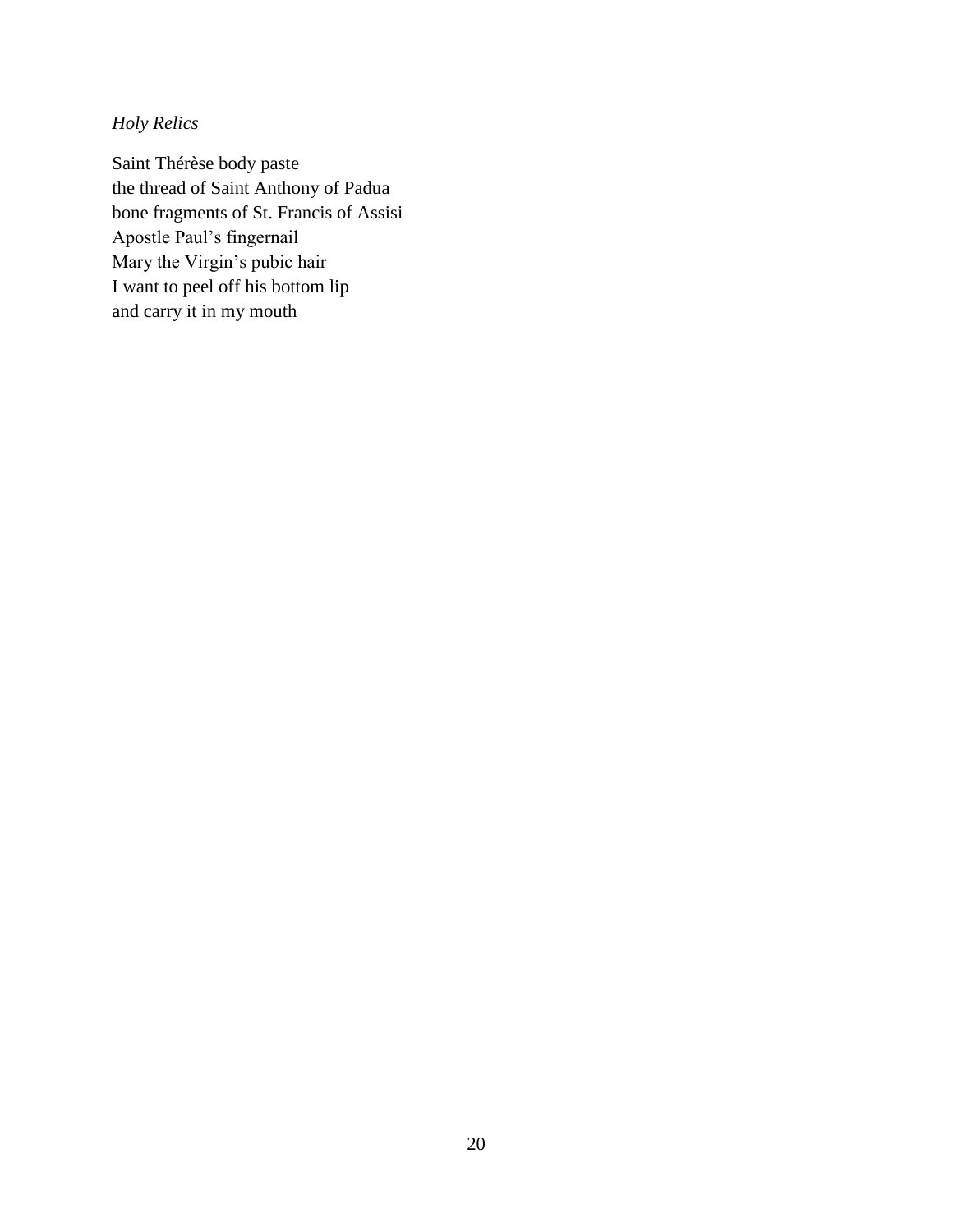*Holy Relics*

Saint Thérèse body paste
the thread of Saint Anthony of Padua
bone fragments of St. Francis of Assisi
Apostle Paul's fingernail
Mary the Virgin's pubic hair
I want to peel off his bottom lip
and carry it in my mouth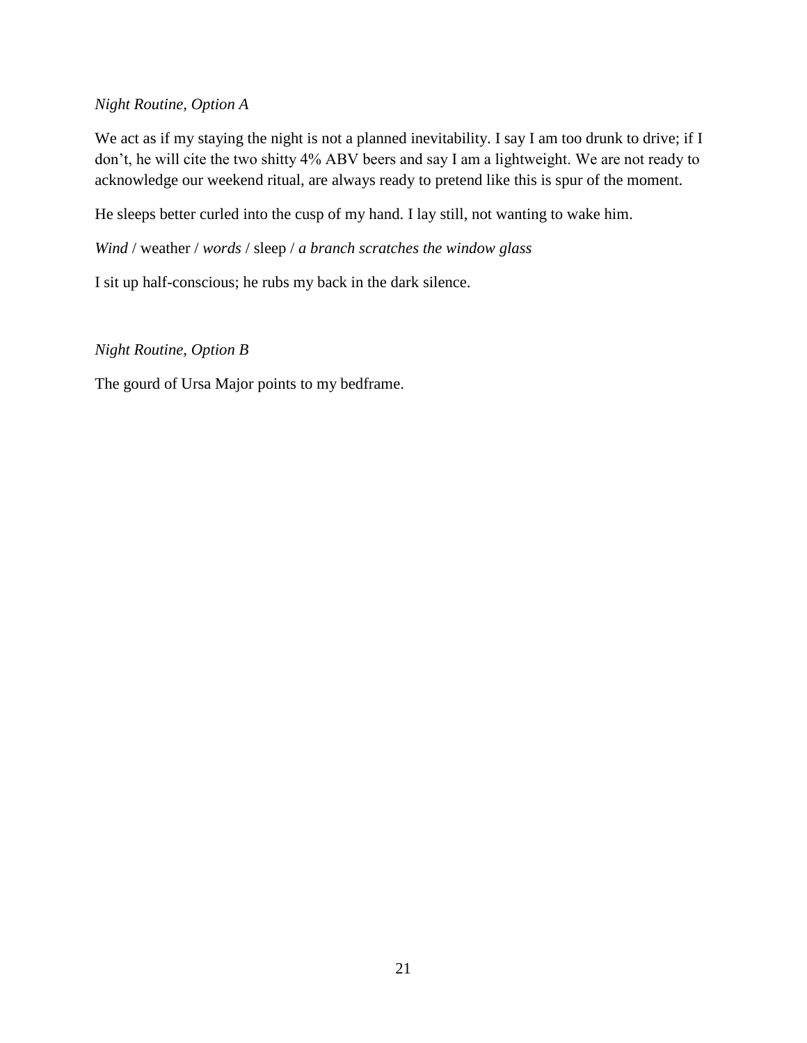*Night Routine, Option A*

We act as if my staying the night is not a planned inevitability. I say I am too drunk to drive; if I don't, he will cite the two shitty 4% ABV beers and say I am a lightweight. We are not ready to acknowledge our weekend ritual, are always ready to pretend like this is spur of the moment.

He sleeps better curled into the cusp of my hand. I lay still, not wanting to wake him.

*Wind* / weather / *words* / sleep / *a branch scratches the window glass*

I sit up half-conscious; he rubs my back in the dark silence.

*Night Routine, Option B*

The gourd of Ursa Major points to my bedframe.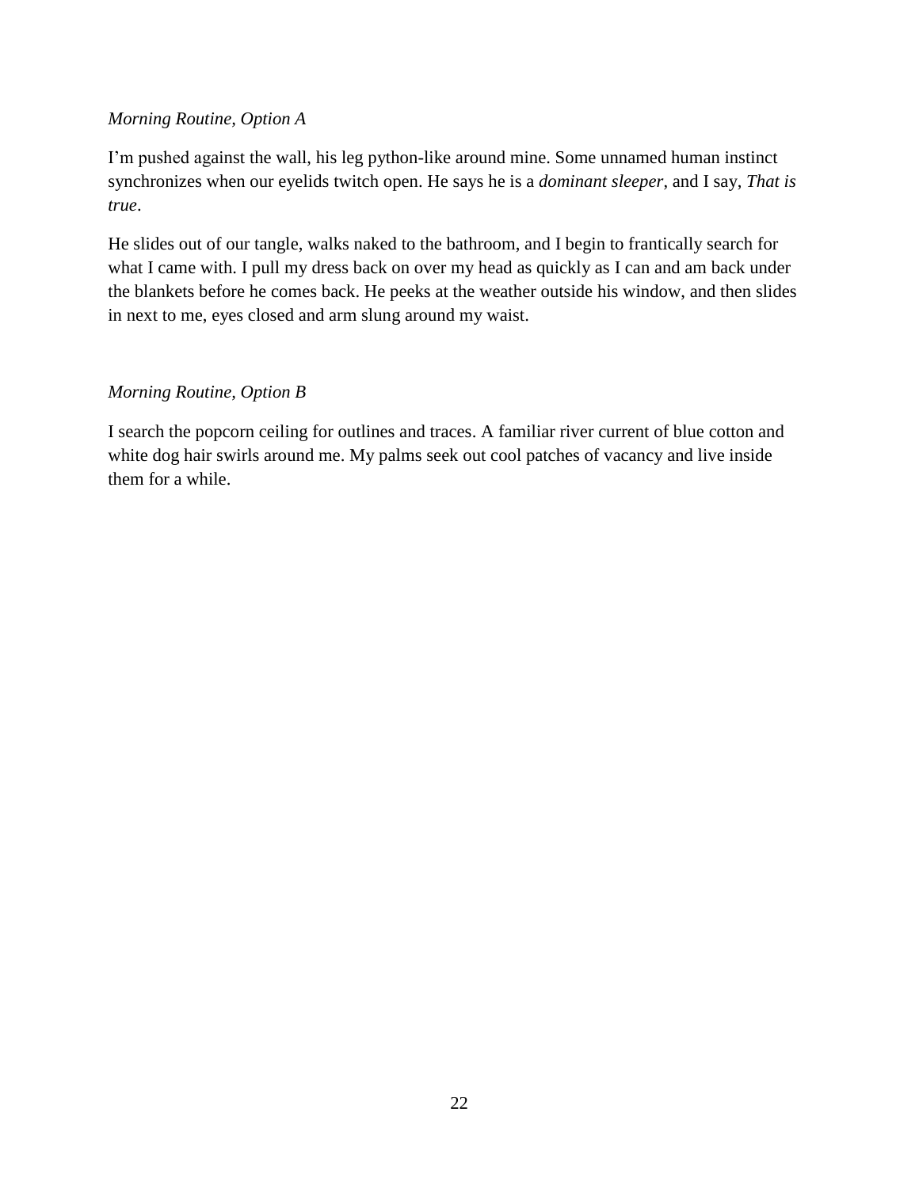*Morning Routine, Option A*

I'm pushed against the wall, his leg python-like around mine. Some unnamed human instinct synchronizes when our eyelids twitch open. He says he is a *dominant sleeper*, and I say, *That is true*.

He slides out of our tangle, walks naked to the bathroom, and I begin to frantically search for what I came with. I pull my dress back on over my head as quickly as I can and am back under the blankets before he comes back. He peeks at the weather outside his window, and then slides in next to me, eyes closed and arm slung around my waist.

*Morning Routine, Option B*

I search the popcorn ceiling for outlines and traces. A familiar river current of blue cotton and white dog hair swirls around me. My palms seek out cool patches of vacancy and live inside them for a while.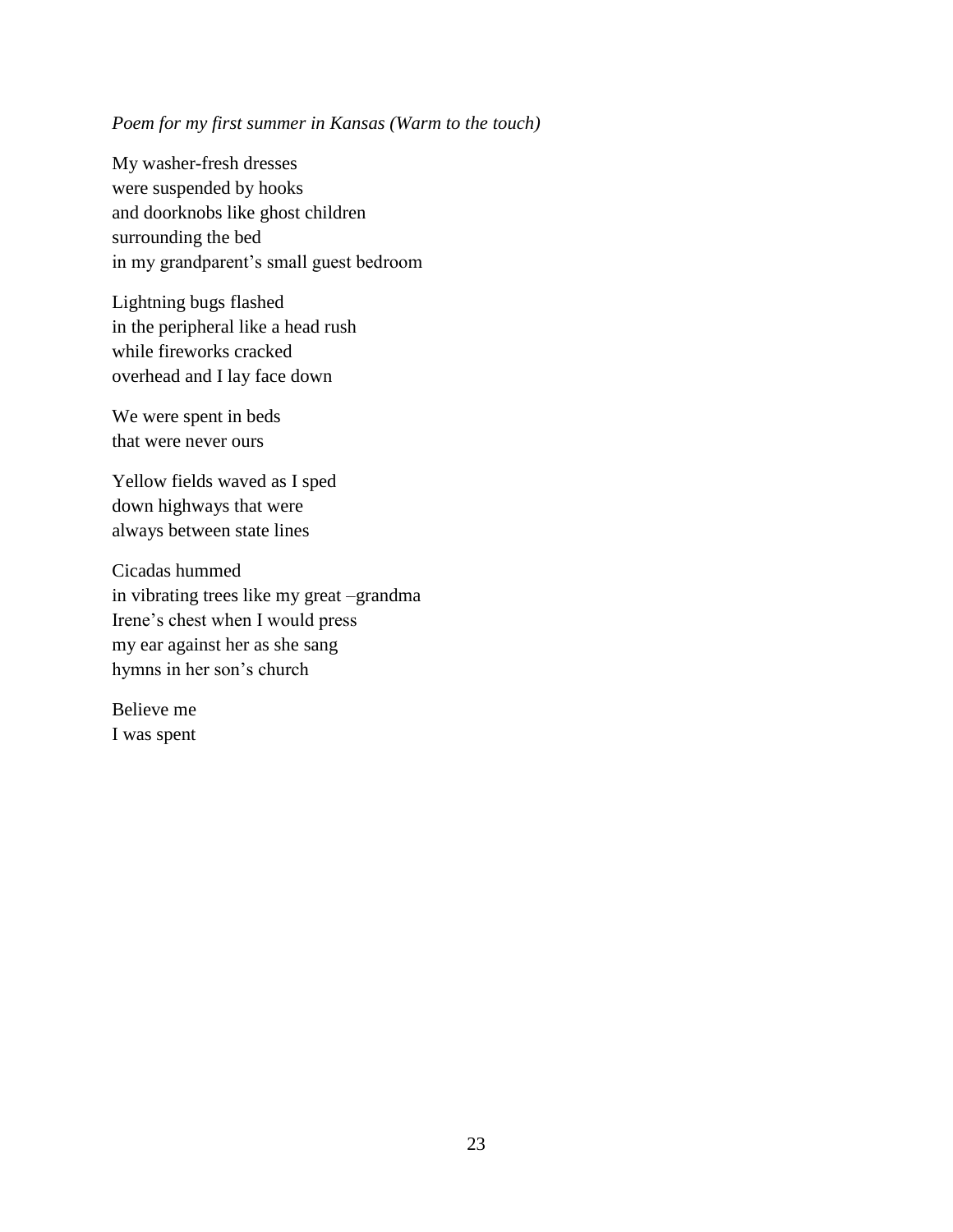*Poem for my first summer in Kansas (Warm to the touch)*

My washer-fresh dresses  
were suspended by hooks  
and doorknobs like ghost children  
surrounding the bed  
in my grandparent's small guest bedroom

Lightning bugs flashed  
in the peripheral like a head rush  
while fireworks cracked  
overhead and I lay face down

We were spent in beds  
that were never ours

Yellow fields waved as I sped  
down highways that were  
always between state lines

Cicadas hummed  
in vibrating trees like my great –grandma  
Irene's chest when I would press  
my ear against her as she sang  
hymns in her son's church

Believe me  
I was spent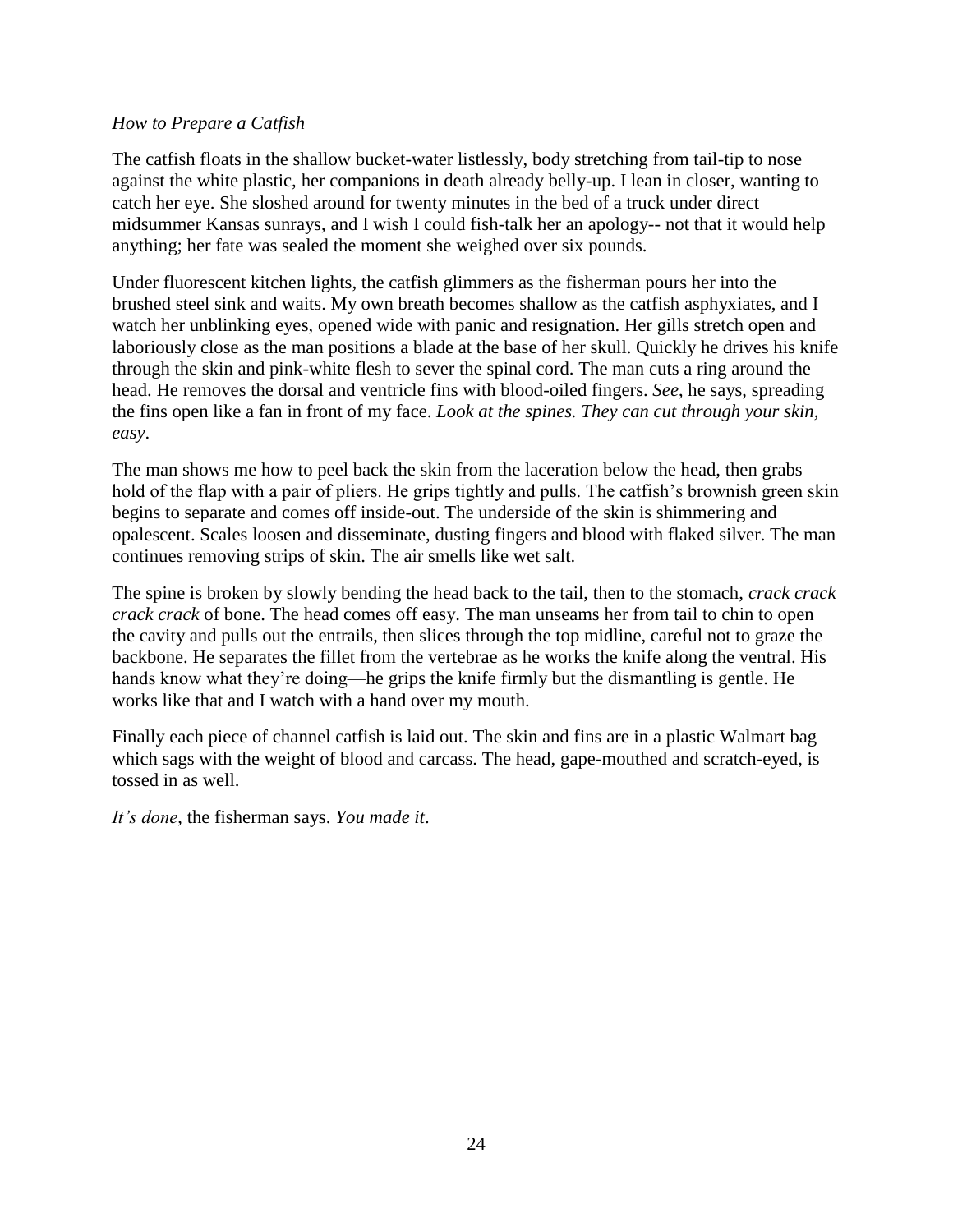*How to Prepare a Catfish*

The catfish floats in the shallow bucket-water listlessly, body stretching from tail-tip to nose against the white plastic, her companions in death already belly-up. I lean in closer, wanting to catch her eye. She sloshed around for twenty minutes in the bed of a truck under direct midsummer Kansas sunrays, and I wish I could fish-talk her an apology-- not that it would help anything; her fate was sealed the moment she weighed over six pounds.

Under fluorescent kitchen lights, the catfish glimmers as the fisherman pours her into the brushed steel sink and waits. My own breath becomes shallow as the catfish asphyxiates, and I watch her unblinking eyes, opened wide with panic and resignation. Her gills stretch open and laboriously close as the man positions a blade at the base of her skull. Quickly he drives his knife through the skin and pink-white flesh to sever the spinal cord. The man cuts a ring around the head. He removes the dorsal and ventricle fins with blood-oiled fingers. *See*, he says, spreading the fins open like a fan in front of my face. *Look at the spines. They can cut through your skin, easy*.

The man shows me how to peel back the skin from the laceration below the head, then grabs hold of the flap with a pair of pliers. He grips tightly and pulls. The catfish's brownish green skin begins to separate and comes off inside-out. The underside of the skin is shimmering and opalescent. Scales loosen and disseminate, dusting fingers and blood with flaked silver. The man continues removing strips of skin. The air smells like wet salt.

The spine is broken by slowly bending the head back to the tail, then to the stomach, *crack crack crack crack* of bone. The head comes off easy. The man unseams her from tail to chin to open the cavity and pulls out the entrails, then slices through the top midline, careful not to graze the backbone. He separates the fillet from the vertebrae as he works the knife along the ventral. His hands know what they're doing—he grips the knife firmly but the dismantling is gentle. He works like that and I watch with a hand over my mouth.

Finally each piece of channel catfish is laid out. The skin and fins are in a plastic Walmart bag which sags with the weight of blood and carcass. The head, gape-mouthed and scratch-eyed, is tossed in as well.

*It's done*, the fisherman says. *You made it*.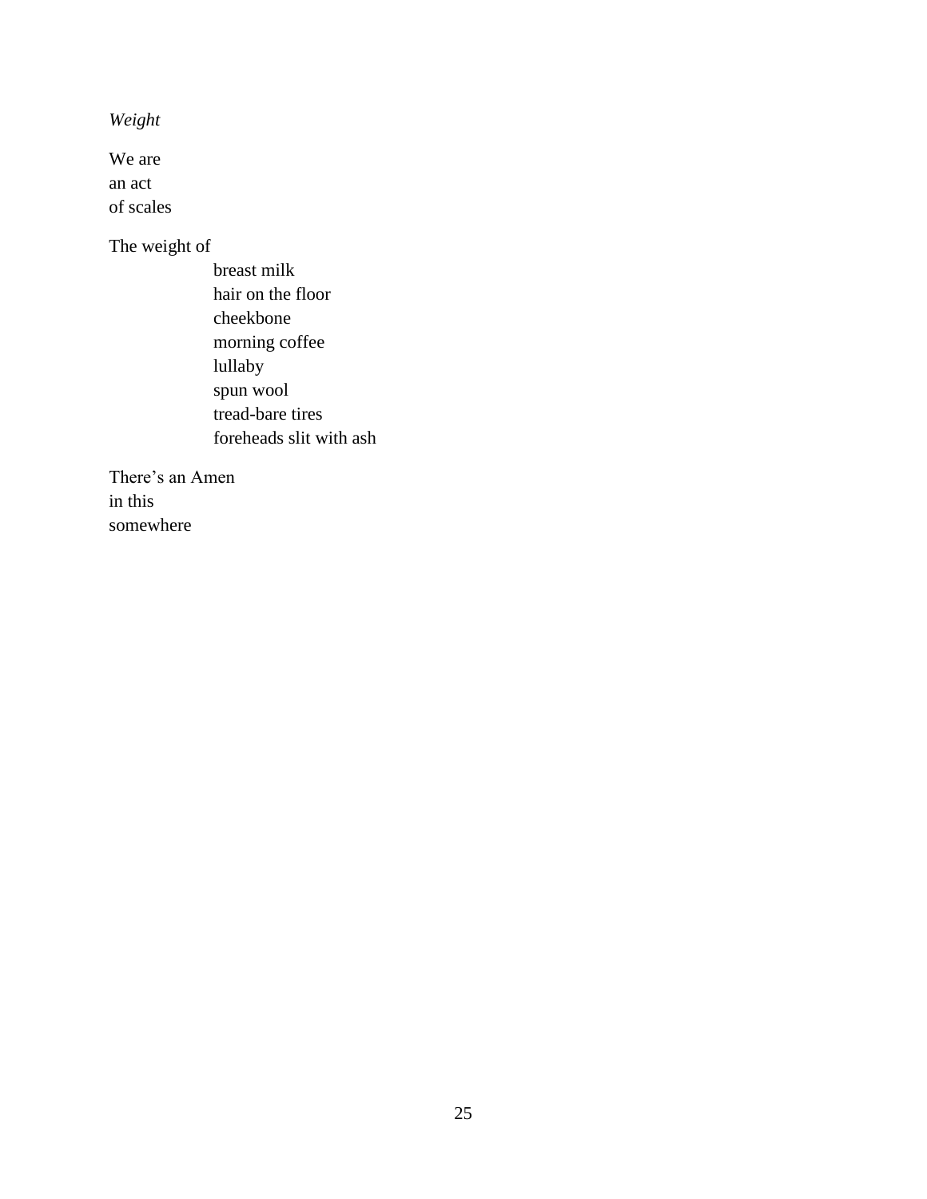*Weight*

We are
an act
of scales

The weight of

&nbsp;&nbsp;&nbsp;&nbsp;&nbsp;&nbsp;&nbsp;&nbsp;&nbsp;&nbsp;&nbsp;&nbsp;breast milk
&nbsp;&nbsp;&nbsp;&nbsp;&nbsp;&nbsp;&nbsp;&nbsp;&nbsp;&nbsp;&nbsp;&nbsp;hair on the floor
&nbsp;&nbsp;&nbsp;&nbsp;&nbsp;&nbsp;&nbsp;&nbsp;&nbsp;&nbsp;&nbsp;&nbsp;cheekbone
&nbsp;&nbsp;&nbsp;&nbsp;&nbsp;&nbsp;&nbsp;&nbsp;&nbsp;&nbsp;&nbsp;&nbsp;morning coffee
&nbsp;&nbsp;&nbsp;&nbsp;&nbsp;&nbsp;&nbsp;&nbsp;&nbsp;&nbsp;&nbsp;&nbsp;lullaby
&nbsp;&nbsp;&nbsp;&nbsp;&nbsp;&nbsp;&nbsp;&nbsp;&nbsp;&nbsp;&nbsp;&nbsp;spun wool
&nbsp;&nbsp;&nbsp;&nbsp;&nbsp;&nbsp;&nbsp;&nbsp;&nbsp;&nbsp;&nbsp;&nbsp;tread-bare tires
&nbsp;&nbsp;&nbsp;&nbsp;&nbsp;&nbsp;&nbsp;&nbsp;&nbsp;&nbsp;&nbsp;&nbsp;foreheads slit with ash

There's an Amen
in this
somewhere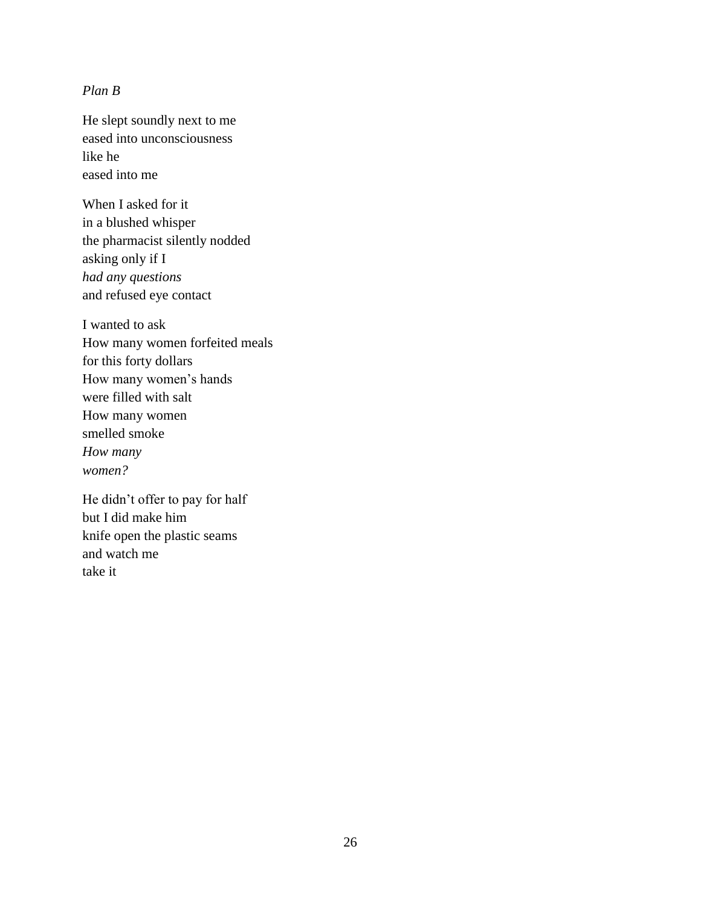*Plan B*

He slept soundly next to me  
eased into unconsciousness  
like he  
eased into me

When I asked for it  
in a blushed whisper  
the pharmacist silently nodded  
asking only if I  
*had any questions*  
and refused eye contact

I wanted to ask  
How many women forfeited meals  
for this forty dollars  
How many women's hands  
were filled with salt  
How many women  
smelled smoke  
*How many*  
*women?*

He didn't offer to pay for half  
but I did make him  
knife open the plastic seams  
and watch me  
take it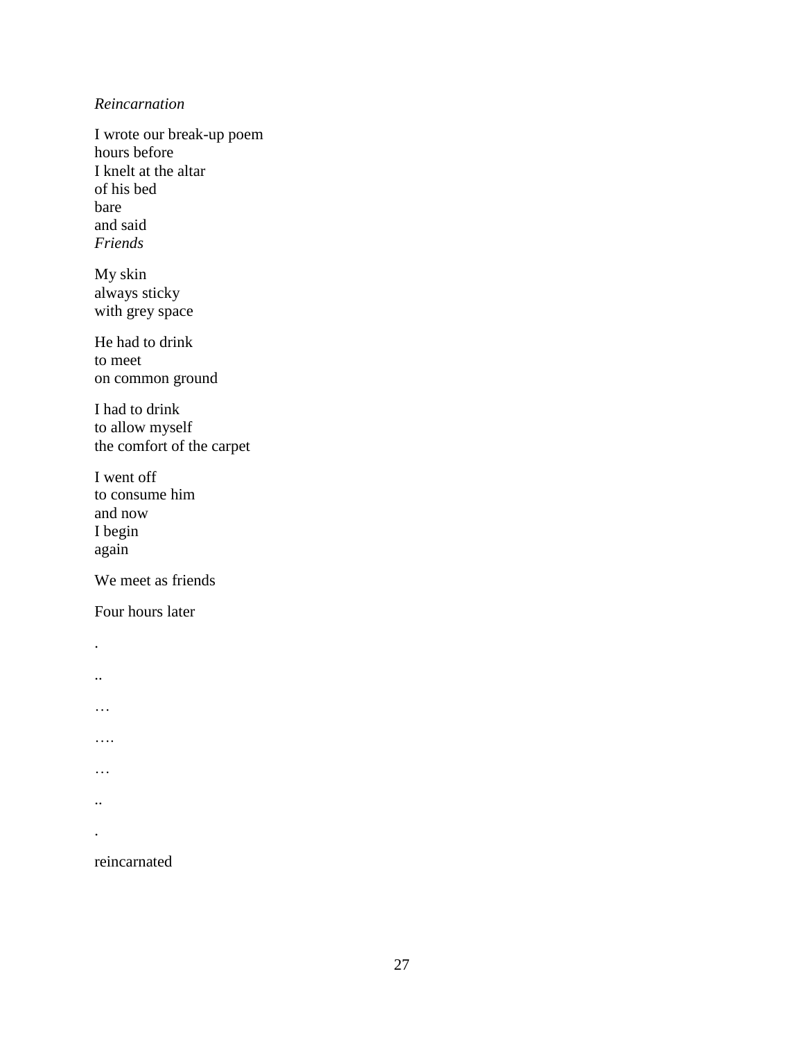*Reincarnation*

I wrote our break-up poem  
hours before  
I knelt at the altar  
of his bed  
bare  
and said  
*Friends*

My skin  
always sticky  
with grey space

He had to drink  
to meet  
on common ground

I had to drink  
to allow myself  
the comfort of the carpet

I went off  
to consume him  
and now  
I begin  
again

We meet as friends

Four hours later

.

..

…

….

…

..

.

reincarnated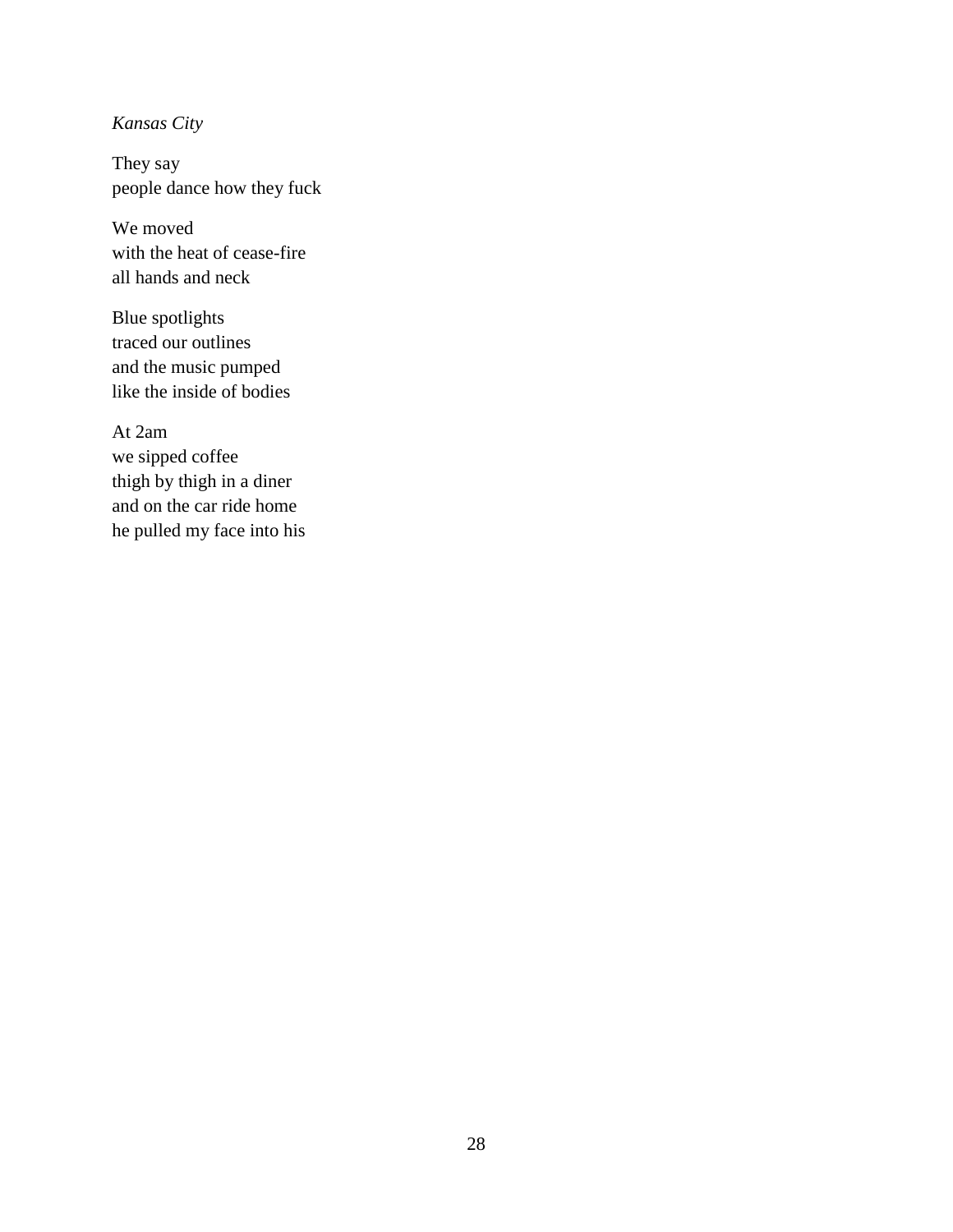*Kansas City*

They say  
people dance how they fuck

We moved  
with the heat of cease-fire  
all hands and neck

Blue spotlights  
traced our outlines  
and the music pumped  
like the inside of bodies

At 2am  
we sipped coffee  
thigh by thigh in a diner  
and on the car ride home  
he pulled my face into his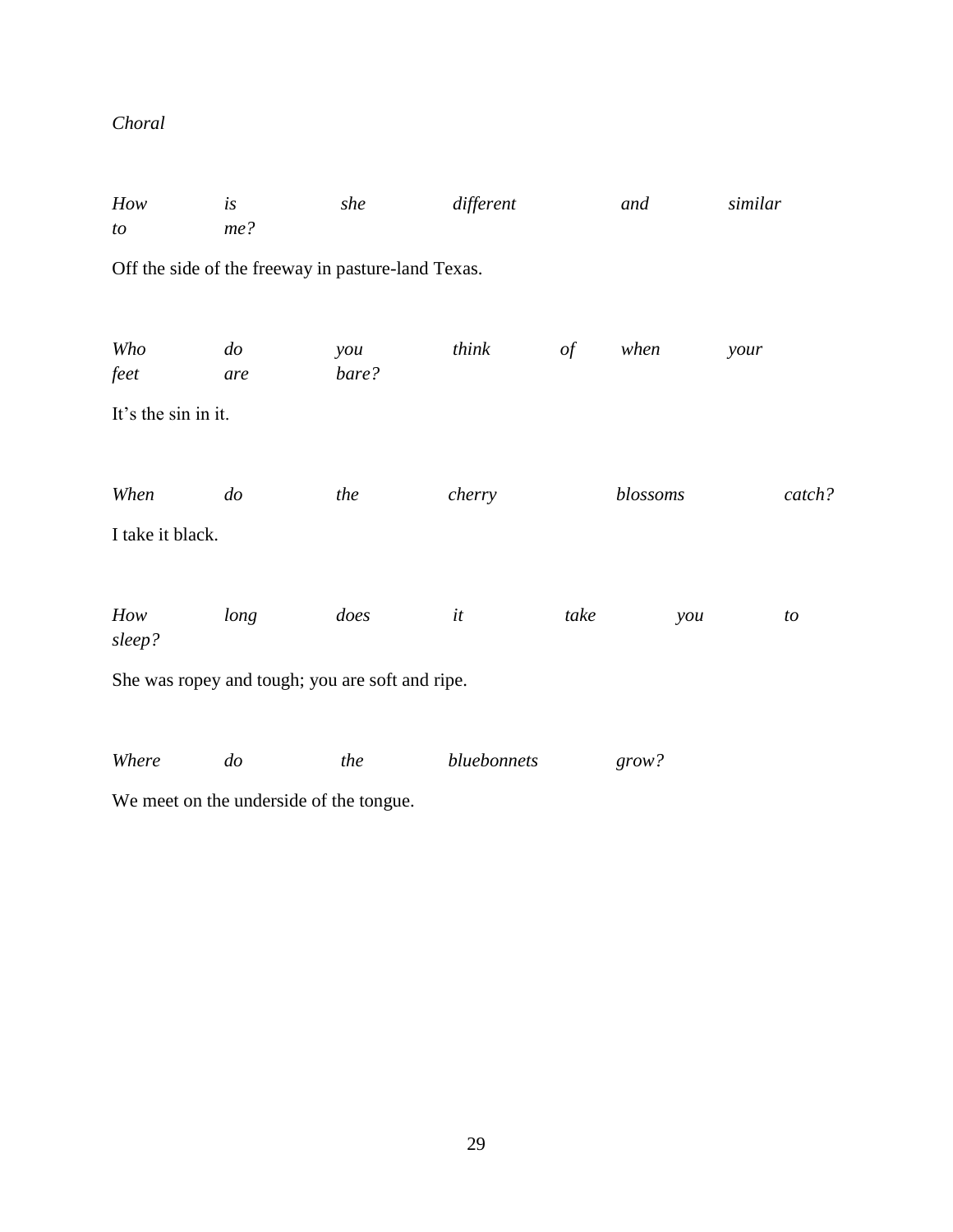*Choral*

*How is she different and similar to me?*

Off the side of the freeway in pasture-land Texas.

*Who do you think of when your feet are bare?*

It's the sin in it.

*When do the cherry blossoms catch?*

I take it black.

*How long does it take you to sleep?*

She was ropey and tough; you are soft and ripe.

*Where do the bluebonnets grow?*

We meet on the underside of the tongue.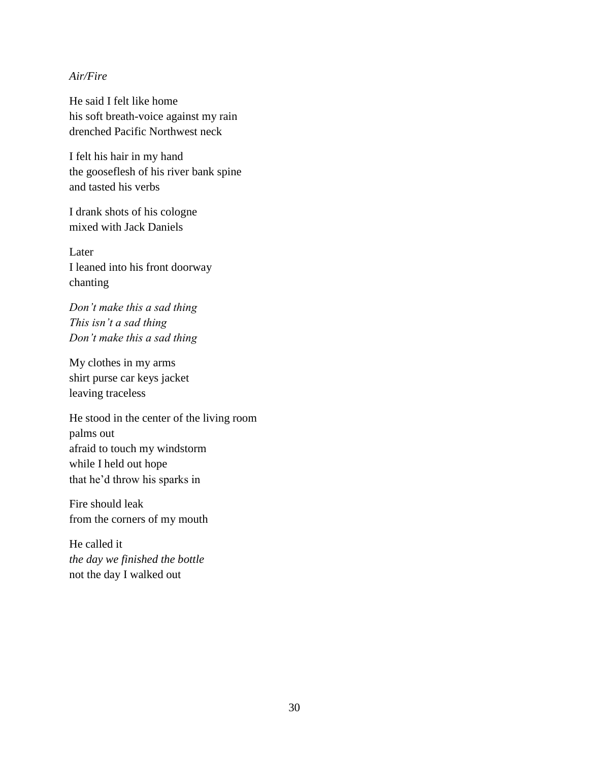*Air/Fire*

He said I felt like home  
his soft breath-voice against my rain  
drenched Pacific Northwest neck

I felt his hair in my hand  
the gooseflesh of his river bank spine  
and tasted his verbs

I drank shots of his cologne  
mixed with Jack Daniels

Later  
I leaned into his front doorway  
chanting

*Don't make this a sad thing*  
*This isn't a sad thing*  
*Don't make this a sad thing*

My clothes in my arms  
shirt purse car keys jacket  
leaving traceless

He stood in the center of the living room  
palms out  
afraid to touch my windstorm  
while I held out hope  
that he'd throw his sparks in

Fire should leak  
from the corners of my mouth

He called it  
*the day we finished the bottle*  
not the day I walked out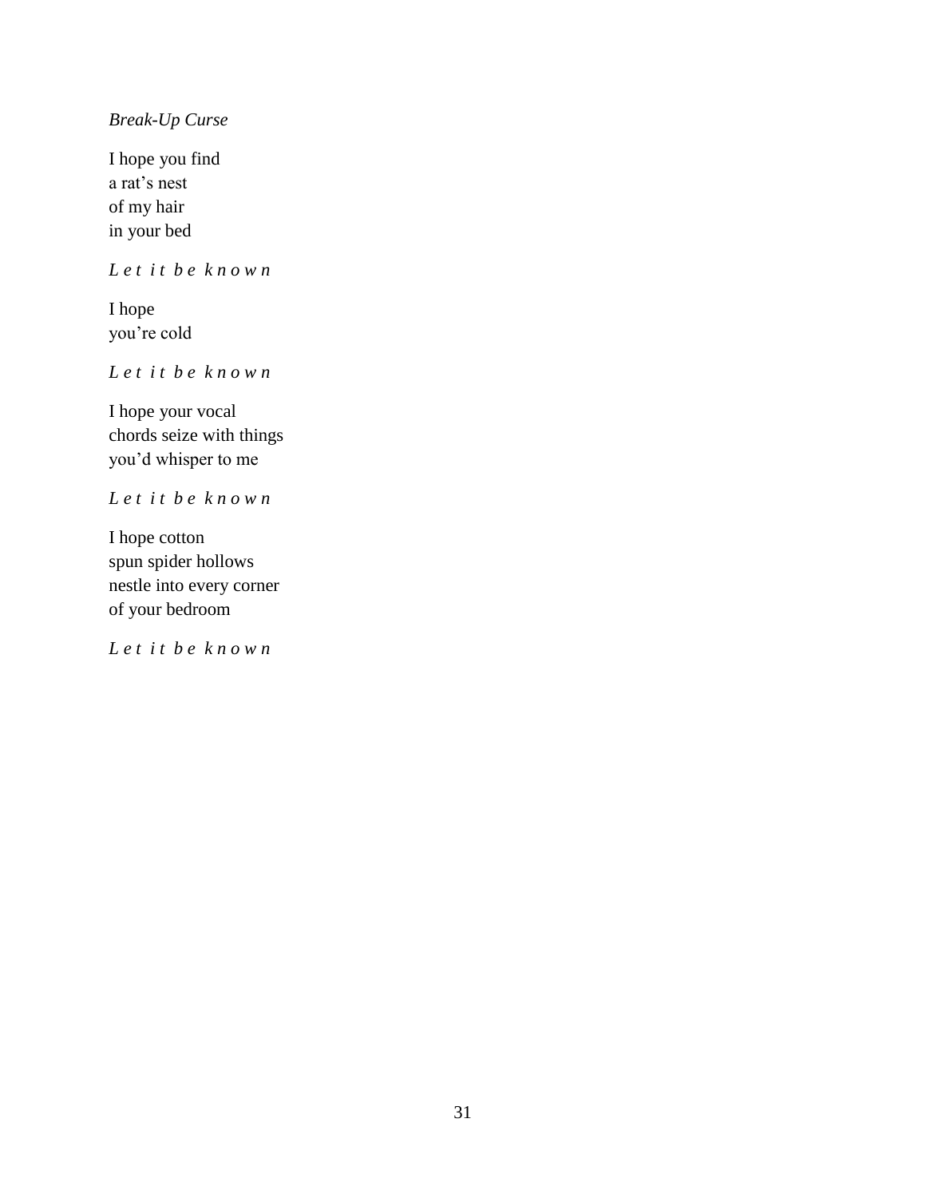*Break-Up Curse*

I hope you find  
a rat's nest  
of my hair  
in your bed

*L e t i t b e k n o w n*

I hope  
you're cold

*L e t i t b e k n o w n*

I hope your vocal  
chords seize with things  
you'd whisper to me

*L e t i t b e k n o w n*

I hope cotton  
spun spider hollows  
nestle into every corner  
of your bedroom

*L e t i t b e k n o w n*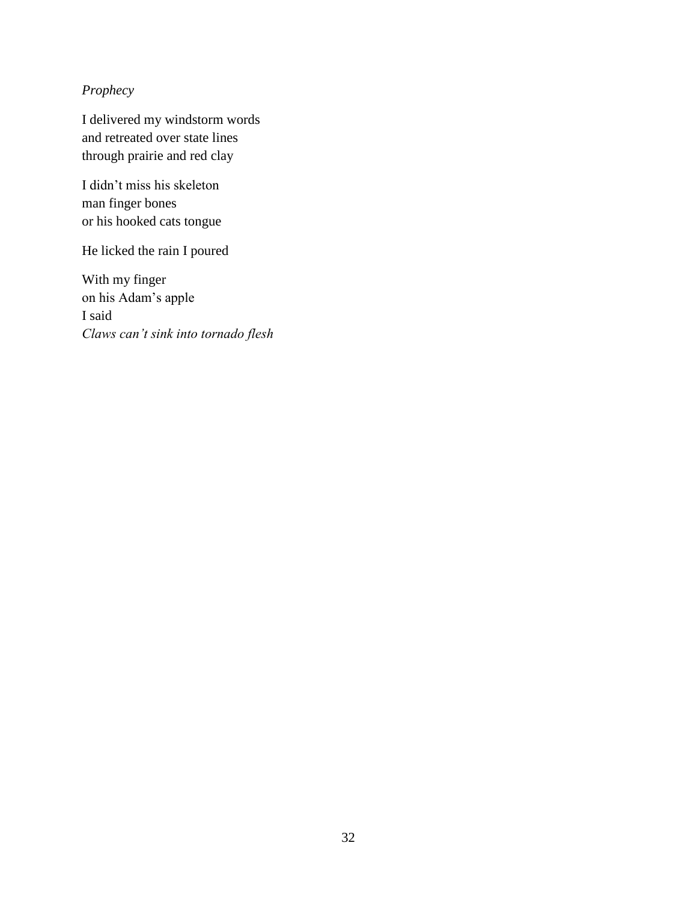*Prophecy*

I delivered my windstorm words  
and retreated over state lines  
through prairie and red clay

I didn't miss his skeleton  
man finger bones  
or his hooked cats tongue

He licked the rain I poured

With my finger  
on his Adam's apple  
I said  
*Claws can't sink into tornado flesh*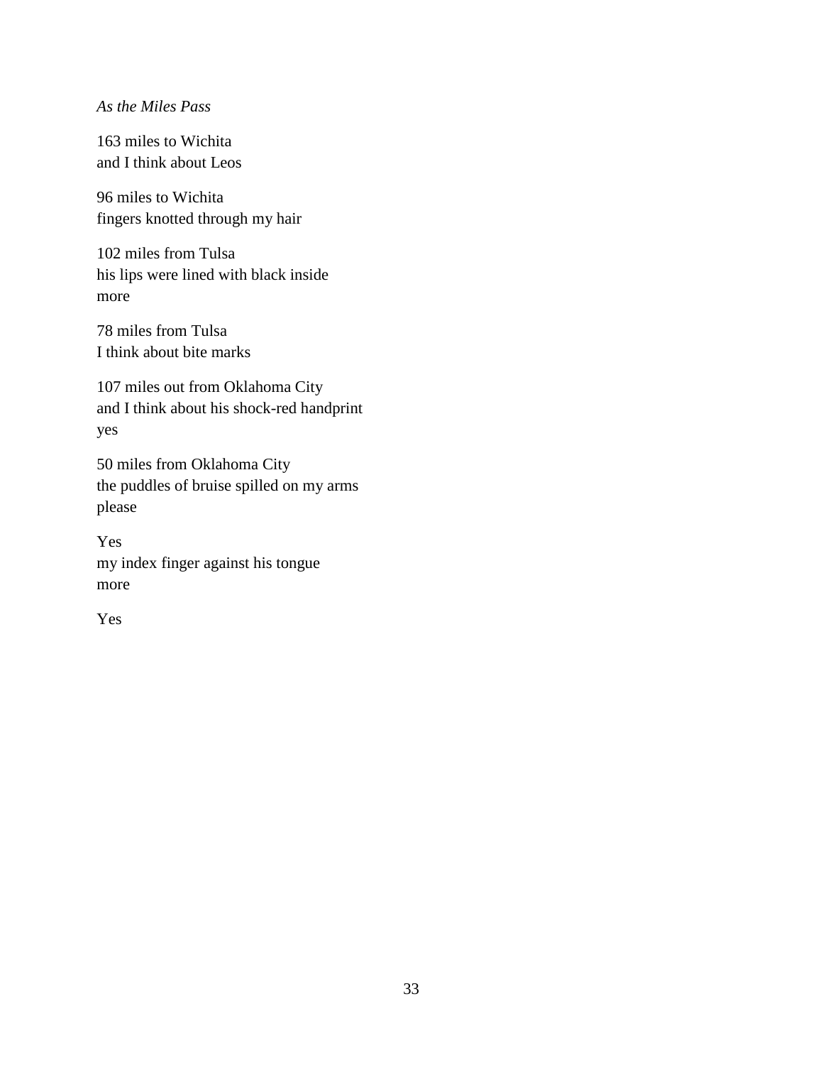*As the Miles Pass*

163 miles to Wichita  
and I think about Leos

96 miles to Wichita  
fingers knotted through my hair

102 miles from Tulsa  
his lips were lined with black inside  
more

78 miles from Tulsa  
I think about bite marks

107 miles out from Oklahoma City  
and I think about his shock-red handprint  
yes

50 miles from Oklahoma City  
the puddles of bruise spilled on my arms  
please

Yes  
my index finger against his tongue  
more

Yes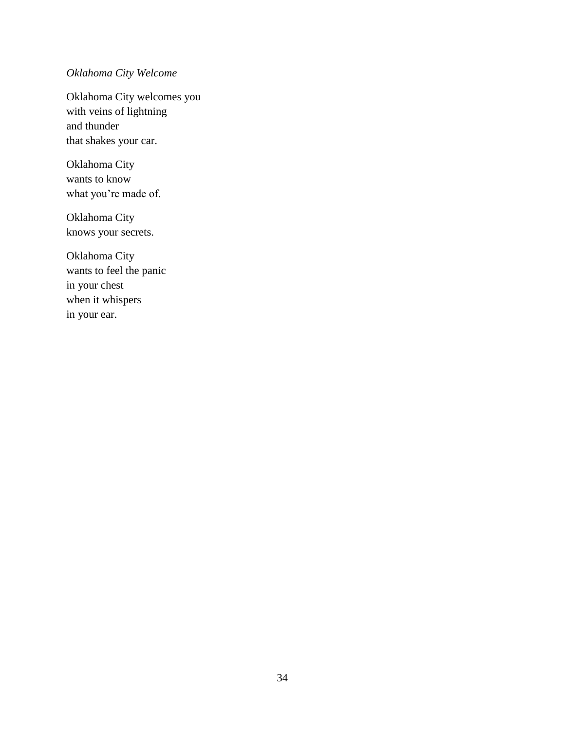*Oklahoma City Welcome*

Oklahoma City welcomes you
with veins of lightning
and thunder
that shakes your car.

Oklahoma City
wants to know
what you're made of.

Oklahoma City
knows your secrets.

Oklahoma City
wants to feel the panic
in your chest
when it whispers
in your ear.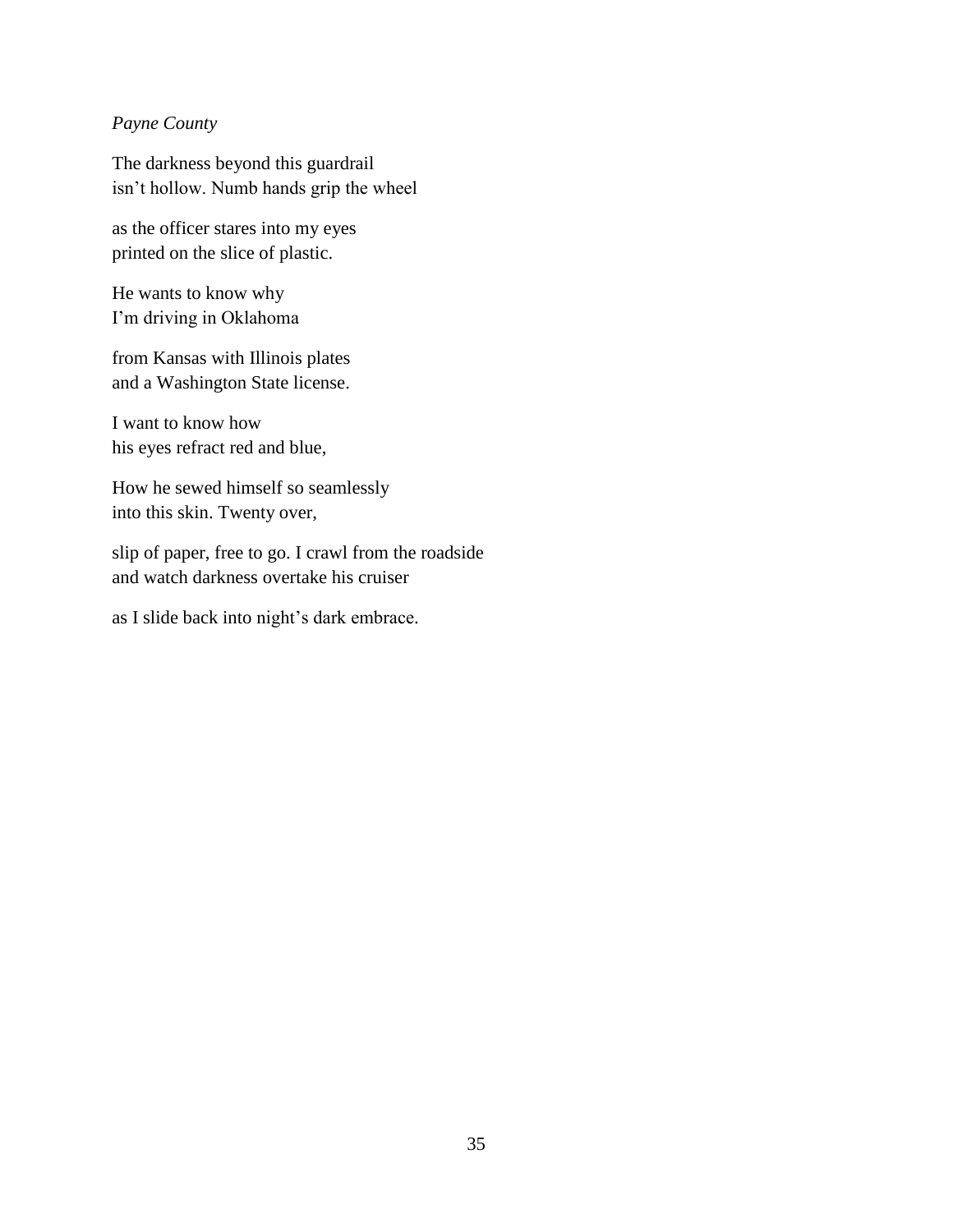*Payne County*

The darkness beyond this guardrail
isn't hollow. Numb hands grip the wheel

as the officer stares into my eyes
printed on the slice of plastic.

He wants to know why
I'm driving in Oklahoma

from Kansas with Illinois plates
and a Washington State license.

I want to know how
his eyes refract red and blue,

How he sewed himself so seamlessly
into this skin. Twenty over,

slip of paper, free to go. I crawl from the roadside
and watch darkness overtake his cruiser

as I slide back into night's dark embrace.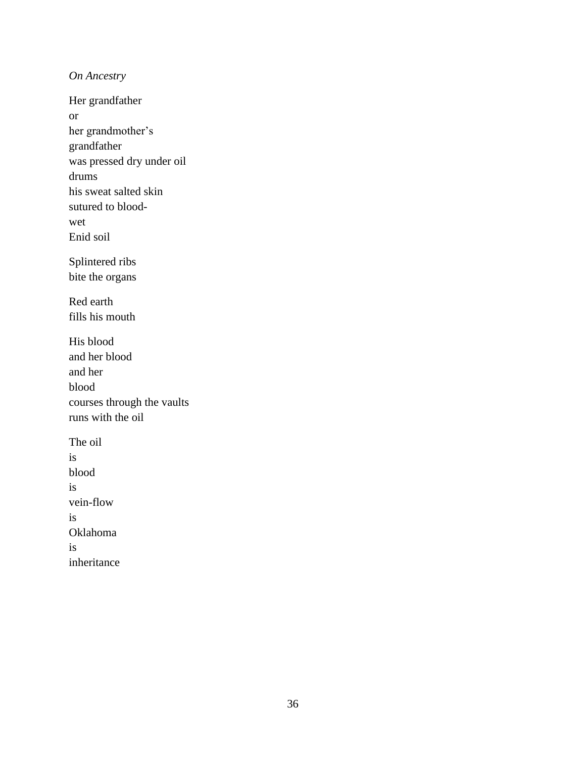*On Ancestry*

Her grandfather  
or  
her grandmother's  
grandfather  
was pressed dry under oil  
drums  
his sweat salted skin  
sutured to blood-  
wet  
Enid soil

Splintered ribs  
bite the organs

Red earth  
fills his mouth

His blood  
and her blood  
and her  
blood  
courses through the vaults  
runs with the oil

The oil  
is  
blood  
is  
vein-flow  
is  
Oklahoma  
is  
inheritance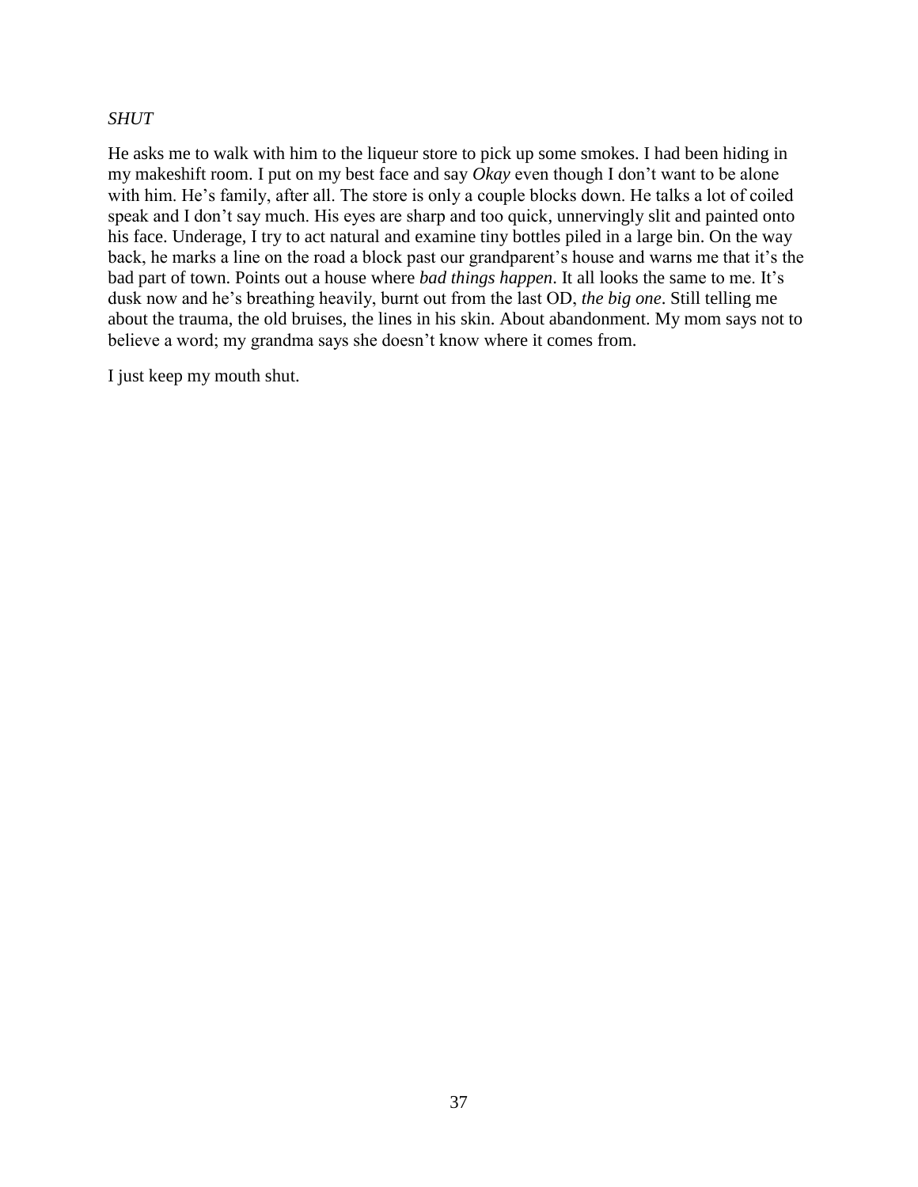*SHUT*

He asks me to walk with him to the liqueur store to pick up some smokes. I had been hiding in my makeshift room. I put on my best face and say *Okay* even though I don't want to be alone with him. He's family, after all. The store is only a couple blocks down. He talks a lot of coiled speak and I don't say much. His eyes are sharp and too quick, unnervingly slit and painted onto his face. Underage, I try to act natural and examine tiny bottles piled in a large bin. On the way back, he marks a line on the road a block past our grandparent's house and warns me that it's the bad part of town. Points out a house where *bad things happen*. It all looks the same to me. It's dusk now and he's breathing heavily, burnt out from the last OD, *the big one*. Still telling me about the trauma, the old bruises, the lines in his skin. About abandonment. My mom says not to believe a word; my grandma says she doesn't know where it comes from.

I just keep my mouth shut.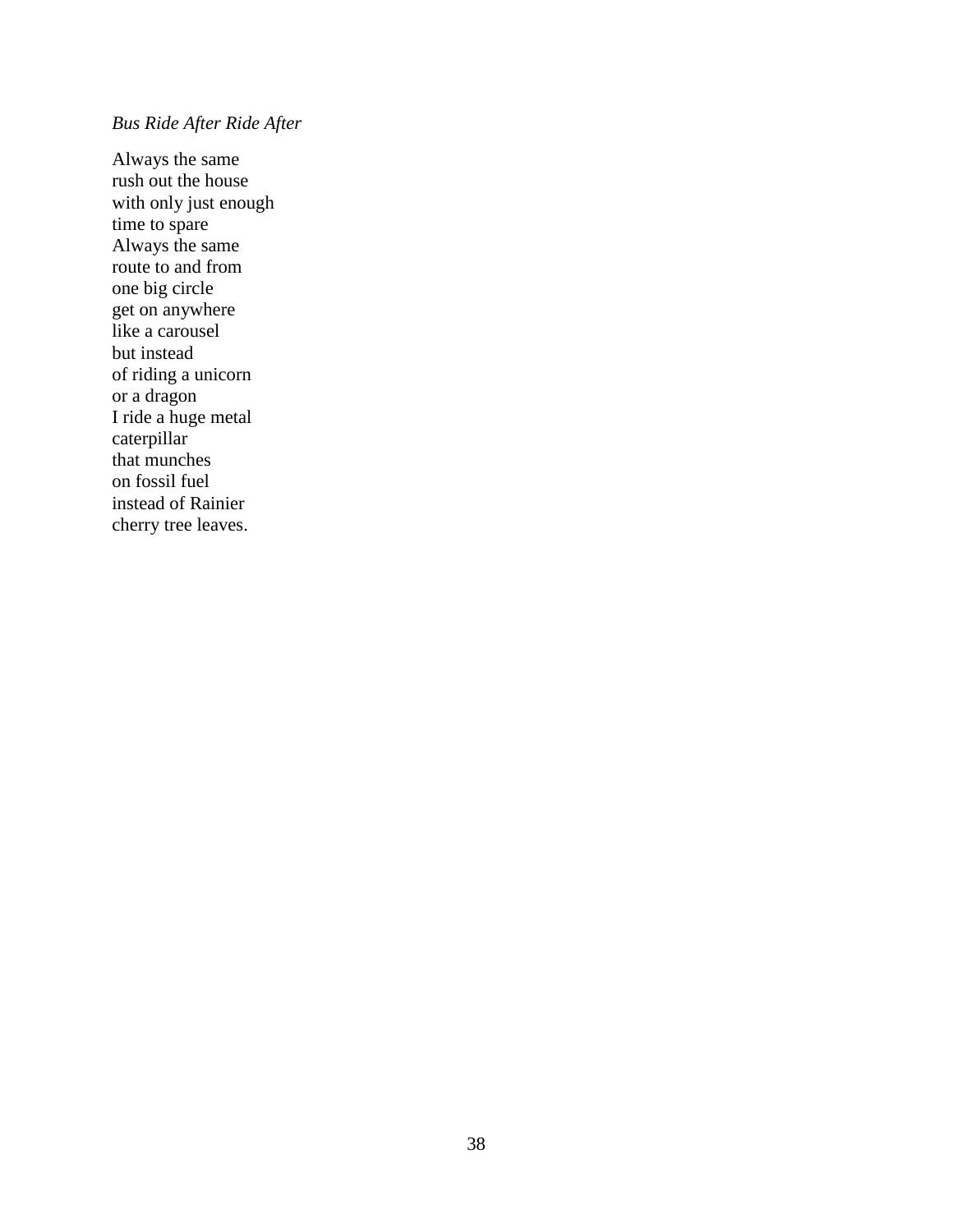*Bus Ride After Ride After*

Always the same  
rush out the house  
with only just enough  
time to spare  
Always the same  
route to and from  
one big circle  
get on anywhere  
like a carousel  
but instead  
of riding a unicorn  
or a dragon  
I ride a huge metal  
caterpillar  
that munches  
on fossil fuel  
instead of Rainier  
cherry tree leaves.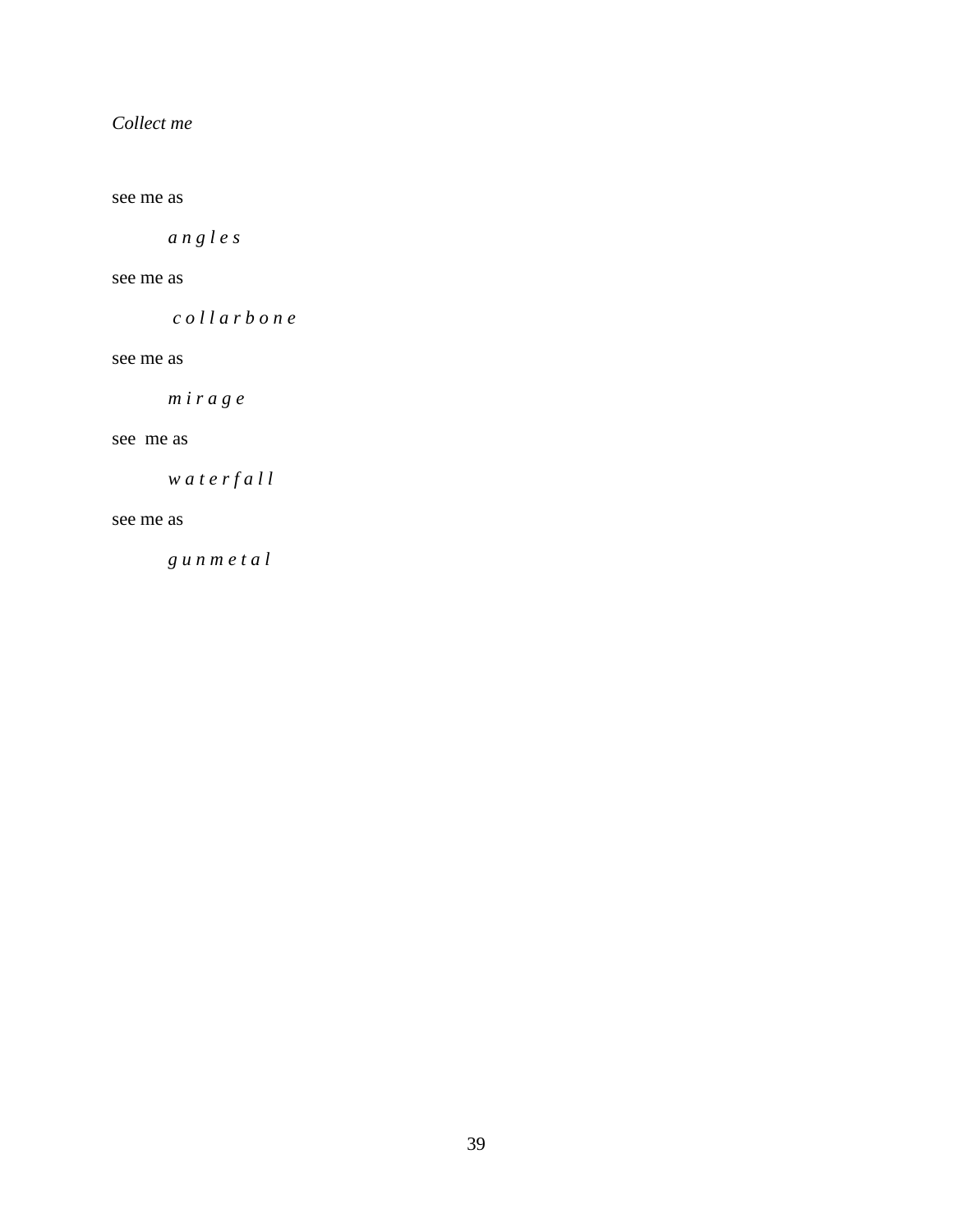*Collect me*

see me as

*a n g l e s*

see me as

*c o l l a r b o n e*

see me as

*m i r a g e*

see me as

*w a t e r f a l l*

see me as

*g u n m e t a l*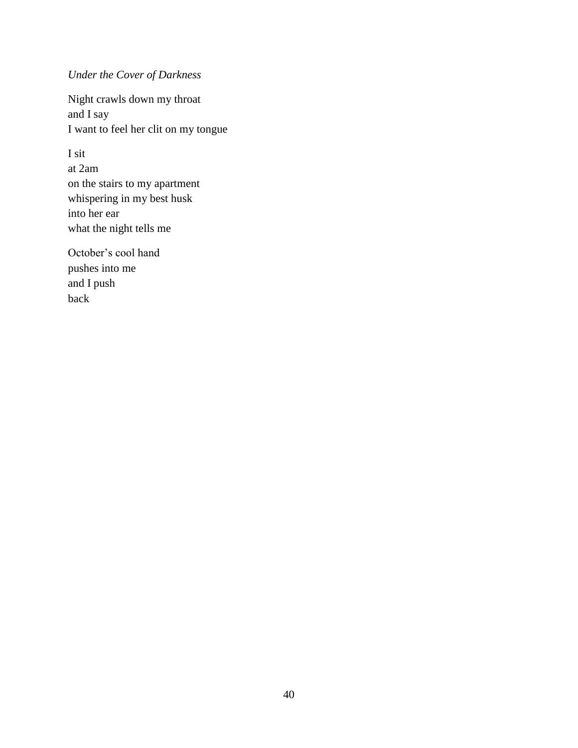*Under the Cover of Darkness*

Night crawls down my throat  
and I say  
I want to feel her clit on my tongue

I sit  
at 2am  
on the stairs to my apartment  
whispering in my best husk  
into her ear  
what the night tells me

October's cool hand  
pushes into me  
and I push  
back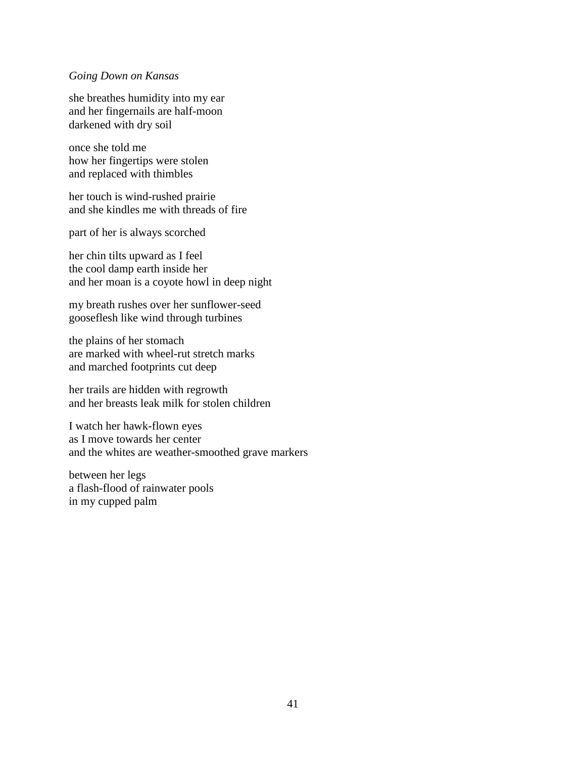*Going Down on Kansas*

she breathes humidity into my ear
and her fingernails are half-moon
darkened with dry soil

once she told me
how her fingertips were stolen
and replaced with thimbles

her touch is wind-rushed prairie
and she kindles me with threads of fire

part of her is always scorched

her chin tilts upward as I feel
the cool damp earth inside her
and her moan is a coyote howl in deep night

my breath rushes over her sunflower-seed
gooseflesh like wind through turbines

the plains of her stomach
are marked with wheel-rut stretch marks
and marched footprints cut deep

her trails are hidden with regrowth
and her breasts leak milk for stolen children

I watch her hawk-flown eyes
as I move towards her center
and the whites are weather-smoothed grave markers

between her legs
a flash-flood of rainwater pools
in my cupped palm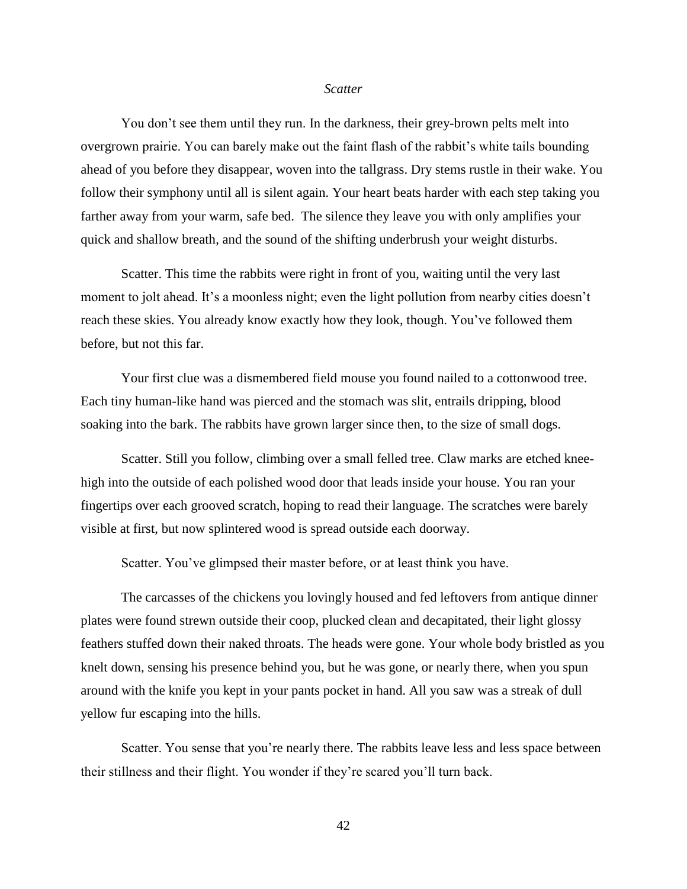*Scatter*

You don't see them until they run. In the darkness, their grey-brown pelts melt into overgrown prairie. You can barely make out the faint flash of the rabbit's white tails bounding ahead of you before they disappear, woven into the tallgrass. Dry stems rustle in their wake. You follow their symphony until all is silent again. Your heart beats harder with each step taking you farther away from your warm, safe bed. The silence they leave you with only amplifies your quick and shallow breath, and the sound of the shifting underbrush your weight disturbs.

Scatter. This time the rabbits were right in front of you, waiting until the very last moment to jolt ahead. It's a moonless night; even the light pollution from nearby cities doesn't reach these skies. You already know exactly how they look, though. You've followed them before, but not this far.

Your first clue was a dismembered field mouse you found nailed to a cottonwood tree. Each tiny human-like hand was pierced and the stomach was slit, entrails dripping, blood soaking into the bark. The rabbits have grown larger since then, to the size of small dogs.

Scatter. Still you follow, climbing over a small felled tree. Claw marks are etched knee-high into the outside of each polished wood door that leads inside your house. You ran your fingertips over each grooved scratch, hoping to read their language. The scratches were barely visible at first, but now splintered wood is spread outside each doorway.

Scatter. You've glimpsed their master before, or at least think you have.

The carcasses of the chickens you lovingly housed and fed leftovers from antique dinner plates were found strewn outside their coop, plucked clean and decapitated, their light glossy feathers stuffed down their naked throats. The heads were gone. Your whole body bristled as you knelt down, sensing his presence behind you, but he was gone, or nearly there, when you spun around with the knife you kept in your pants pocket in hand. All you saw was a streak of dull yellow fur escaping into the hills.

Scatter. You sense that you're nearly there. The rabbits leave less and less space between their stillness and their flight. You wonder if they're scared you'll turn back.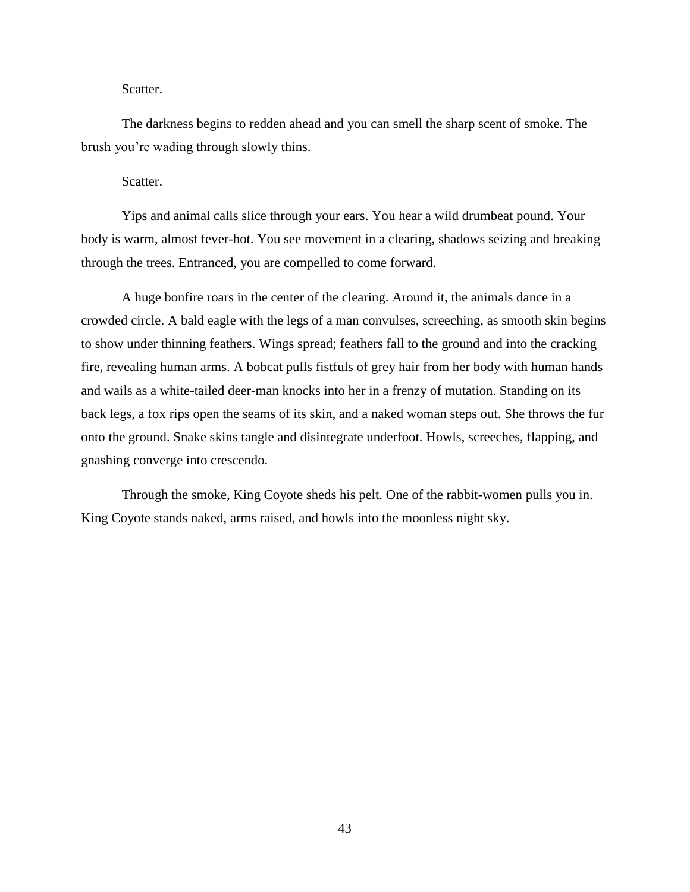Scatter.

The darkness begins to redden ahead and you can smell the sharp scent of smoke. The brush you're wading through slowly thins.

Scatter.

Yips and animal calls slice through your ears. You hear a wild drumbeat pound. Your body is warm, almost fever-hot. You see movement in a clearing, shadows seizing and breaking through the trees. Entranced, you are compelled to come forward.

A huge bonfire roars in the center of the clearing. Around it, the animals dance in a crowded circle. A bald eagle with the legs of a man convulses, screeching, as smooth skin begins to show under thinning feathers. Wings spread; feathers fall to the ground and into the cracking fire, revealing human arms. A bobcat pulls fistfuls of grey hair from her body with human hands and wails as a white-tailed deer-man knocks into her in a frenzy of mutation. Standing on its back legs, a fox rips open the seams of its skin, and a naked woman steps out. She throws the fur onto the ground. Snake skins tangle and disintegrate underfoot. Howls, screeches, flapping, and gnashing converge into crescendo.

Through the smoke, King Coyote sheds his pelt. One of the rabbit-women pulls you in. King Coyote stands naked, arms raised, and howls into the moonless night sky.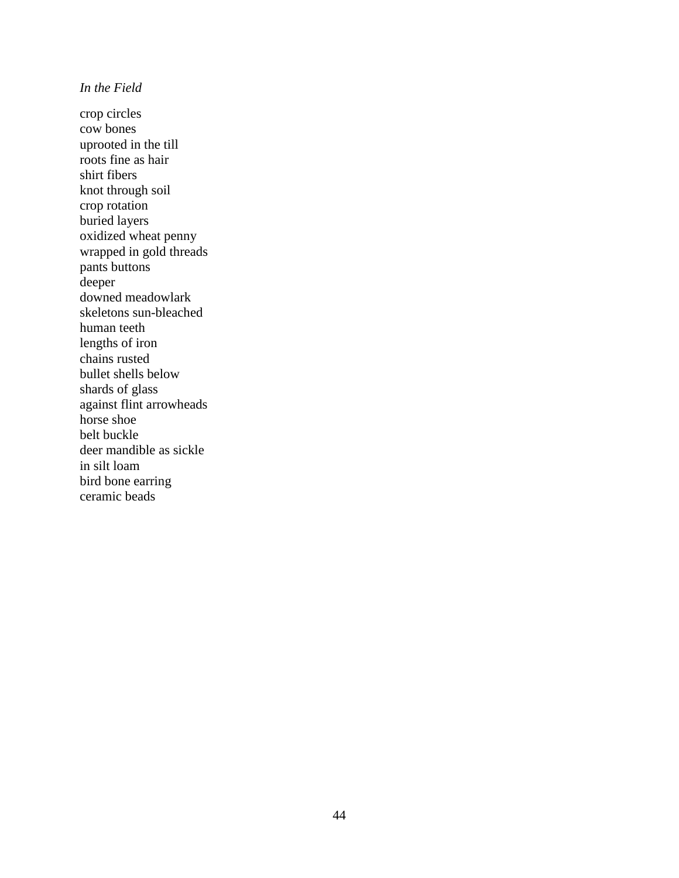*In the Field*

crop circles  
cow bones  
uprooted in the till  
roots fine as hair  
shirt fibers  
knot through soil  
crop rotation  
buried layers  
oxidized wheat penny  
wrapped in gold threads  
pants buttons  
deeper  
downed meadowlark  
skeletons sun-bleached  
human teeth  
lengths of iron  
chains rusted  
bullet shells below  
shards of glass  
against flint arrowheads  
horse shoe  
belt buckle  
deer mandible as sickle  
in silt loam  
bird bone earring  
ceramic beads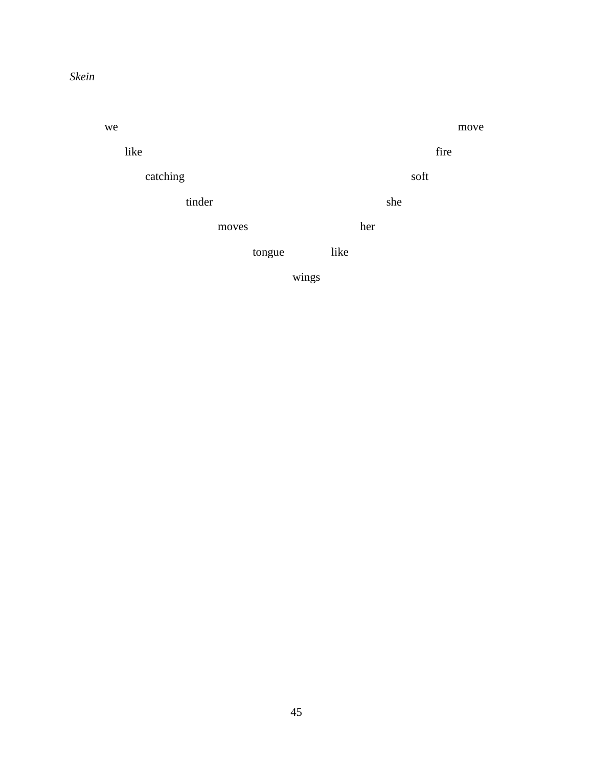*Skein*

we move

like fire

catching soft

tinder she

moves her

tongue like

wings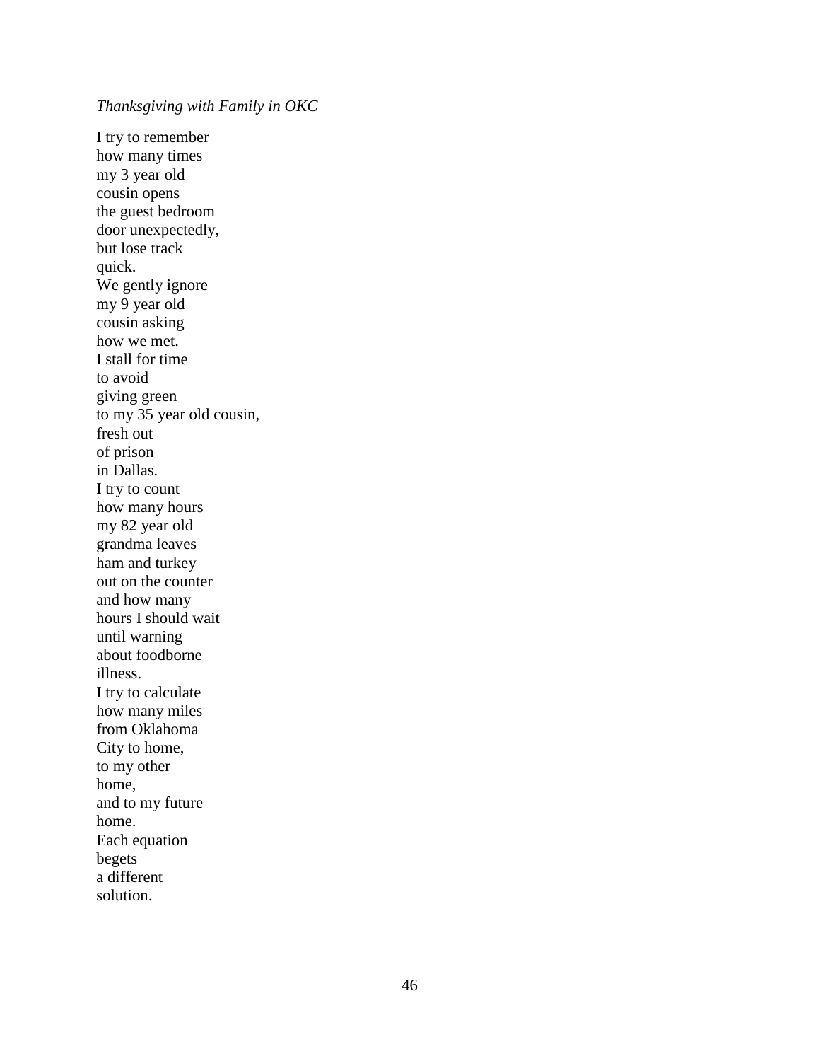*Thanksgiving with Family in OKC*

I try to remember  
how many times  
my 3 year old  
cousin opens  
the guest bedroom  
door unexpectedly,  
but lose track  
quick.  
We gently ignore  
my 9 year old  
cousin asking  
how we met.  
I stall for time  
to avoid  
giving green  
to my 35 year old cousin,  
fresh out  
of prison  
in Dallas.  
I try to count  
how many hours  
my 82 year old  
grandma leaves  
ham and turkey  
out on the counter  
and how many  
hours I should wait  
until warning  
about foodborne  
illness.  
I try to calculate  
how many miles  
from Oklahoma  
City to home,  
to my other  
home,  
and to my future  
home.  
Each equation  
begets  
a different  
solution.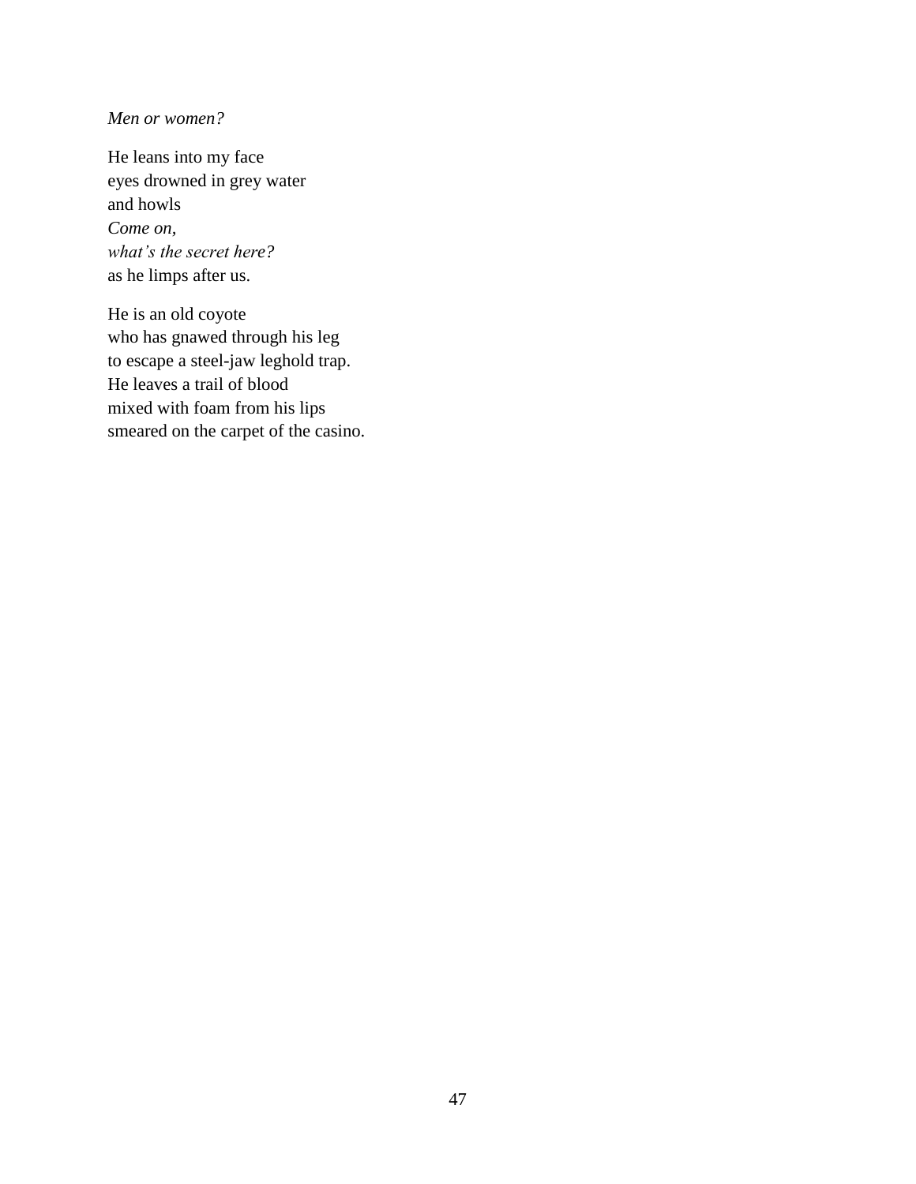*Men or women?*

He leans into my face  
eyes drowned in grey water  
and howls  
*Come on,*  
*what's the secret here?*  
as he limps after us.

He is an old coyote  
who has gnawed through his leg  
to escape a steel-jaw leghold trap.  
He leaves a trail of blood  
mixed with foam from his lips  
smeared on the carpet of the casino.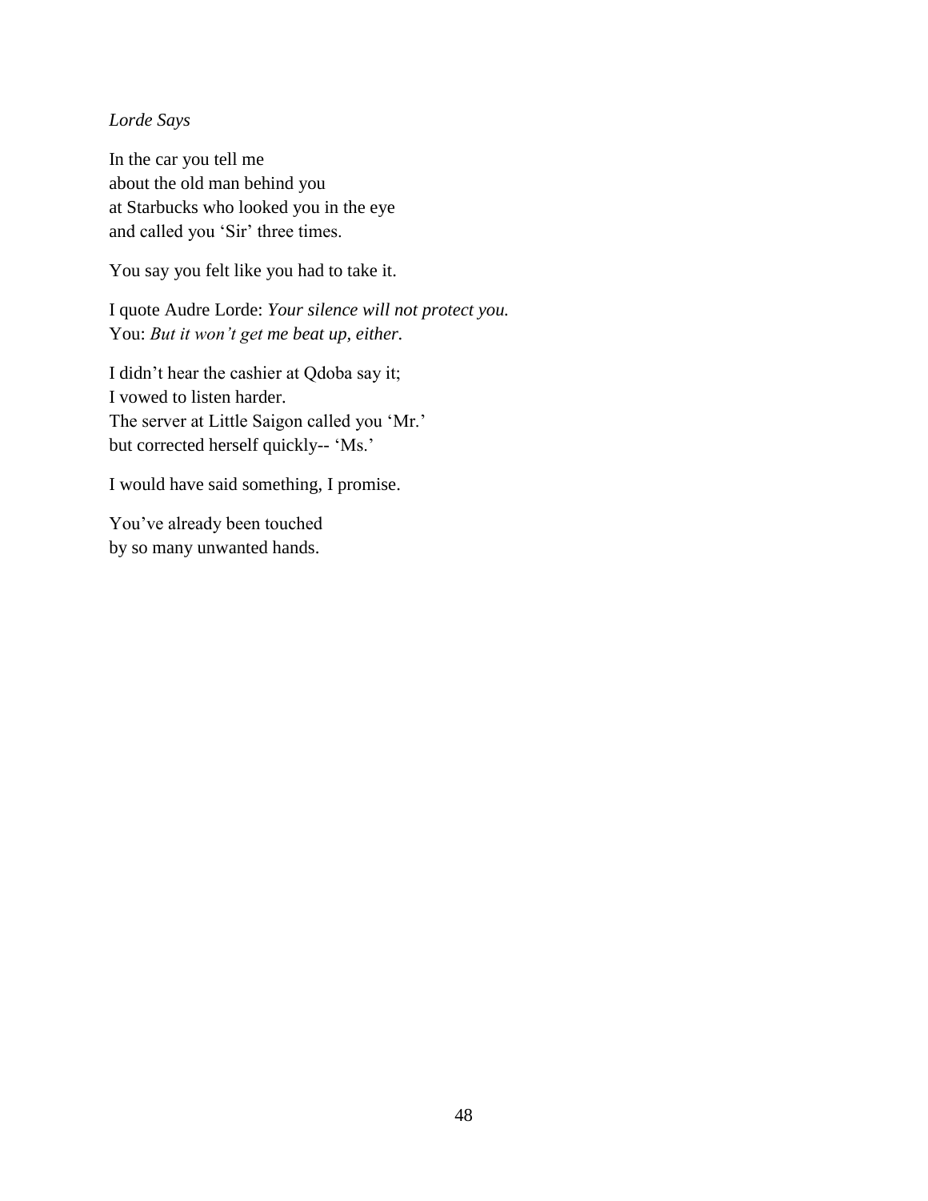*Lorde Says*

In the car you tell me  
about the old man behind you  
at Starbucks who looked you in the eye  
and called you 'Sir' three times.

You say you felt like you had to take it.

I quote Audre Lorde: *Your silence will not protect you.*  
You: *But it won't get me beat up, either.*

I didn't hear the cashier at Qdoba say it;  
I vowed to listen harder.  
The server at Little Saigon called you 'Mr.'  
but corrected herself quickly-- 'Ms.'

I would have said something, I promise.

You've already been touched  
by so many unwanted hands.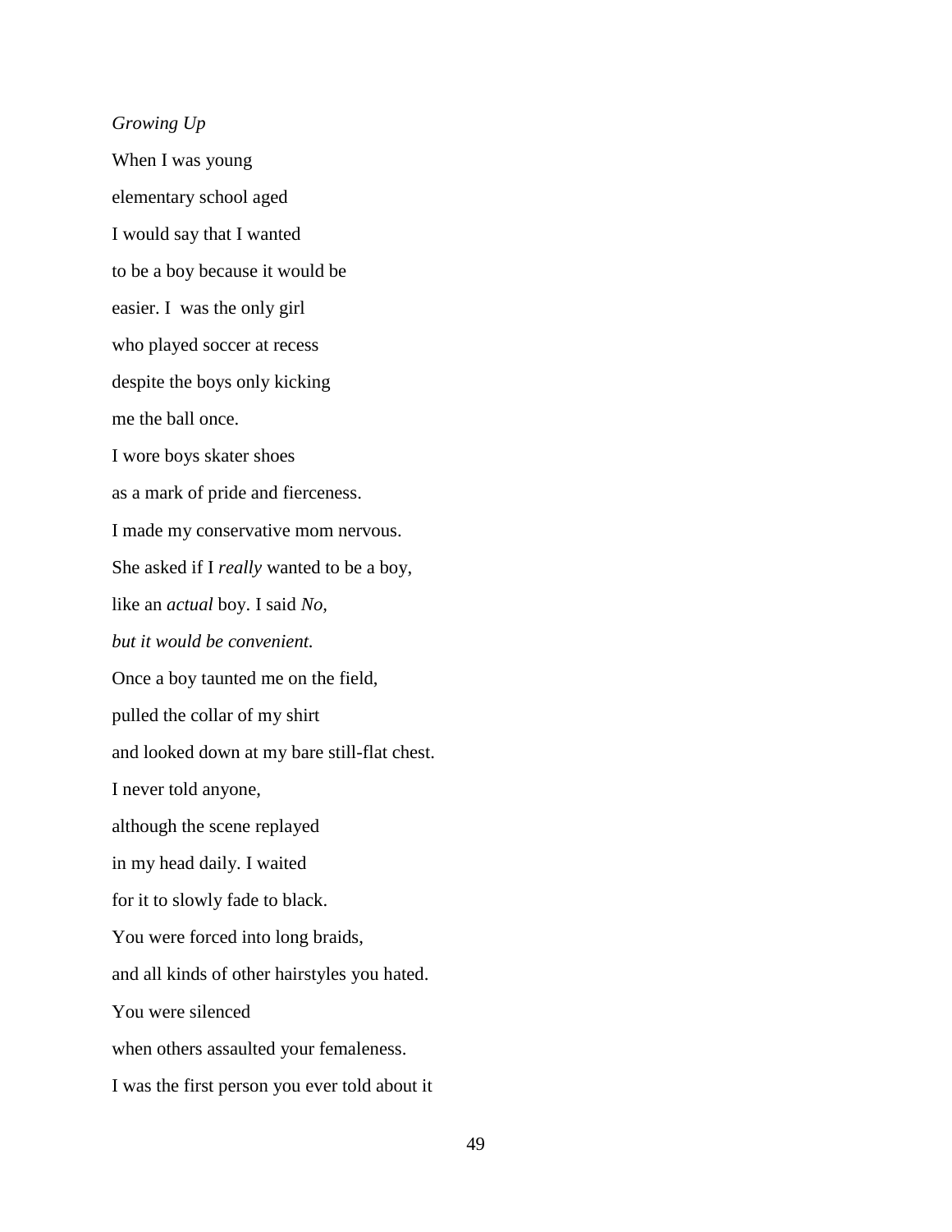*Growing Up*

When I was young

elementary school aged

I would say that I wanted

to be a boy because it would be

easier. I  was the only girl

who played soccer at recess

despite the boys only kicking

me the ball once.

I wore boys skater shoes

as a mark of pride and fierceness.

I made my conservative mom nervous.

She asked if I *really* wanted to be a boy,

like an *actual* boy. I said *No,*

*but it would be convenient.*

Once a boy taunted me on the field,

pulled the collar of my shirt

and looked down at my bare still-flat chest.

I never told anyone,

although the scene replayed

in my head daily. I waited

for it to slowly fade to black.

You were forced into long braids,

and all kinds of other hairstyles you hated.

You were silenced

when others assaulted your femaleness.

I was the first person you ever told about it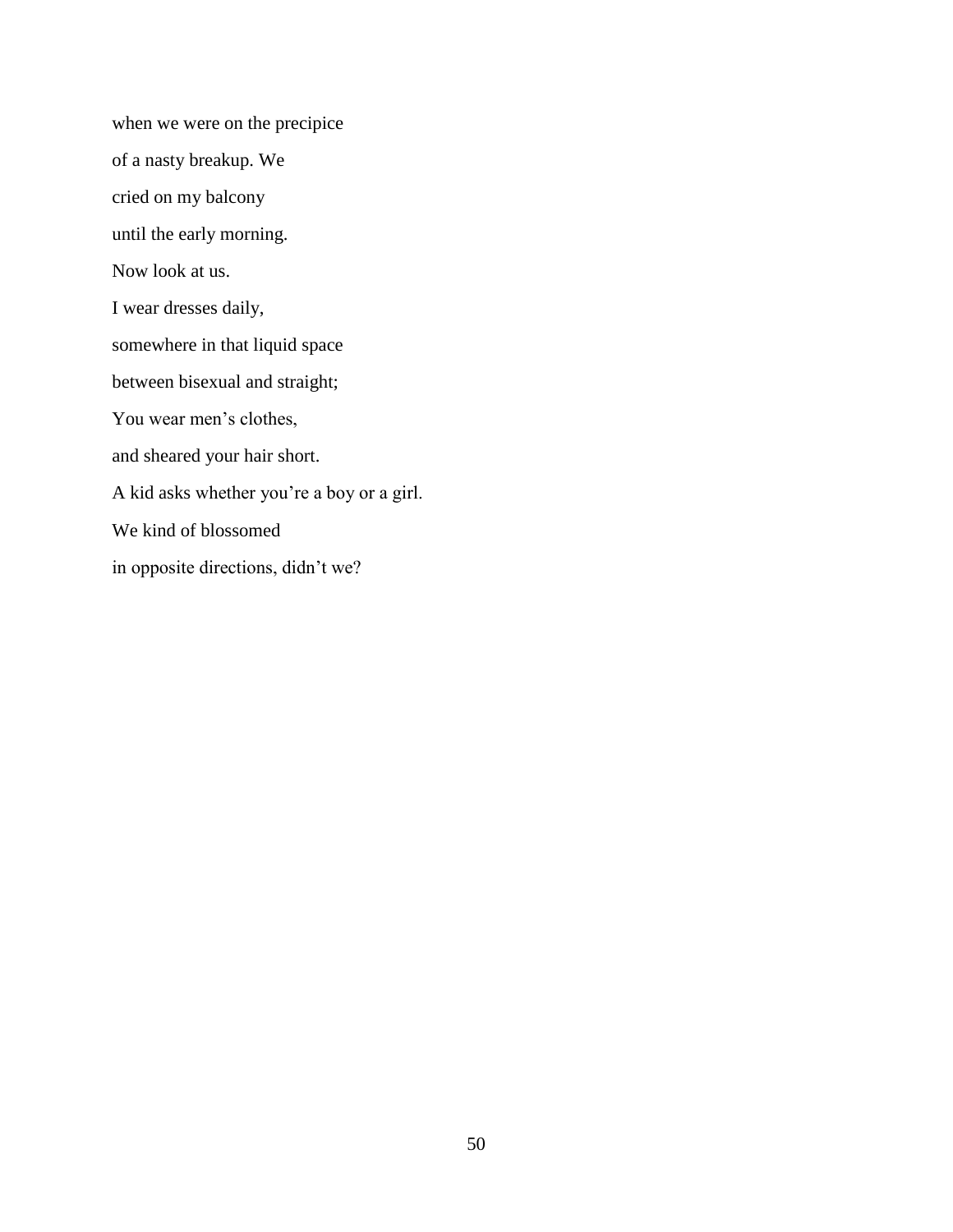when we were on the precipice

of a nasty breakup. We

cried on my balcony

until the early morning.

Now look at us.

I wear dresses daily,

somewhere in that liquid space

between bisexual and straight;

You wear men's clothes,

and sheared your hair short.

A kid asks whether you're a boy or a girl.

We kind of blossomed

in opposite directions, didn't we?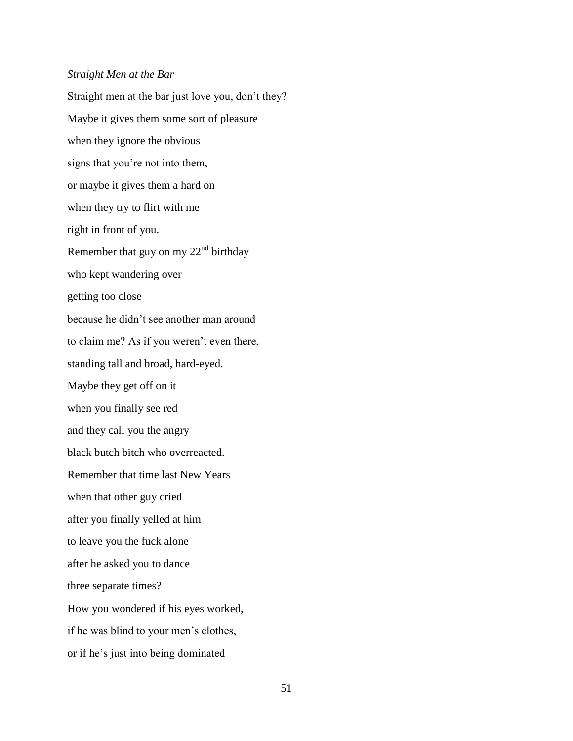*Straight Men at the Bar*

Straight men at the bar just love you, don't they?

Maybe it gives them some sort of pleasure

when they ignore the obvious

signs that you're not into them,

or maybe it gives them a hard on

when they try to flirt with me

right in front of you.

Remember that guy on my 22nd birthday

who kept wandering over

getting too close

because he didn't see another man around

to claim me? As if you weren't even there,

standing tall and broad, hard-eyed.

Maybe they get off on it

when you finally see red

and they call you the angry

black butch bitch who overreacted.

Remember that time last New Years

when that other guy cried

after you finally yelled at him

to leave you the fuck alone

after he asked you to dance

three separate times?

How you wondered if his eyes worked,

if he was blind to your men's clothes,

or if he's just into being dominated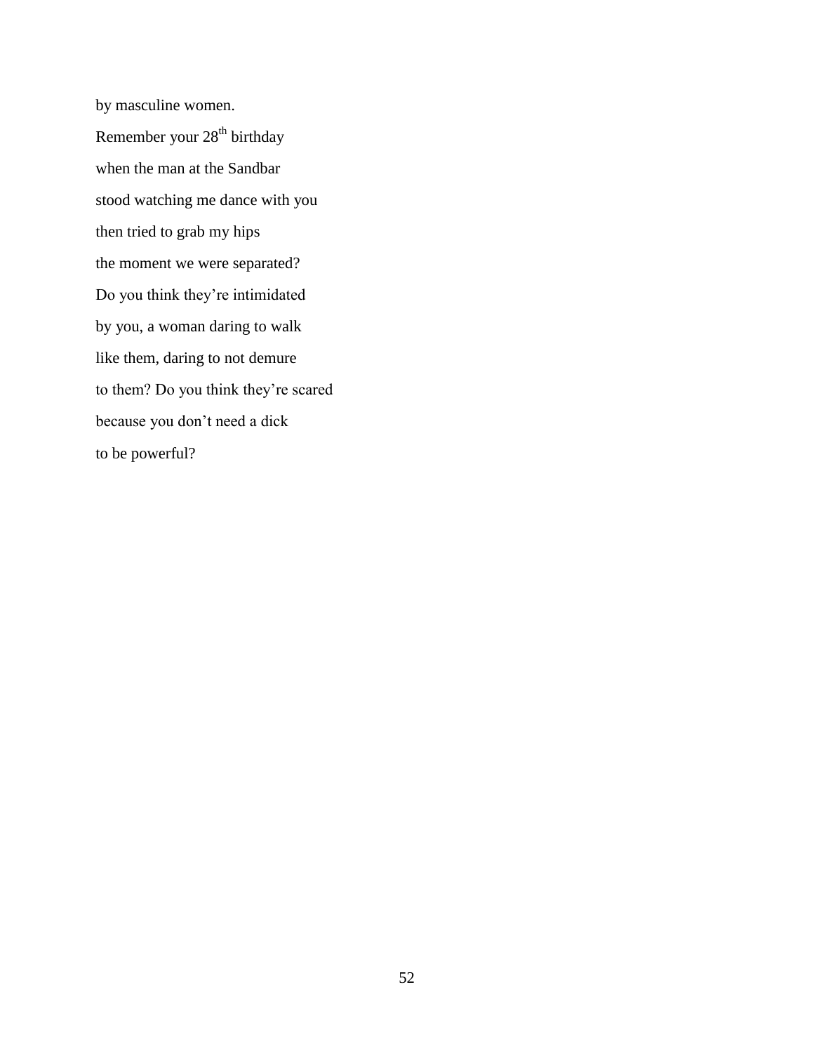by masculine women.  
Remember your 28th birthday  
when the man at the Sandbar  
stood watching me dance with you  
then tried to grab my hips  
the moment we were separated?  
Do you think they’re intimidated  
by you, a woman daring to walk  
like them, daring to not demure  
to them? Do you think they’re scared  
because you don’t need a dick  
to be powerful?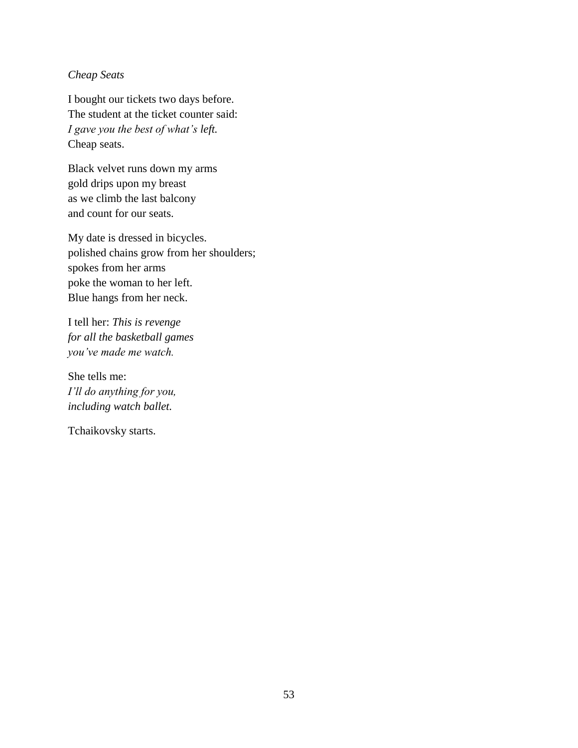*Cheap Seats*

I bought our tickets two days before.
The student at the ticket counter said:
*I gave you the best of what's left.*
Cheap seats.

Black velvet runs down my arms
gold drips upon my breast
as we climb the last balcony
and count for our seats.

My date is dressed in bicycles.
polished chains grow from her shoulders;
spokes from her arms
poke the woman to her left.
Blue hangs from her neck.

I tell her: *This is revenge*
*for all the basketball games*
*you've made me watch.*

She tells me:
*I'll do anything for you,*
*including watch ballet.*

Tchaikovsky starts.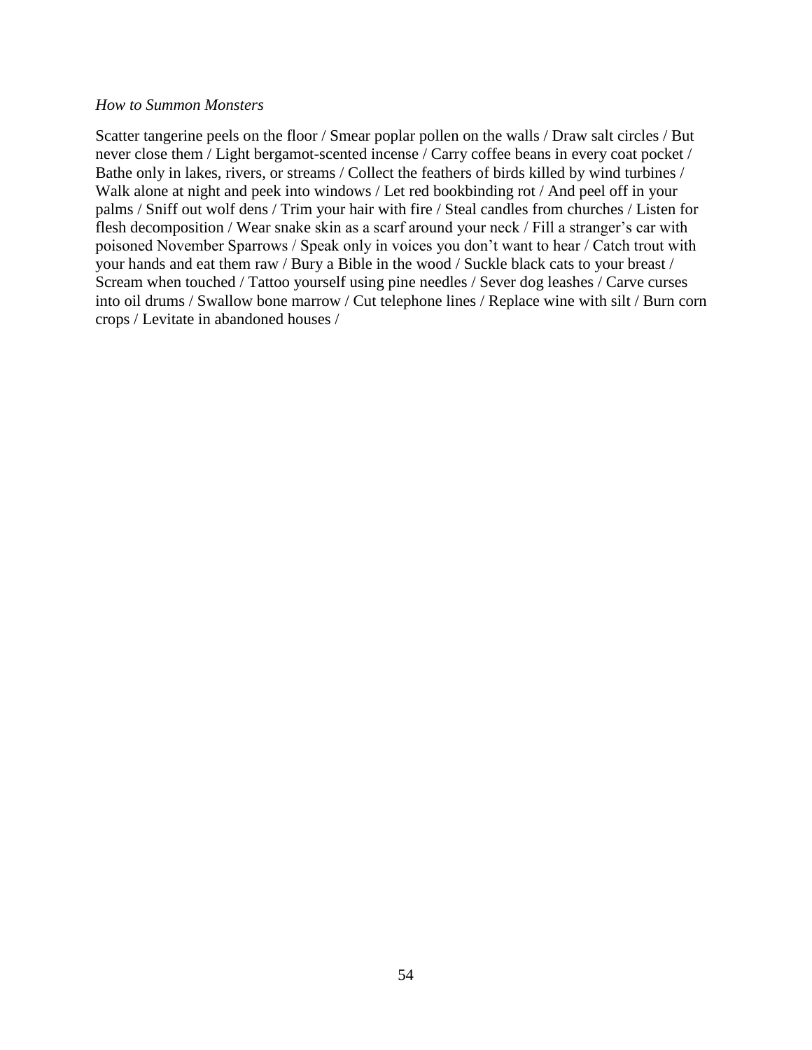*How to Summon Monsters*

Scatter tangerine peels on the floor / Smear poplar pollen on the walls / Draw salt circles / But never close them / Light bergamot-scented incense / Carry coffee beans in every coat pocket / Bathe only in lakes, rivers, or streams / Collect the feathers of birds killed by wind turbines / Walk alone at night and peek into windows / Let red bookbinding rot / And peel off in your palms / Sniff out wolf dens / Trim your hair with fire / Steal candles from churches / Listen for flesh decomposition / Wear snake skin as a scarf around your neck / Fill a stranger's car with poisoned November Sparrows / Speak only in voices you don't want to hear / Catch trout with your hands and eat them raw / Bury a Bible in the wood / Suckle black cats to your breast / Scream when touched / Tattoo yourself using pine needles / Sever dog leashes / Carve curses into oil drums / Swallow bone marrow / Cut telephone lines / Replace wine with silt / Burn corn crops / Levitate in abandoned houses /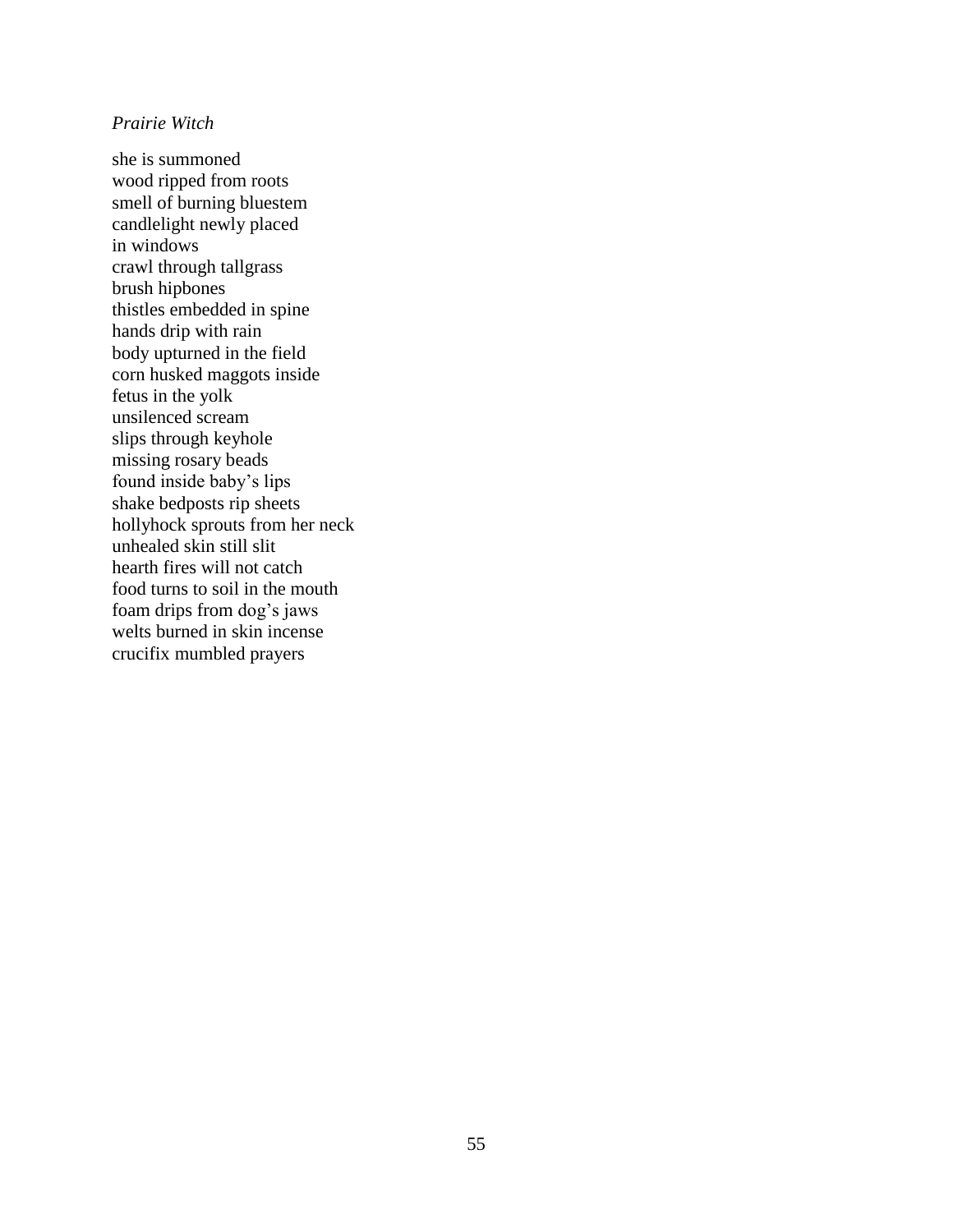*Prairie Witch*

she is summoned  
wood ripped from roots  
smell of burning bluestem  
candlelight newly placed  
in windows  
crawl through tallgrass  
brush hipbones  
thistles embedded in spine  
hands drip with rain  
body upturned in the field  
corn husked maggots inside  
fetus in the yolk  
unsilenced scream  
slips through keyhole  
missing rosary beads  
found inside baby's lips  
shake bedposts rip sheets  
hollyhock sprouts from her neck  
unhealed skin still slit  
hearth fires will not catch  
food turns to soil in the mouth  
foam drips from dog's jaws  
welts burned in skin incense  
crucifix mumbled prayers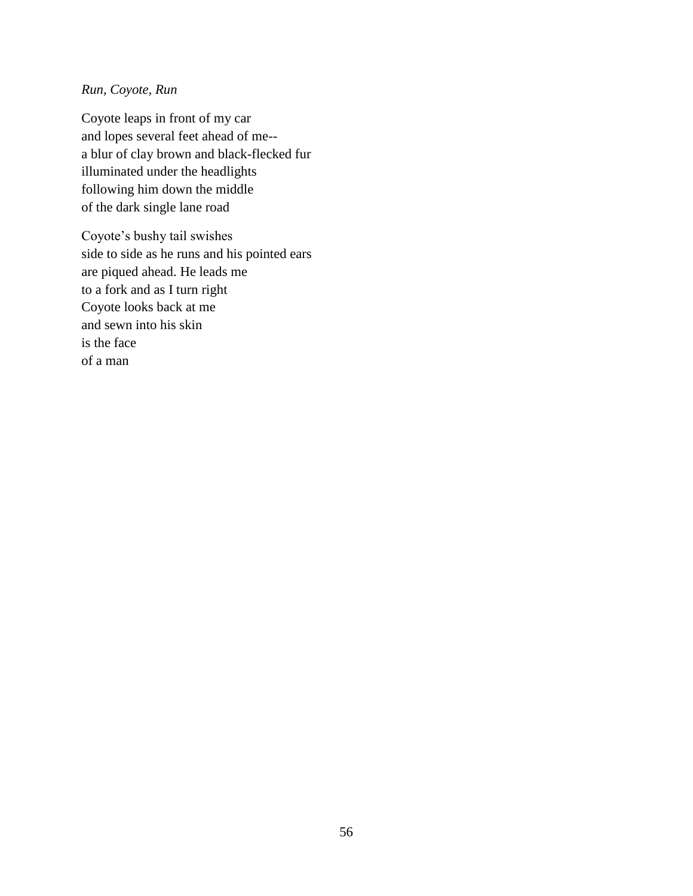*Run, Coyote, Run*

Coyote leaps in front of my car  
and lopes several feet ahead of me--  
a blur of clay brown and black-flecked fur  
illuminated under the headlights  
following him down the middle  
of the dark single lane road

Coyote's bushy tail swishes  
side to side as he runs and his pointed ears  
are piqued ahead. He leads me  
to a fork and as I turn right  
Coyote looks back at me  
and sewn into his skin  
is the face  
of a man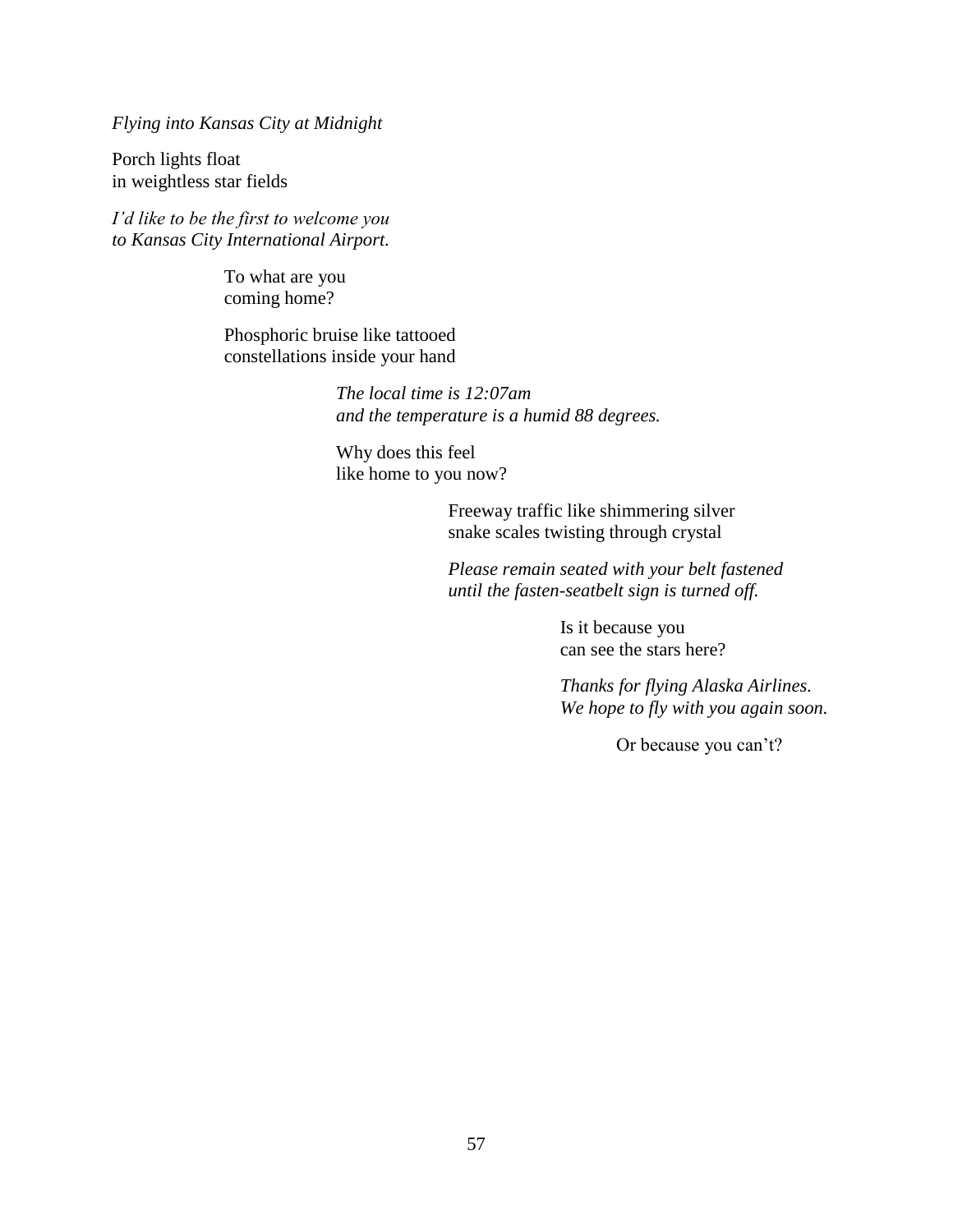*Flying into Kansas City at Midnight*

Porch lights float
in weightless star fields

*I'd like to be the first to welcome you*
*to Kansas City International Airport.*

To what are you
coming home?

Phosphoric bruise like tattooed
constellations inside your hand

*The local time is 12:07am*
*and the temperature is a humid 88 degrees.*

Why does this feel
like home to you now?

Freeway traffic like shimmering silver
snake scales twisting through crystal

*Please remain seated with your belt fastened*
*until the fasten-seatbelt sign is turned off.*

Is it because you
can see the stars here?

*Thanks for flying Alaska Airlines.*
*We hope to fly with you again soon.*

Or because you can't?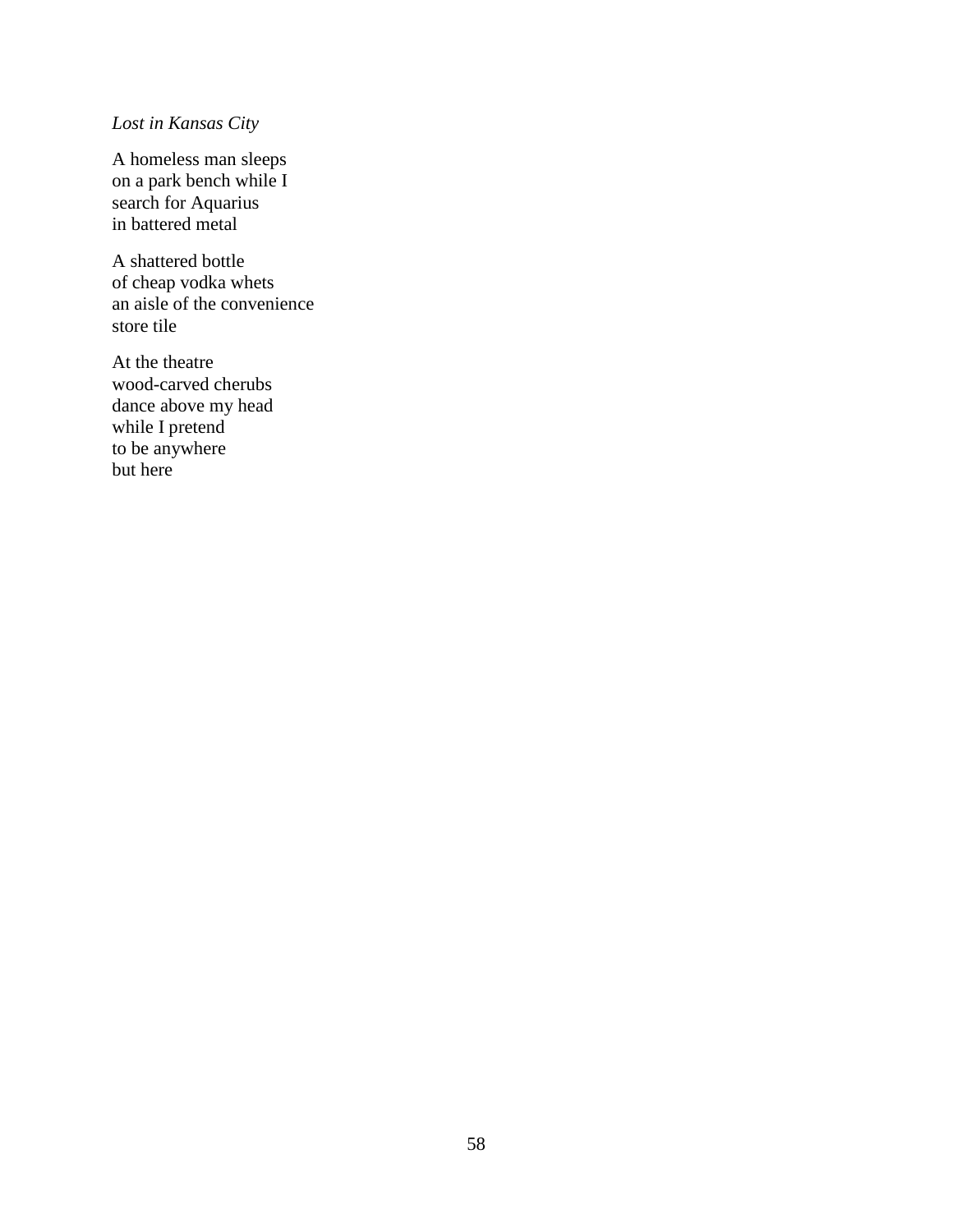*Lost in Kansas City*

A homeless man sleeps  
on a park bench while I  
search for Aquarius  
in battered metal

A shattered bottle  
of cheap vodka whets  
an aisle of the convenience  
store tile

At the theatre  
wood-carved cherubs  
dance above my head  
while I pretend  
to be anywhere  
but here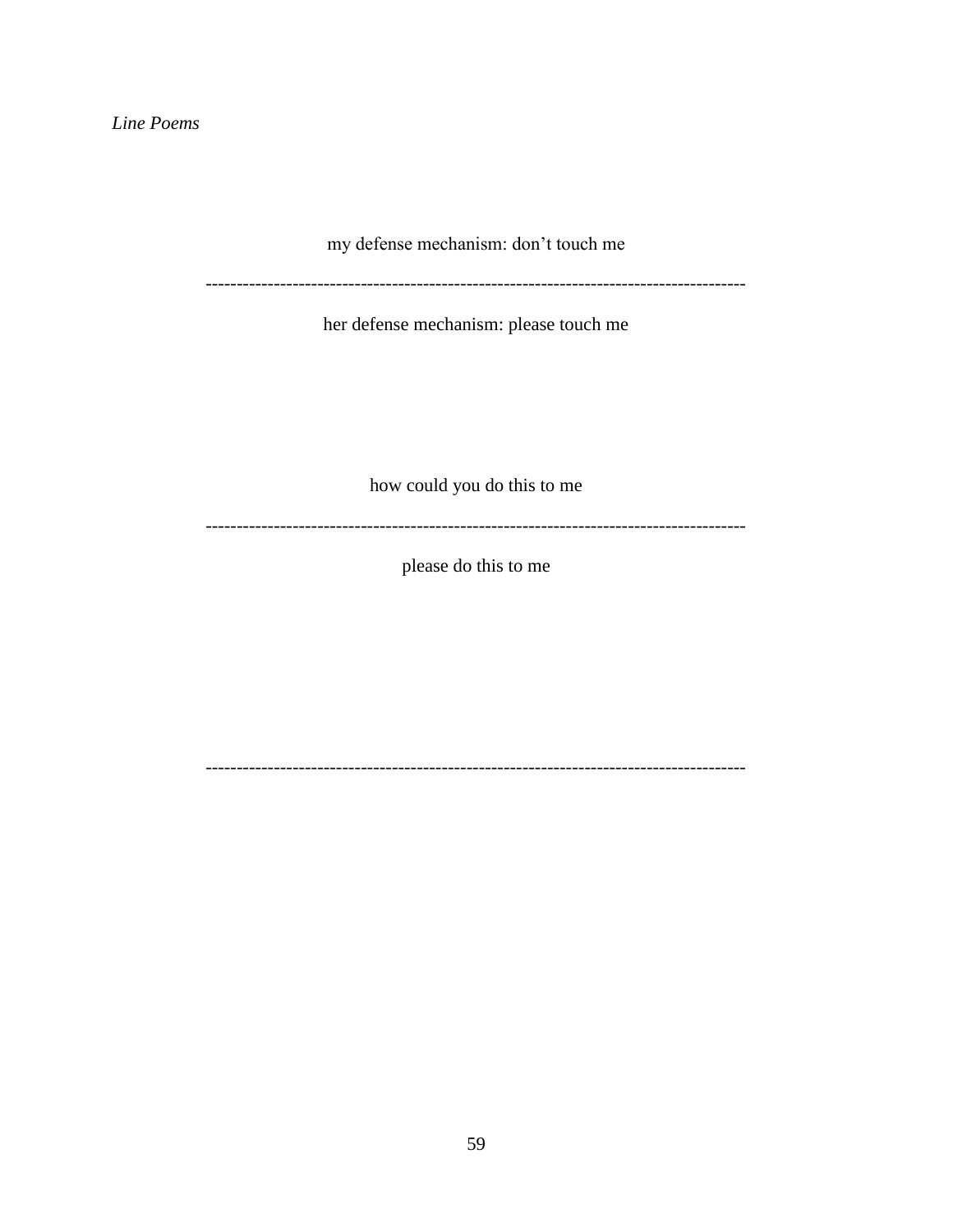*Line Poems*

my defense mechanism: don't touch me

-------------------------------------------------------------------------------------

her defense mechanism: please touch me

how could you do this to me

-------------------------------------------------------------------------------------

please do this to me

-------------------------------------------------------------------------------------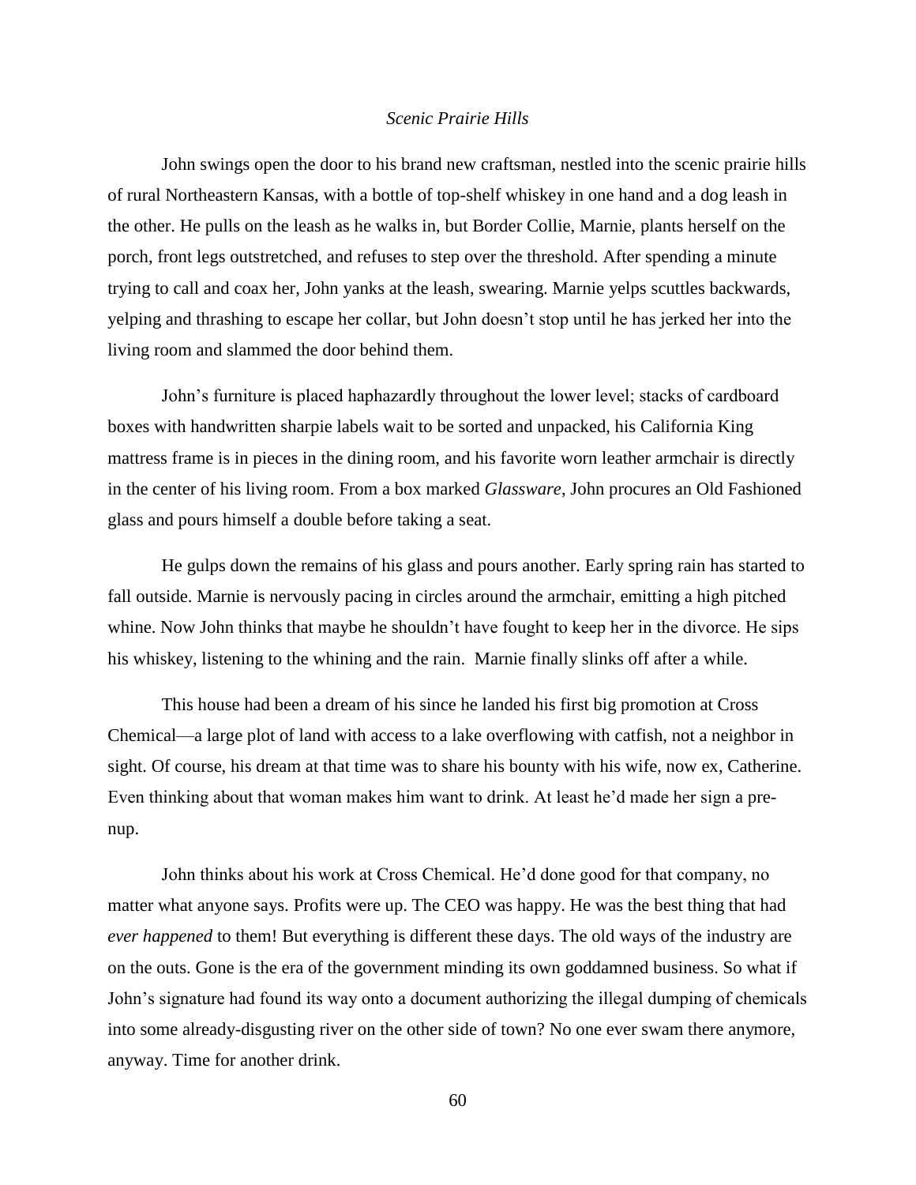*Scenic Prairie Hills*

John swings open the door to his brand new craftsman, nestled into the scenic prairie hills of rural Northeastern Kansas, with a bottle of top-shelf whiskey in one hand and a dog leash in the other. He pulls on the leash as he walks in, but Border Collie, Marnie, plants herself on the porch, front legs outstretched, and refuses to step over the threshold. After spending a minute trying to call and coax her, John yanks at the leash, swearing. Marnie yelps scuttles backwards, yelping and thrashing to escape her collar, but John doesn't stop until he has jerked her into the living room and slammed the door behind them.

John's furniture is placed haphazardly throughout the lower level; stacks of cardboard boxes with handwritten sharpie labels wait to be sorted and unpacked, his California King mattress frame is in pieces in the dining room, and his favorite worn leather armchair is directly in the center of his living room. From a box marked *Glassware*, John procures an Old Fashioned glass and pours himself a double before taking a seat.

He gulps down the remains of his glass and pours another. Early spring rain has started to fall outside. Marnie is nervously pacing in circles around the armchair, emitting a high pitched whine. Now John thinks that maybe he shouldn't have fought to keep her in the divorce. He sips his whiskey, listening to the whining and the rain. Marnie finally slinks off after a while.

This house had been a dream of his since he landed his first big promotion at Cross Chemical—a large plot of land with access to a lake overflowing with catfish, not a neighbor in sight. Of course, his dream at that time was to share his bounty with his wife, now ex, Catherine. Even thinking about that woman makes him want to drink. At least he'd made her sign a pre-nup.

John thinks about his work at Cross Chemical. He'd done good for that company, no matter what anyone says. Profits were up. The CEO was happy. He was the best thing that had *ever happened* to them! But everything is different these days. The old ways of the industry are on the outs. Gone is the era of the government minding its own goddamned business. So what if John's signature had found its way onto a document authorizing the illegal dumping of chemicals into some already-disgusting river on the other side of town? No one ever swam there anymore, anyway. Time for another drink.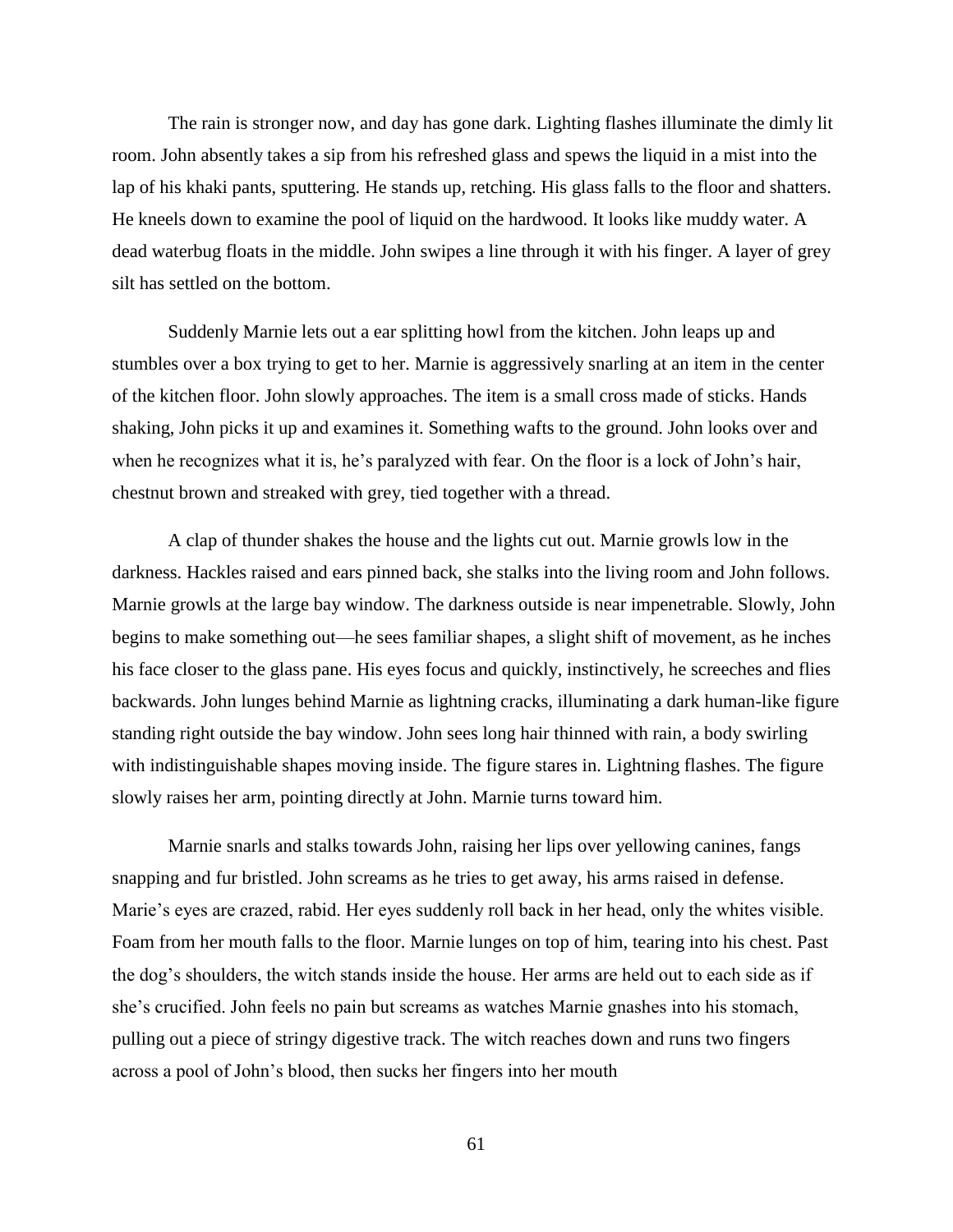The rain is stronger now, and day has gone dark. Lighting flashes illuminate the dimly lit room. John absently takes a sip from his refreshed glass and spews the liquid in a mist into the lap of his khaki pants, sputtering. He stands up, retching. His glass falls to the floor and shatters. He kneels down to examine the pool of liquid on the hardwood. It looks like muddy water. A dead waterbug floats in the middle. John swipes a line through it with his finger. A layer of grey silt has settled on the bottom.

Suddenly Marnie lets out a ear splitting howl from the kitchen. John leaps up and stumbles over a box trying to get to her. Marnie is aggressively snarling at an item in the center of the kitchen floor. John slowly approaches. The item is a small cross made of sticks. Hands shaking, John picks it up and examines it. Something wafts to the ground. John looks over and when he recognizes what it is, he's paralyzed with fear. On the floor is a lock of John's hair, chestnut brown and streaked with grey, tied together with a thread.

A clap of thunder shakes the house and the lights cut out. Marnie growls low in the darkness. Hackles raised and ears pinned back, she stalks into the living room and John follows. Marnie growls at the large bay window. The darkness outside is near impenetrable. Slowly, John begins to make something out—he sees familiar shapes, a slight shift of movement, as he inches his face closer to the glass pane. His eyes focus and quickly, instinctively, he screeches and flies backwards. John lunges behind Marnie as lightning cracks, illuminating a dark human-like figure standing right outside the bay window. John sees long hair thinned with rain, a body swirling with indistinguishable shapes moving inside. The figure stares in. Lightning flashes. The figure slowly raises her arm, pointing directly at John. Marnie turns toward him.

Marnie snarls and stalks towards John, raising her lips over yellowing canines, fangs snapping and fur bristled. John screams as he tries to get away, his arms raised in defense. Marie's eyes are crazed, rabid. Her eyes suddenly roll back in her head, only the whites visible. Foam from her mouth falls to the floor. Marnie lunges on top of him, tearing into his chest. Past the dog's shoulders, the witch stands inside the house. Her arms are held out to each side as if she's crucified. John feels no pain but screams as watches Marnie gnashes into his stomach, pulling out a piece of stringy digestive track. The witch reaches down and runs two fingers across a pool of John's blood, then sucks her fingers into her mouth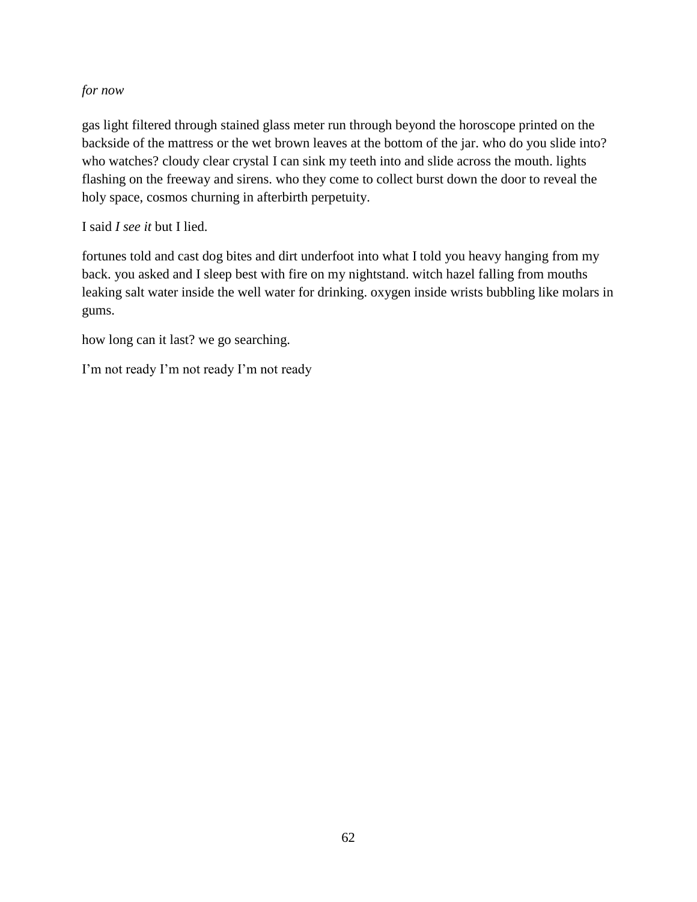*for now*

gas light filtered through stained glass meter run through beyond the horoscope printed on the backside of the mattress or the wet brown leaves at the bottom of the jar. who do you slide into? who watches? cloudy clear crystal I can sink my teeth into and slide across the mouth. lights flashing on the freeway and sirens. who they come to collect burst down the door to reveal the holy space, cosmos churning in afterbirth perpetuity.

I said *I see it* but I lied.

fortunes told and cast dog bites and dirt underfoot into what I told you heavy hanging from my back. you asked and I sleep best with fire on my nightstand. witch hazel falling from mouths leaking salt water inside the well water for drinking. oxygen inside wrists bubbling like molars in gums.

how long can it last? we go searching.

I'm not ready I'm not ready I'm not ready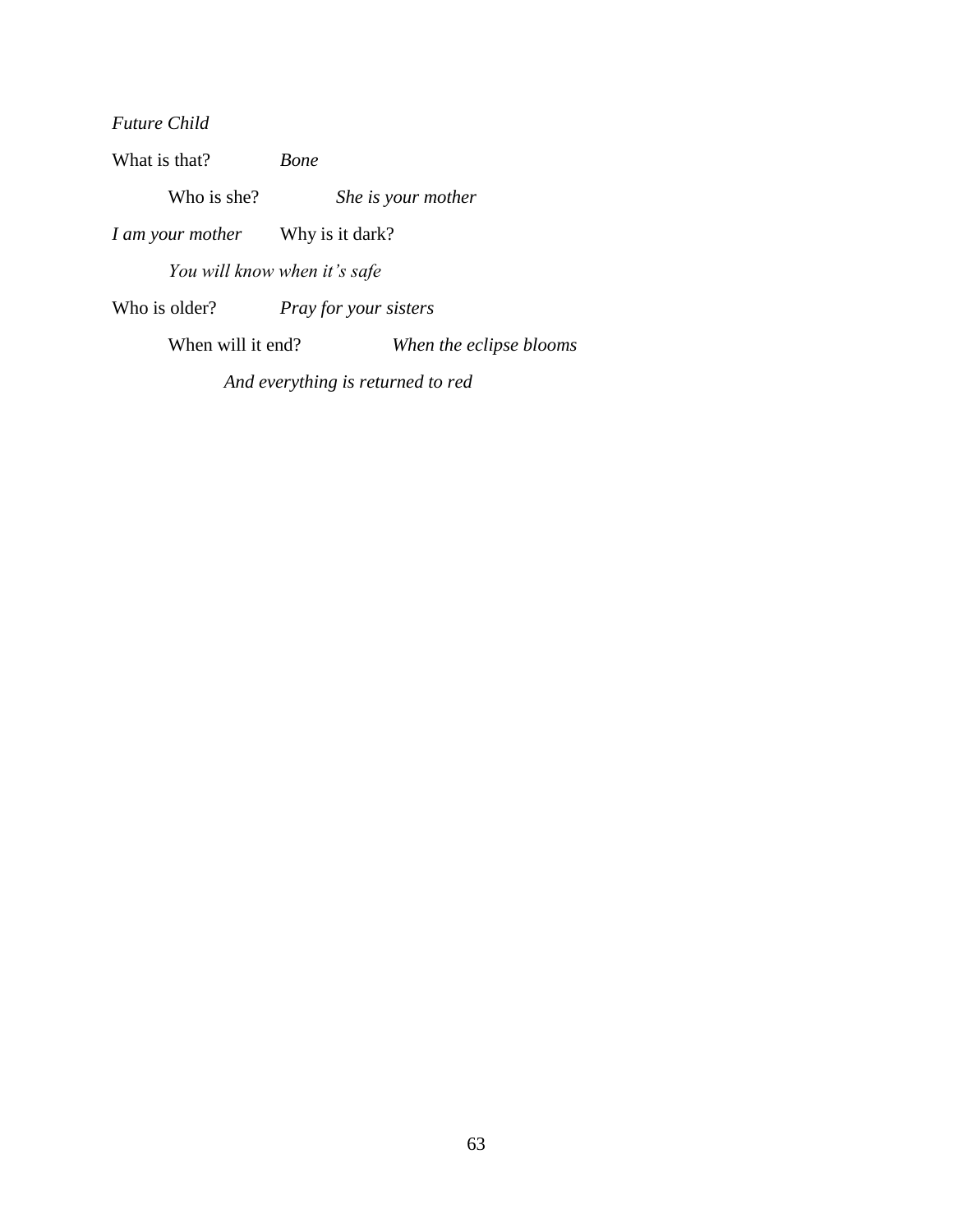*Future Child*

What is that? *Bone*

Who is she? *She is your mother*

*I am your mother* Why is it dark?

*You will know when it's safe*

Who is older? *Pray for your sisters*

When will it end? *When the eclipse blooms*

*And everything is returned to red*